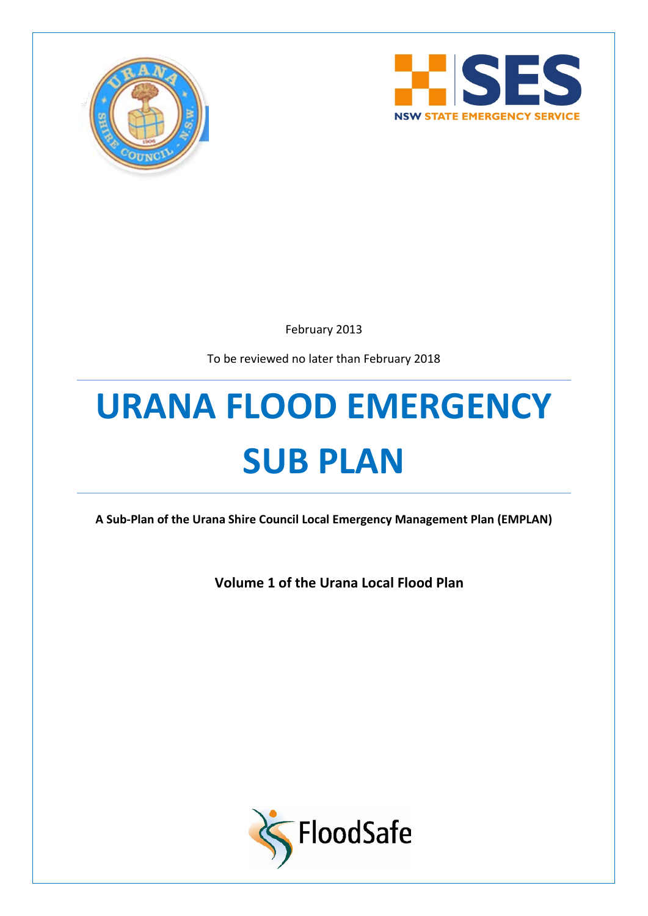February 2013

To be reviewed no later than February 2018

# URANA FLOOD EMERGENCY SUB PLAN

**A Sub-Plan of the Urana Shire Council Local Emergency Management Plan (EMPLAN)**

**Volume 1 of the Urana Local Flood Plan**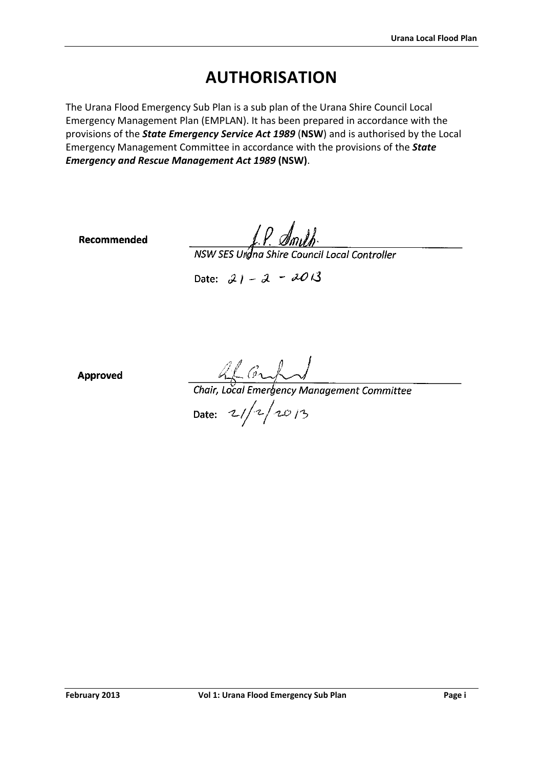# AUTHORISATION

The Urana Flood Emergency Sub Plan is a sub plan of the Urana Shire Council Local Emergency Management Plan (EMPLAN). It has been prepared in accordance with the provisions of the ***State Emergency Service Act 1989*** (**NSW**) and is authorised by the Local Emergency Management Committee in accordance with the provisions of the ***State Emergency and Rescue Management Act 1989*** **(NSW)**.

**Recommended**

J.P. Smith.

*NSW SES Urana Shire Council Local Controller*

Date: 21 - 2 - 2013

**Approved**

*Chair, Local Emergency Management Committee*

Date: 21/2/2013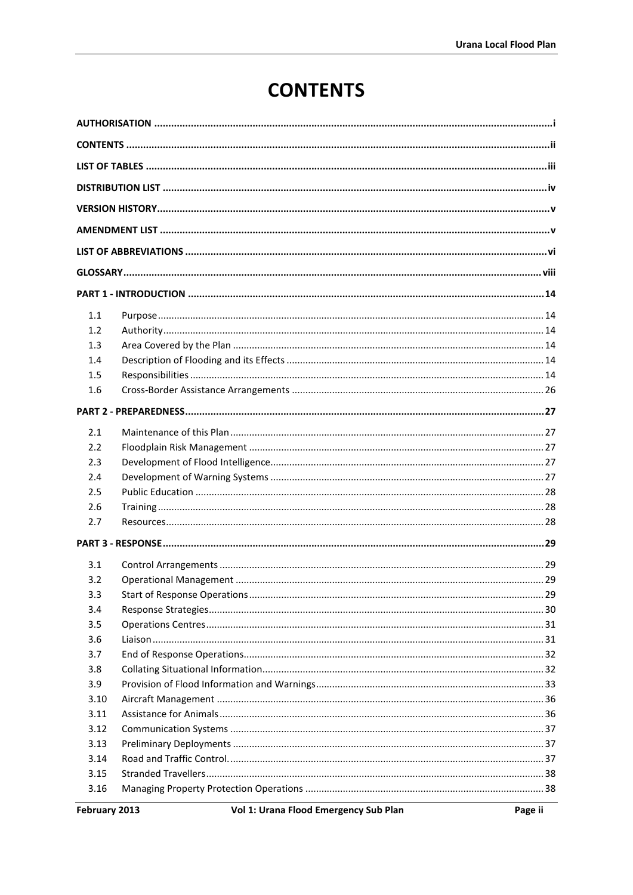# CONTENTS

| | | |
|---|---|---|
| **AUTHORISATION** | | **i** |
| **CONTENTS** | | **ii** |
| **LIST OF TABLES** | | **iii** |
| **DISTRIBUTION LIST** | | **iv** |
| **VERSION HISTORY** | | **v** |
| **AMENDMENT LIST** | | **v** |
| **LIST OF ABBREVIATIONS** | | **vi** |
| **GLOSSARY** | | **viii** |
| **PART 1 - INTRODUCTION** | | **14** |
| 1.1 | Purpose | 14 |
| 1.2 | Authority | 14 |
| 1.3 | Area Covered by the Plan | 14 |
| 1.4 | Description of Flooding and its Effects | 14 |
| 1.5 | Responsibilities | 14 |
| 1.6 | Cross-Border Assistance Arrangements | 26 |
| **PART 2 - PREPAREDNESS** | | **27** |
| 2.1 | Maintenance of this Plan | 27 |
| 2.2 | Floodplain Risk Management | 27 |
| 2.3 | Development of Flood Intelligence | 27 |
| 2.4 | Development of Warning Systems | 27 |
| 2.5 | Public Education | 28 |
| 2.6 | Training | 28 |
| 2.7 | Resources | 28 |
| **PART 3 - RESPONSE** | | **29** |
| 3.1 | Control Arrangements | 29 |
| 3.2 | Operational Management | 29 |
| 3.3 | Start of Response Operations | 29 |
| 3.4 | Response Strategies | 30 |
| 3.5 | Operations Centres | 31 |
| 3.6 | Liaison | 31 |
| 3.7 | End of Response Operations | 32 |
| 3.8 | Collating Situational Information | 32 |
| 3.9 | Provision of Flood Information and Warnings | 33 |
| 3.10 | Aircraft Management | 36 |
| 3.11 | Assistance for Animals | 36 |
| 3.12 | Communication Systems | 37 |
| 3.13 | Preliminary Deployments | 37 |
| 3.14 | Road and Traffic Control. | 37 |
| 3.15 | Stranded Travellers | 38 |
| 3.16 | Managing Property Protection Operations | 38 |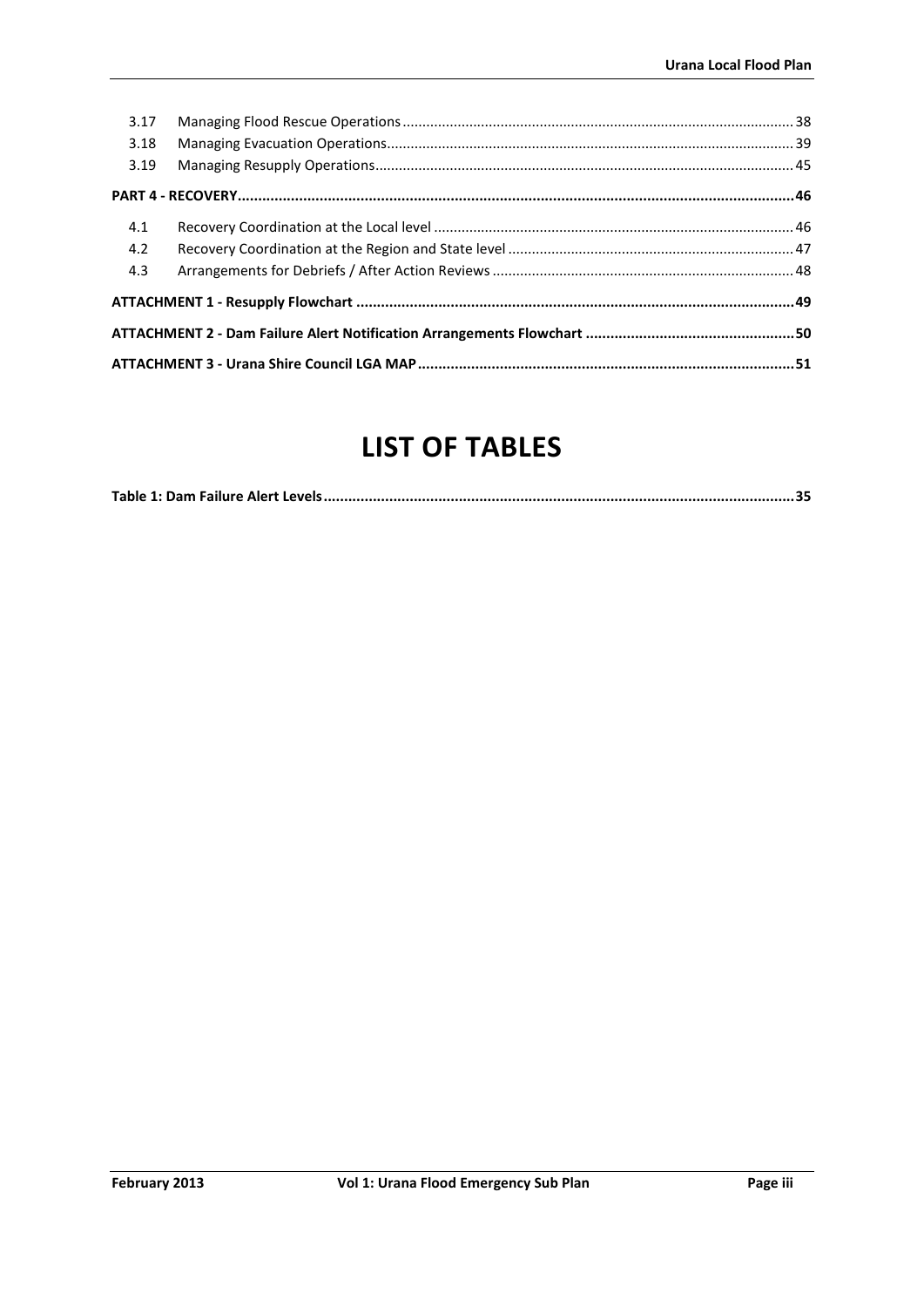| | | |
|---|---|---|
| 3.17 | Managing Flood Rescue Operations | 38 |
| 3.18 | Managing Evacuation Operations | 39 |
| 3.19 | Managing Resupply Operations | 45 |

**PART 4 - RECOVERY** ..... **46**

| | | |
|---|---|---|
| 4.1 | Recovery Coordination at the Local level | 46 |
| 4.2 | Recovery Coordination at the Region and State level | 47 |
| 4.3 | Arrangements for Debriefs / After Action Reviews | 48 |

**ATTACHMENT 1 - Resupply Flowchart** ..... **49**

**ATTACHMENT 2 - Dam Failure Alert Notification Arrangements Flowchart** ..... **50**

**ATTACHMENT 3 - Urana Shire Council LGA MAP** ..... **51**

# LIST OF TABLES

**Table 1: Dam Failure Alert Levels** ..... **35**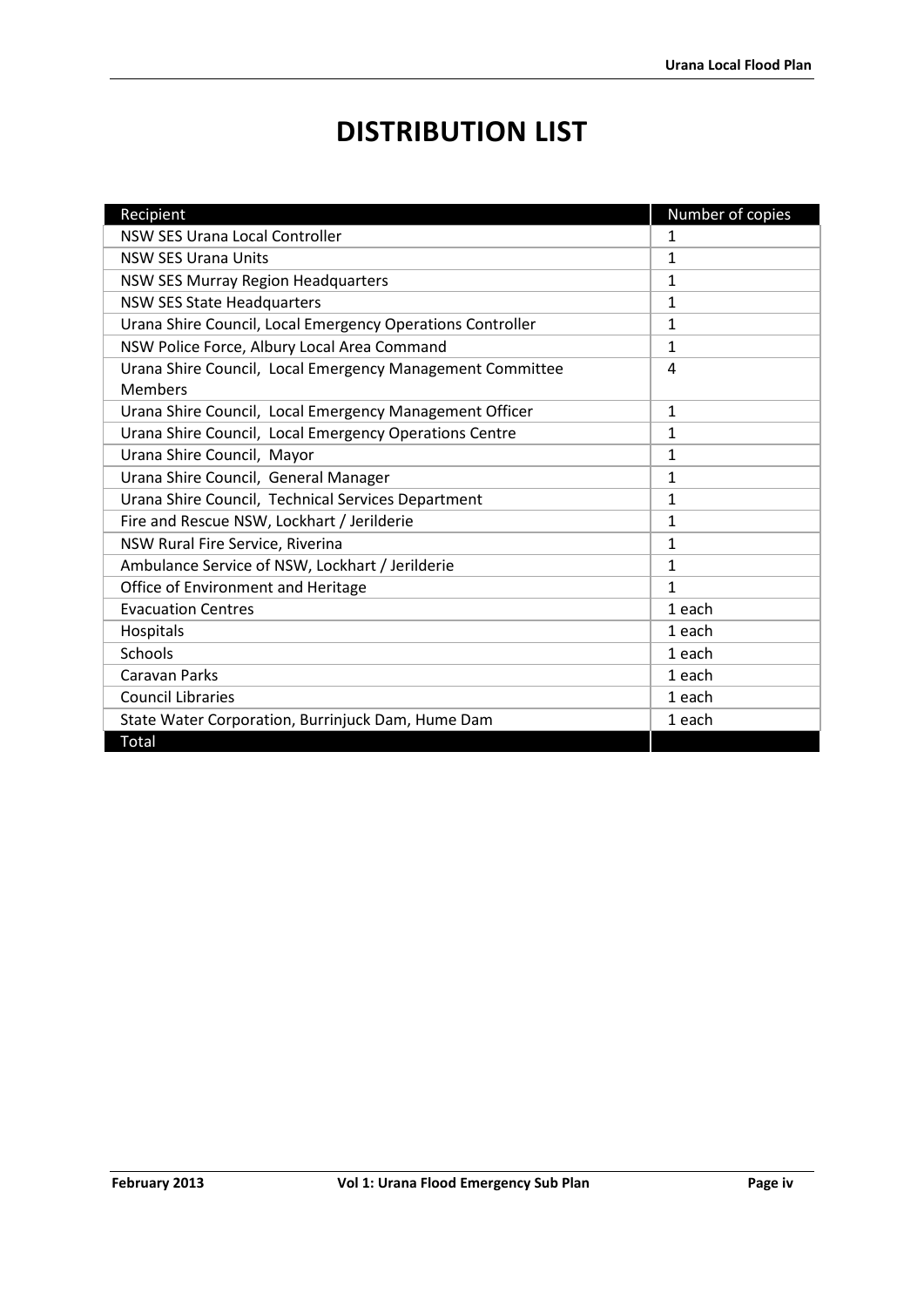# DISTRIBUTION LIST

| Recipient | Number of copies |
|---|---|
| NSW SES Urana Local Controller | 1 |
| NSW SES Urana Units | 1 |
| NSW SES Murray Region Headquarters | 1 |
| NSW SES State Headquarters | 1 |
| Urana Shire Council, Local Emergency Operations Controller | 1 |
| NSW Police Force, Albury Local Area Command | 1 |
| Urana Shire Council, Local Emergency Management Committee Members | 4 |
| Urana Shire Council, Local Emergency Management Officer | 1 |
| Urana Shire Council, Local Emergency Operations Centre | 1 |
| Urana Shire Council, Mayor | 1 |
| Urana Shire Council, General Manager | 1 |
| Urana Shire Council, Technical Services Department | 1 |
| Fire and Rescue NSW, Lockhart / Jerilderie | 1 |
| NSW Rural Fire Service, Riverina | 1 |
| Ambulance Service of NSW, Lockhart / Jerilderie | 1 |
| Office of Environment and Heritage | 1 |
| Evacuation Centres | 1 each |
| Hospitals | 1 each |
| Schools | 1 each |
| Caravan Parks | 1 each |
| Council Libraries | 1 each |
| State Water Corporation, Burrinjuck Dam, Hume Dam | 1 each |
| Total | |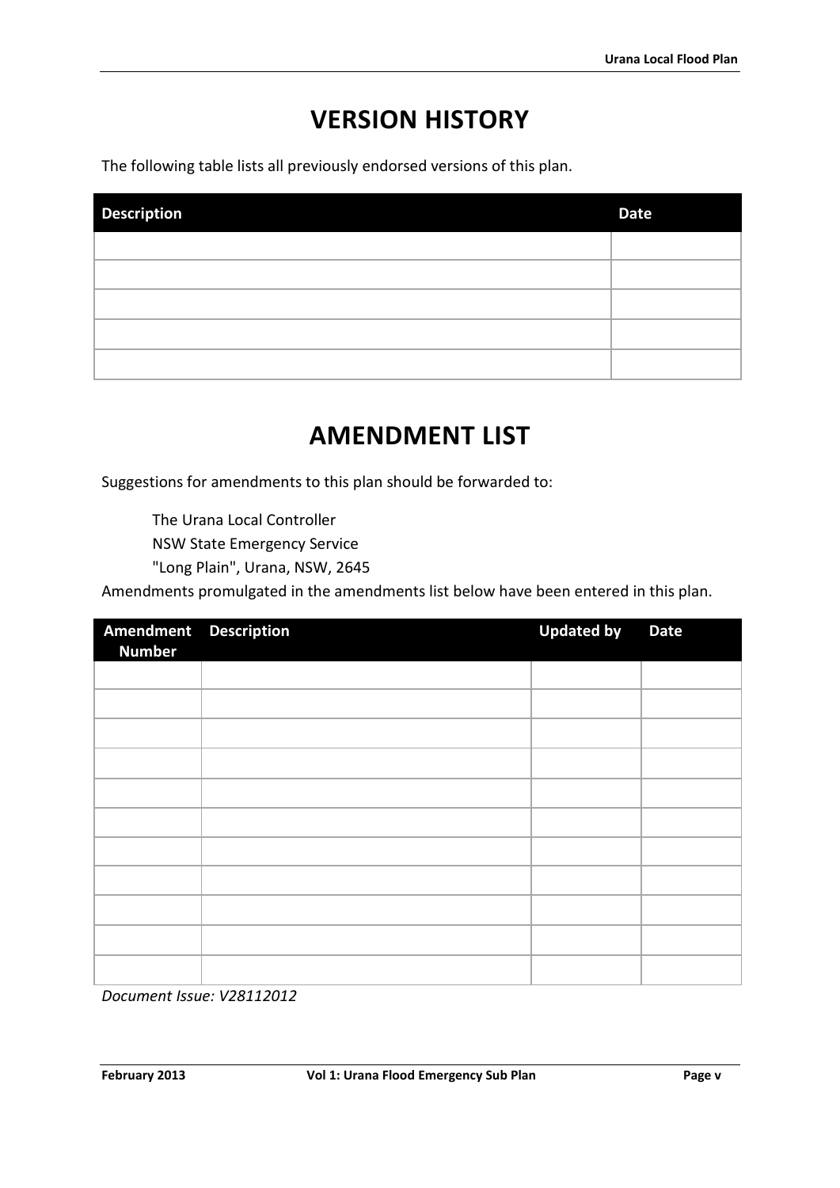# VERSION HISTORY

The following table lists all previously endorsed versions of this plan.

| Description | Date |
|---|---|
| | |
| | |
| | |
| | |
| | |

# AMENDMENT LIST

Suggestions for amendments to this plan should be forwarded to:

The Urana Local Controller
NSW State Emergency Service
"Long Plain", Urana, NSW, 2645

Amendments promulgated in the amendments list below have been entered in this plan.

| Amendment Number | Description | Updated by | Date |
|---|---|---|---|
| | | | |
| | | | |
| | | | |
| | | | |
| | | | |
| | | | |
| | | | |
| | | | |
| | | | |
| | | | |
| | | | |

*Document Issue: V28112012*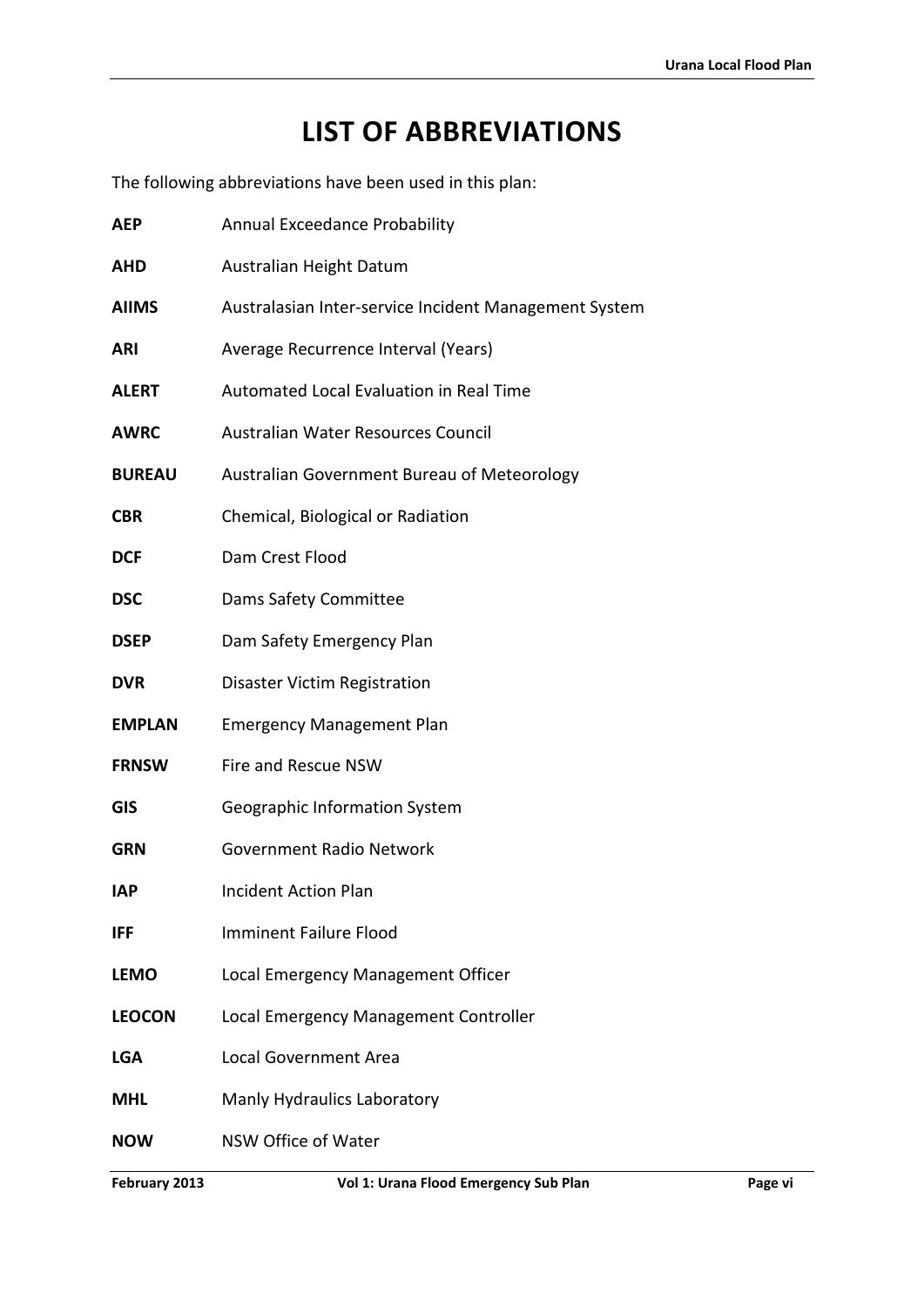# LIST OF ABBREVIATIONS

The following abbreviations have been used in this plan:

| | |
|---|---|
| **AEP** | Annual Exceedance Probability |
| **AHD** | Australian Height Datum |
| **AIIMS** | Australasian Inter-service Incident Management System |
| **ARI** | Average Recurrence Interval (Years) |
| **ALERT** | Automated Local Evaluation in Real Time |
| **AWRC** | Australian Water Resources Council |
| **BUREAU** | Australian Government Bureau of Meteorology |
| **CBR** | Chemical, Biological or Radiation |
| **DCF** | Dam Crest Flood |
| **DSC** | Dams Safety Committee |
| **DSEP** | Dam Safety Emergency Plan |
| **DVR** | Disaster Victim Registration |
| **EMPLAN** | Emergency Management Plan |
| **FRNSW** | Fire and Rescue NSW |
| **GIS** | Geographic Information System |
| **GRN** | Government Radio Network |
| **IAP** | Incident Action Plan |
| **IFF** | Imminent Failure Flood |
| **LEMO** | Local Emergency Management Officer |
| **LEOCON** | Local Emergency Management Controller |
| **LGA** | Local Government Area |
| **MHL** | Manly Hydraulics Laboratory |
| **NOW** | NSW Office of Water |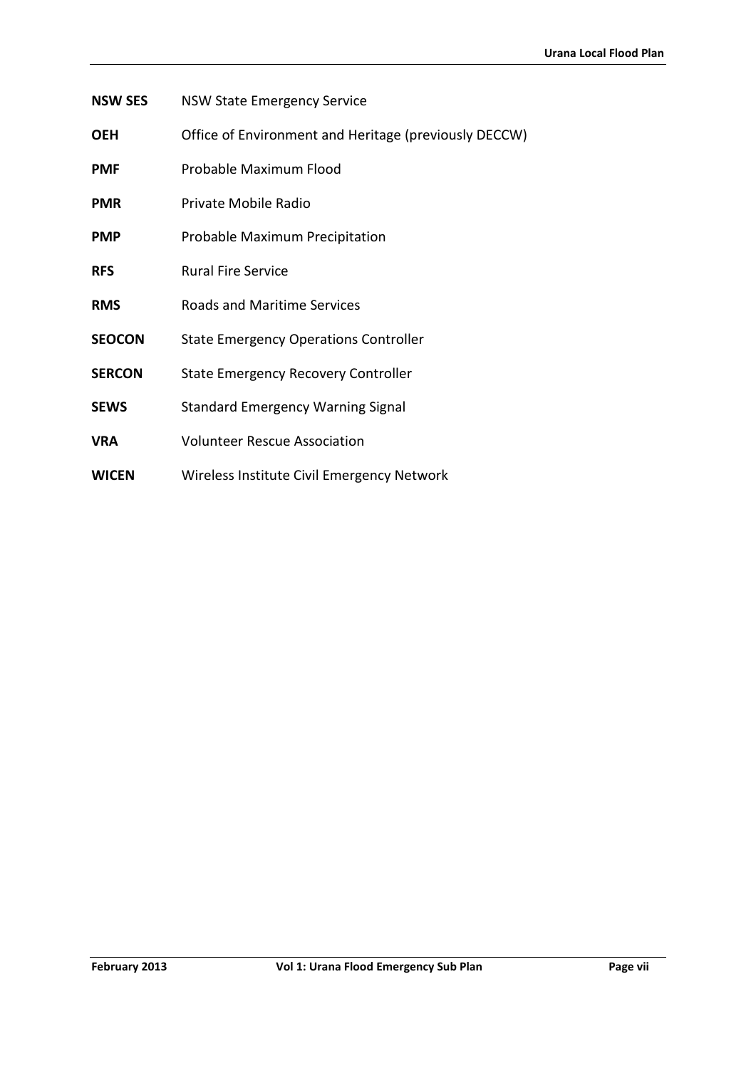**NSW SES** NSW State Emergency Service

**OEH** Office of Environment and Heritage (previously DECCW)

**PMF** Probable Maximum Flood

**PMR** Private Mobile Radio

**PMP** Probable Maximum Precipitation

**RFS** Rural Fire Service

**RMS** Roads and Maritime Services

**SEOCON** State Emergency Operations Controller

**SERCON** State Emergency Recovery Controller

**SEWS** Standard Emergency Warning Signal

**VRA** Volunteer Rescue Association

**WICEN** Wireless Institute Civil Emergency Network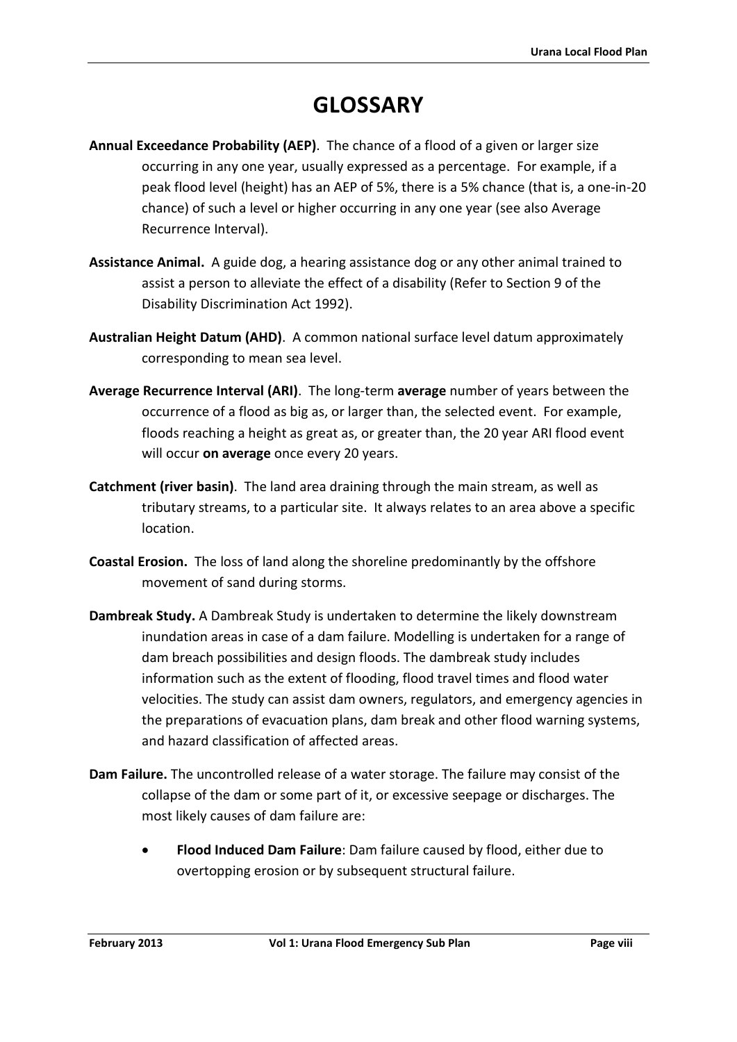# GLOSSARY

**Annual Exceedance Probability (AEP)**. The chance of a flood of a given or larger size occurring in any one year, usually expressed as a percentage. For example, if a peak flood level (height) has an AEP of 5%, there is a 5% chance (that is, a one-in-20 chance) of such a level or higher occurring in any one year (see also Average Recurrence Interval).

**Assistance Animal.** A guide dog, a hearing assistance dog or any other animal trained to assist a person to alleviate the effect of a disability (Refer to Section 9 of the Disability Discrimination Act 1992).

**Australian Height Datum (AHD)**. A common national surface level datum approximately corresponding to mean sea level.

**Average Recurrence Interval (ARI)**. The long-term **average** number of years between the occurrence of a flood as big as, or larger than, the selected event. For example, floods reaching a height as great as, or greater than, the 20 year ARI flood event will occur **on average** once every 20 years.

**Catchment (river basin)**. The land area draining through the main stream, as well as tributary streams, to a particular site. It always relates to an area above a specific location.

**Coastal Erosion.** The loss of land along the shoreline predominantly by the offshore movement of sand during storms.

**Dambreak Study.** A Dambreak Study is undertaken to determine the likely downstream inundation areas in case of a dam failure. Modelling is undertaken for a range of dam breach possibilities and design floods. The dambreak study includes information such as the extent of flooding, flood travel times and flood water velocities. The study can assist dam owners, regulators, and emergency agencies in the preparations of evacuation plans, dam break and other flood warning systems, and hazard classification of affected areas.

**Dam Failure.** The uncontrolled release of a water storage. The failure may consist of the collapse of the dam or some part of it, or excessive seepage or discharges. The most likely causes of dam failure are:

- **Flood Induced Dam Failure**: Dam failure caused by flood, either due to overtopping erosion or by subsequent structural failure.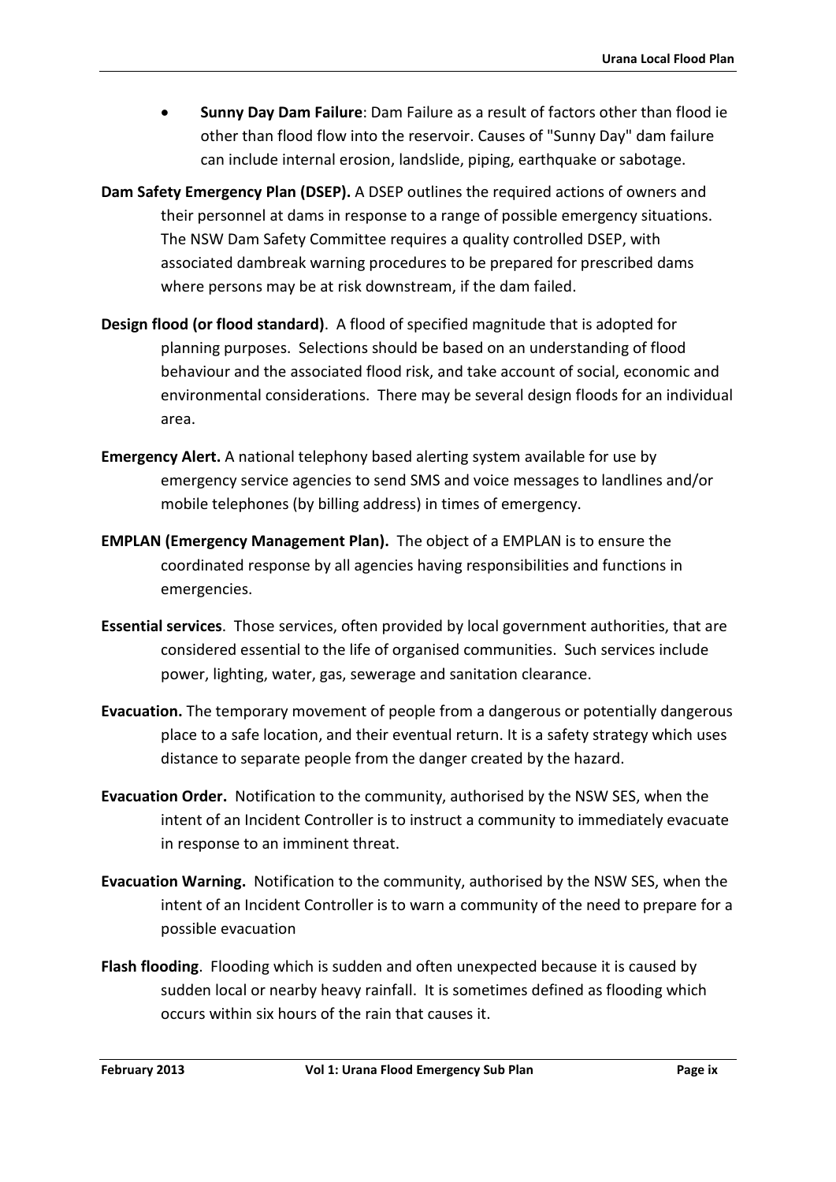- **Sunny Day Dam Failure**: Dam Failure as a result of factors other than flood ie other than flood flow into the reservoir. Causes of "Sunny Day" dam failure can include internal erosion, landslide, piping, earthquake or sabotage.

**Dam Safety Emergency Plan (DSEP).** A DSEP outlines the required actions of owners and their personnel at dams in response to a range of possible emergency situations. The NSW Dam Safety Committee requires a quality controlled DSEP, with associated dambreak warning procedures to be prepared for prescribed dams where persons may be at risk downstream, if the dam failed.

**Design flood (or flood standard)**. A flood of specified magnitude that is adopted for planning purposes. Selections should be based on an understanding of flood behaviour and the associated flood risk, and take account of social, economic and environmental considerations. There may be several design floods for an individual area.

**Emergency Alert.** A national telephony based alerting system available for use by emergency service agencies to send SMS and voice messages to landlines and/or mobile telephones (by billing address) in times of emergency.

**EMPLAN (Emergency Management Plan).** The object of a EMPLAN is to ensure the coordinated response by all agencies having responsibilities and functions in emergencies.

**Essential services**. Those services, often provided by local government authorities, that are considered essential to the life of organised communities. Such services include power, lighting, water, gas, sewerage and sanitation clearance.

**Evacuation.** The temporary movement of people from a dangerous or potentially dangerous place to a safe location, and their eventual return. It is a safety strategy which uses distance to separate people from the danger created by the hazard.

**Evacuation Order.** Notification to the community, authorised by the NSW SES, when the intent of an Incident Controller is to instruct a community to immediately evacuate in response to an imminent threat.

**Evacuation Warning.** Notification to the community, authorised by the NSW SES, when the intent of an Incident Controller is to warn a community of the need to prepare for a possible evacuation

**Flash flooding**. Flooding which is sudden and often unexpected because it is caused by sudden local or nearby heavy rainfall. It is sometimes defined as flooding which occurs within six hours of the rain that causes it.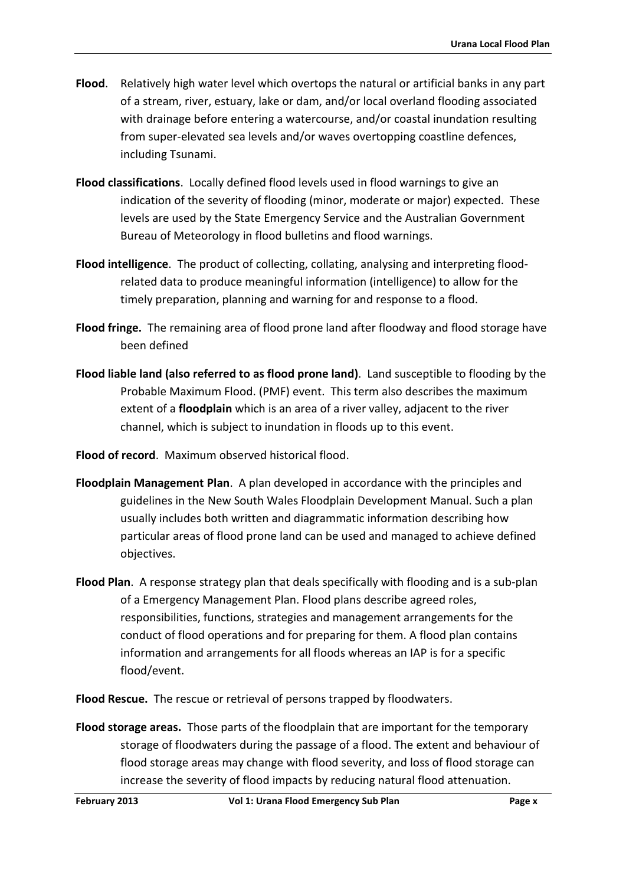**Flood**. Relatively high water level which overtops the natural or artificial banks in any part of a stream, river, estuary, lake or dam, and/or local overland flooding associated with drainage before entering a watercourse, and/or coastal inundation resulting from super-elevated sea levels and/or waves overtopping coastline defences, including Tsunami.

**Flood classifications**. Locally defined flood levels used in flood warnings to give an indication of the severity of flooding (minor, moderate or major) expected. These levels are used by the State Emergency Service and the Australian Government Bureau of Meteorology in flood bulletins and flood warnings.

**Flood intelligence**. The product of collecting, collating, analysing and interpreting flood-related data to produce meaningful information (intelligence) to allow for the timely preparation, planning and warning for and response to a flood.

**Flood fringe.** The remaining area of flood prone land after floodway and flood storage have been defined

**Flood liable land (also referred to as flood prone land)**. Land susceptible to flooding by the Probable Maximum Flood. (PMF) event. This term also describes the maximum extent of a **floodplain** which is an area of a river valley, adjacent to the river channel, which is subject to inundation in floods up to this event.

**Flood of record**. Maximum observed historical flood.

**Floodplain Management Plan**. A plan developed in accordance with the principles and guidelines in the New South Wales Floodplain Development Manual. Such a plan usually includes both written and diagrammatic information describing how particular areas of flood prone land can be used and managed to achieve defined objectives.

**Flood Plan**. A response strategy plan that deals specifically with flooding and is a sub-plan of a Emergency Management Plan. Flood plans describe agreed roles, responsibilities, functions, strategies and management arrangements for the conduct of flood operations and for preparing for them. A flood plan contains information and arrangements for all floods whereas an IAP is for a specific flood/event.

**Flood Rescue.** The rescue or retrieval of persons trapped by floodwaters.

**Flood storage areas.** Those parts of the floodplain that are important for the temporary storage of floodwaters during the passage of a flood. The extent and behaviour of flood storage areas may change with flood severity, and loss of flood storage can increase the severity of flood impacts by reducing natural flood attenuation.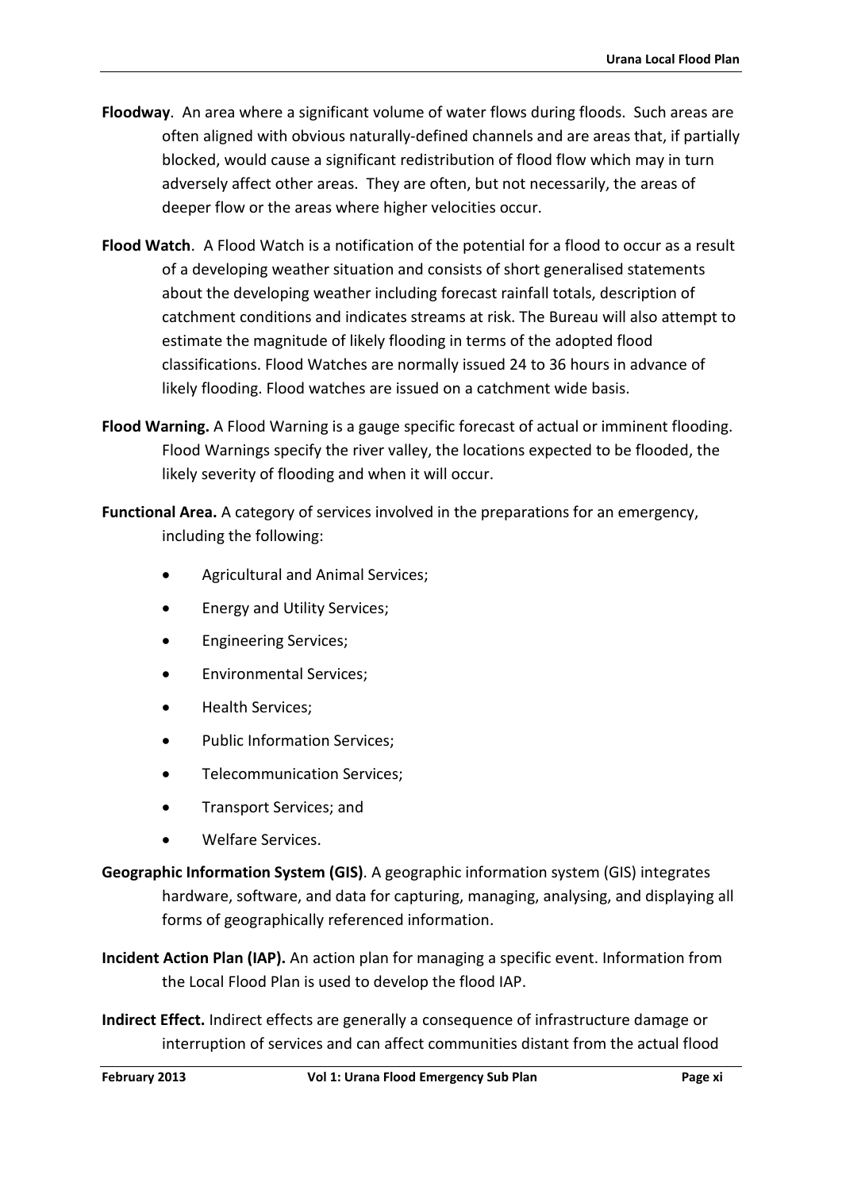**Floodway**. An area where a significant volume of water flows during floods. Such areas are often aligned with obvious naturally-defined channels and are areas that, if partially blocked, would cause a significant redistribution of flood flow which may in turn adversely affect other areas. They are often, but not necessarily, the areas of deeper flow or the areas where higher velocities occur.

**Flood Watch**. A Flood Watch is a notification of the potential for a flood to occur as a result of a developing weather situation and consists of short generalised statements about the developing weather including forecast rainfall totals, description of catchment conditions and indicates streams at risk. The Bureau will also attempt to estimate the magnitude of likely flooding in terms of the adopted flood classifications. Flood Watches are normally issued 24 to 36 hours in advance of likely flooding. Flood watches are issued on a catchment wide basis.

**Flood Warning.** A Flood Warning is a gauge specific forecast of actual or imminent flooding. Flood Warnings specify the river valley, the locations expected to be flooded, the likely severity of flooding and when it will occur.

**Functional Area.** A category of services involved in the preparations for an emergency, including the following:

- Agricultural and Animal Services;
- Energy and Utility Services;
- Engineering Services;
- Environmental Services;
- Health Services;
- Public Information Services;
- Telecommunication Services;
- Transport Services; and
- Welfare Services.

**Geographic Information System (GIS)**. A geographic information system (GIS) integrates hardware, software, and data for capturing, managing, analysing, and displaying all forms of geographically referenced information.

**Incident Action Plan (IAP).** An action plan for managing a specific event. Information from the Local Flood Plan is used to develop the flood IAP.

**Indirect Effect.** Indirect effects are generally a consequence of infrastructure damage or interruption of services and can affect communities distant from the actual flood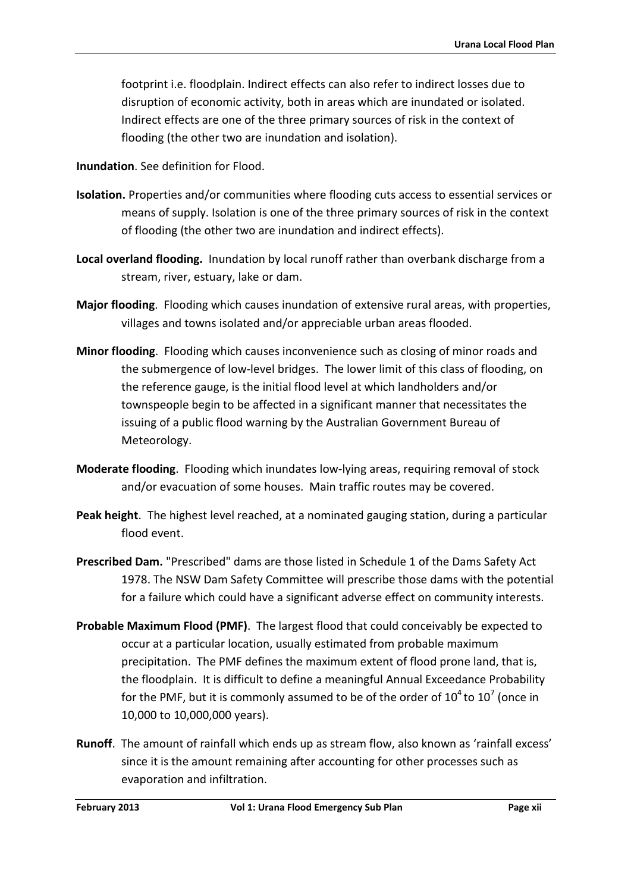footprint i.e. floodplain. Indirect effects can also refer to indirect losses due to disruption of economic activity, both in areas which are inundated or isolated. Indirect effects are one of the three primary sources of risk in the context of flooding (the other two are inundation and isolation).

**Inundation**. See definition for Flood.

**Isolation.** Properties and/or communities where flooding cuts access to essential services or means of supply. Isolation is one of the three primary sources of risk in the context of flooding (the other two are inundation and indirect effects).

**Local overland flooding.** Inundation by local runoff rather than overbank discharge from a stream, river, estuary, lake or dam.

**Major flooding**. Flooding which causes inundation of extensive rural areas, with properties, villages and towns isolated and/or appreciable urban areas flooded.

**Minor flooding**. Flooding which causes inconvenience such as closing of minor roads and the submergence of low-level bridges. The lower limit of this class of flooding, on the reference gauge, is the initial flood level at which landholders and/or townspeople begin to be affected in a significant manner that necessitates the issuing of a public flood warning by the Australian Government Bureau of Meteorology.

**Moderate flooding**. Flooding which inundates low-lying areas, requiring removal of stock and/or evacuation of some houses. Main traffic routes may be covered.

**Peak height**. The highest level reached, at a nominated gauging station, during a particular flood event.

**Prescribed Dam.** "Prescribed" dams are those listed in Schedule 1 of the Dams Safety Act 1978. The NSW Dam Safety Committee will prescribe those dams with the potential for a failure which could have a significant adverse effect on community interests.

**Probable Maximum Flood (PMF)**. The largest flood that could conceivably be expected to occur at a particular location, usually estimated from probable maximum precipitation. The PMF defines the maximum extent of flood prone land, that is, the floodplain. It is difficult to define a meaningful Annual Exceedance Probability for the PMF, but it is commonly assumed to be of the order of $10^4$ to $10^7$ (once in 10,000 to 10,000,000 years).

**Runoff**. The amount of rainfall which ends up as stream flow, also known as 'rainfall excess' since it is the amount remaining after accounting for other processes such as evaporation and infiltration.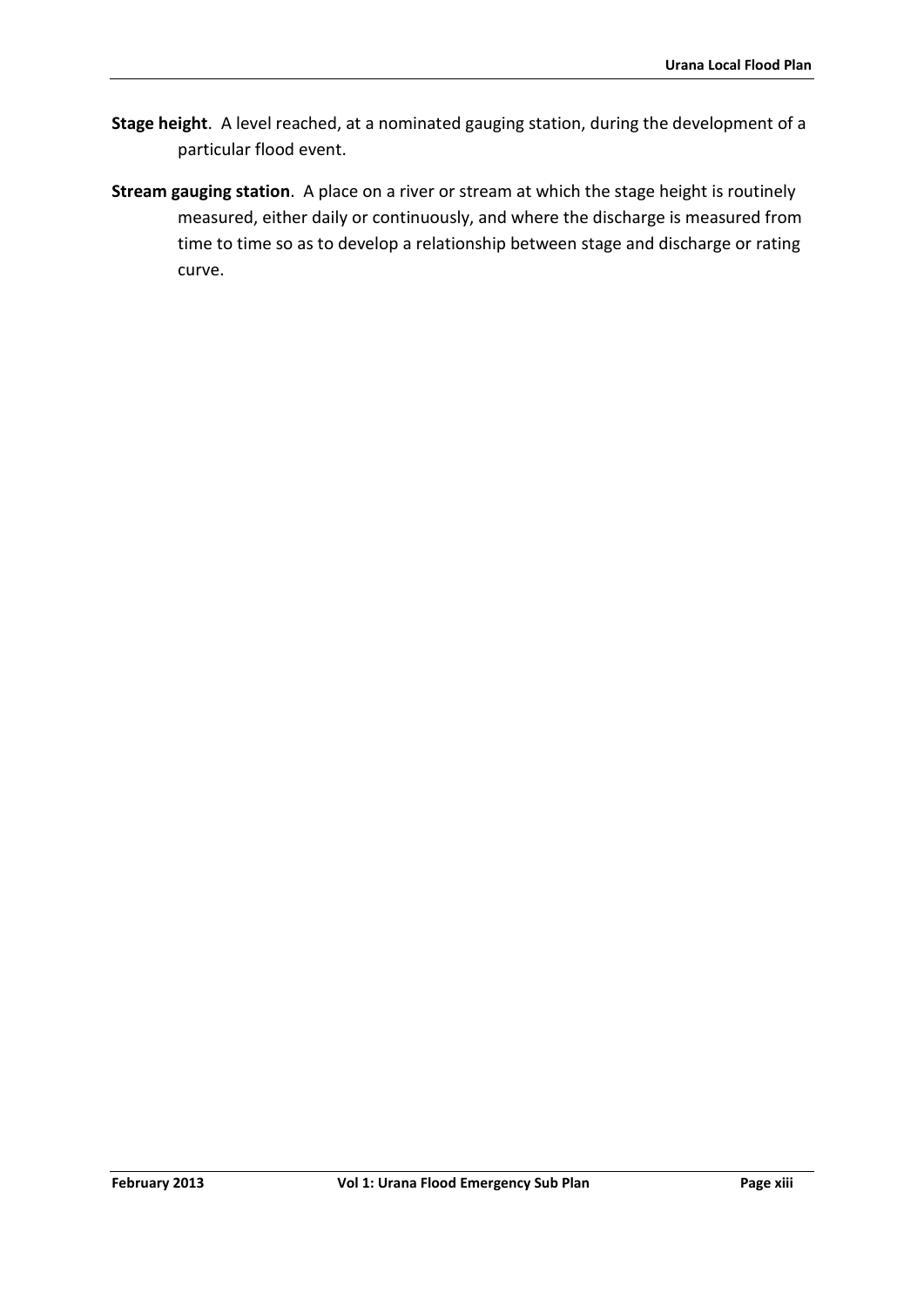**Stage height**. A level reached, at a nominated gauging station, during the development of a particular flood event.

**Stream gauging station**. A place on a river or stream at which the stage height is routinely measured, either daily or continuously, and where the discharge is measured from time to time so as to develop a relationship between stage and discharge or rating curve.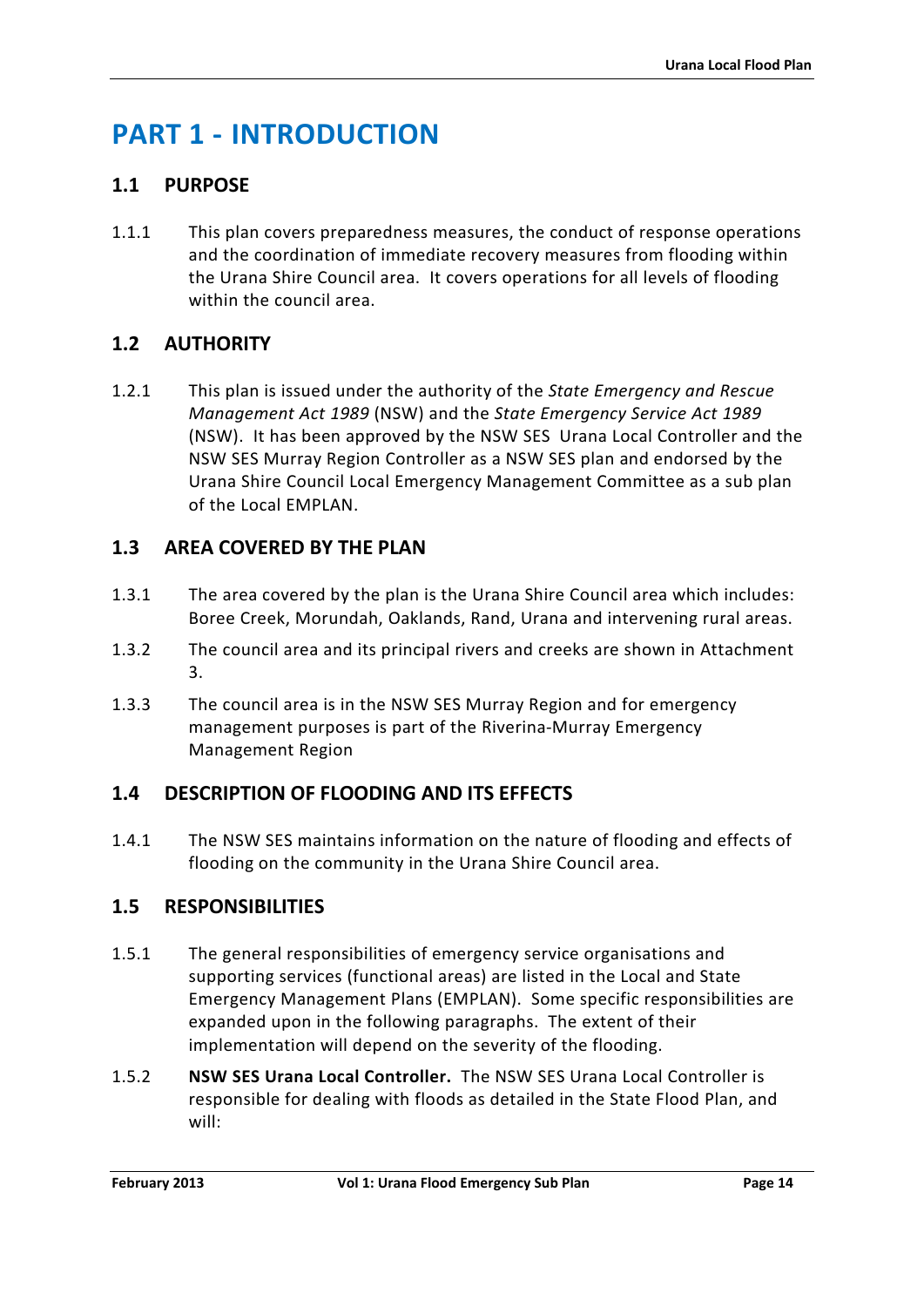# PART 1 - INTRODUCTION

## 1.1 PURPOSE

1.1.1 This plan covers preparedness measures, the conduct of response operations and the coordination of immediate recovery measures from flooding within the Urana Shire Council area. It covers operations for all levels of flooding within the council area.

## 1.2 AUTHORITY

1.2.1 This plan is issued under the authority of the *State Emergency and Rescue Management Act 1989* (NSW) and the *State Emergency Service Act 1989* (NSW). It has been approved by the NSW SES Urana Local Controller and the NSW SES Murray Region Controller as a NSW SES plan and endorsed by the Urana Shire Council Local Emergency Management Committee as a sub plan of the Local EMPLAN.

## 1.3 AREA COVERED BY THE PLAN

1.3.1 The area covered by the plan is the Urana Shire Council area which includes: Boree Creek, Morundah, Oaklands, Rand, Urana and intervening rural areas.

1.3.2 The council area and its principal rivers and creeks are shown in Attachment 3.

1.3.3 The council area is in the NSW SES Murray Region and for emergency management purposes is part of the Riverina-Murray Emergency Management Region

## 1.4 DESCRIPTION OF FLOODING AND ITS EFFECTS

1.4.1 The NSW SES maintains information on the nature of flooding and effects of flooding on the community in the Urana Shire Council area.

## 1.5 RESPONSIBILITIES

1.5.1 The general responsibilities of emergency service organisations and supporting services (functional areas) are listed in the Local and State Emergency Management Plans (EMPLAN). Some specific responsibilities are expanded upon in the following paragraphs. The extent of their implementation will depend on the severity of the flooding.

1.5.2 **NSW SES Urana Local Controller.** The NSW SES Urana Local Controller is responsible for dealing with floods as detailed in the State Flood Plan, and will: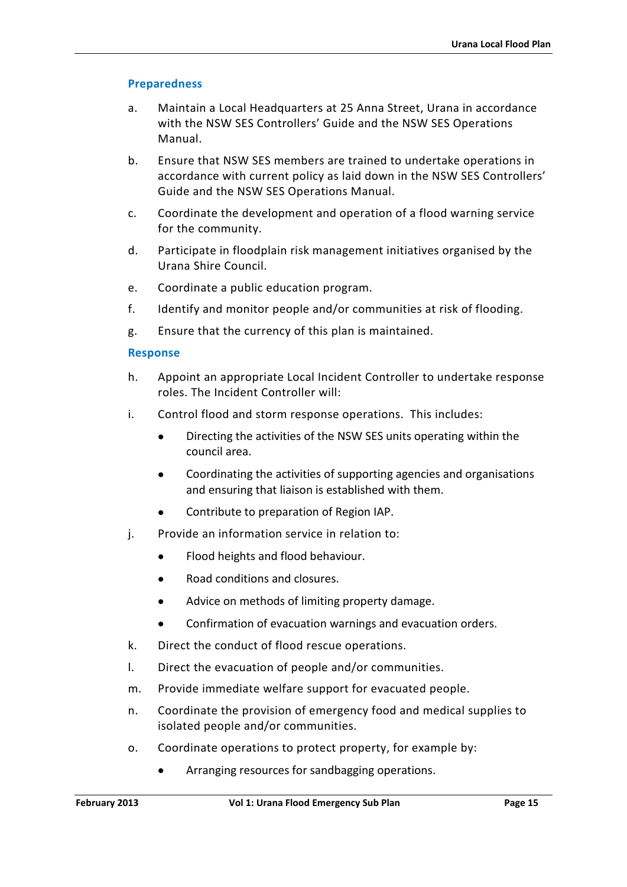### Preparedness

a. Maintain a Local Headquarters at 25 Anna Street, Urana in accordance with the NSW SES Controllers' Guide and the NSW SES Operations Manual.

b. Ensure that NSW SES members are trained to undertake operations in accordance with current policy as laid down in the NSW SES Controllers' Guide and the NSW SES Operations Manual.

c. Coordinate the development and operation of a flood warning service for the community.

d. Participate in floodplain risk management initiatives organised by the Urana Shire Council.

e. Coordinate a public education program.

f. Identify and monitor people and/or communities at risk of flooding.

g. Ensure that the currency of this plan is maintained.

### Response

h. Appoint an appropriate Local Incident Controller to undertake response roles. The Incident Controller will:

i. Control flood and storm response operations. This includes:

- Directing the activities of the NSW SES units operating within the council area.
- Coordinating the activities of supporting agencies and organisations and ensuring that liaison is established with them.
- Contribute to preparation of Region IAP.

j. Provide an information service in relation to:

- Flood heights and flood behaviour.
- Road conditions and closures.
- Advice on methods of limiting property damage.
- Confirmation of evacuation warnings and evacuation orders.

k. Direct the conduct of flood rescue operations.

l. Direct the evacuation of people and/or communities.

m. Provide immediate welfare support for evacuated people.

n. Coordinate the provision of emergency food and medical supplies to isolated people and/or communities.

o. Coordinate operations to protect property, for example by:

- Arranging resources for sandbagging operations.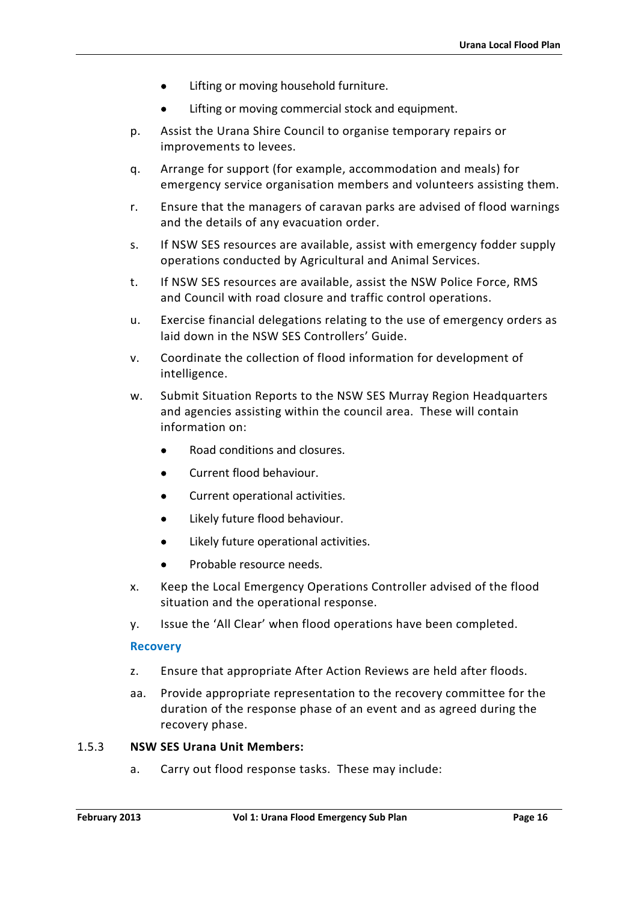- Lifting or moving household furniture.
- Lifting or moving commercial stock and equipment.

p. Assist the Urana Shire Council to organise temporary repairs or improvements to levees.

q. Arrange for support (for example, accommodation and meals) for emergency service organisation members and volunteers assisting them.

r. Ensure that the managers of caravan parks are advised of flood warnings and the details of any evacuation order.

s. If NSW SES resources are available, assist with emergency fodder supply operations conducted by Agricultural and Animal Services.

t. If NSW SES resources are available, assist the NSW Police Force, RMS and Council with road closure and traffic control operations.

u. Exercise financial delegations relating to the use of emergency orders as laid down in the NSW SES Controllers' Guide.

v. Coordinate the collection of flood information for development of intelligence.

w. Submit Situation Reports to the NSW SES Murray Region Headquarters and agencies assisting within the council area. These will contain information on:

- Road conditions and closures.
- Current flood behaviour.
- Current operational activities.
- Likely future flood behaviour.
- Likely future operational activities.
- Probable resource needs.

x. Keep the Local Emergency Operations Controller advised of the flood situation and the operational response.

y. Issue the 'All Clear' when flood operations have been completed.

**Recovery**

z. Ensure that appropriate After Action Reviews are held after floods.

aa. Provide appropriate representation to the recovery committee for the duration of the response phase of an event and as agreed during the recovery phase.

1.5.3 **NSW SES Urana Unit Members:**

a. Carry out flood response tasks. These may include: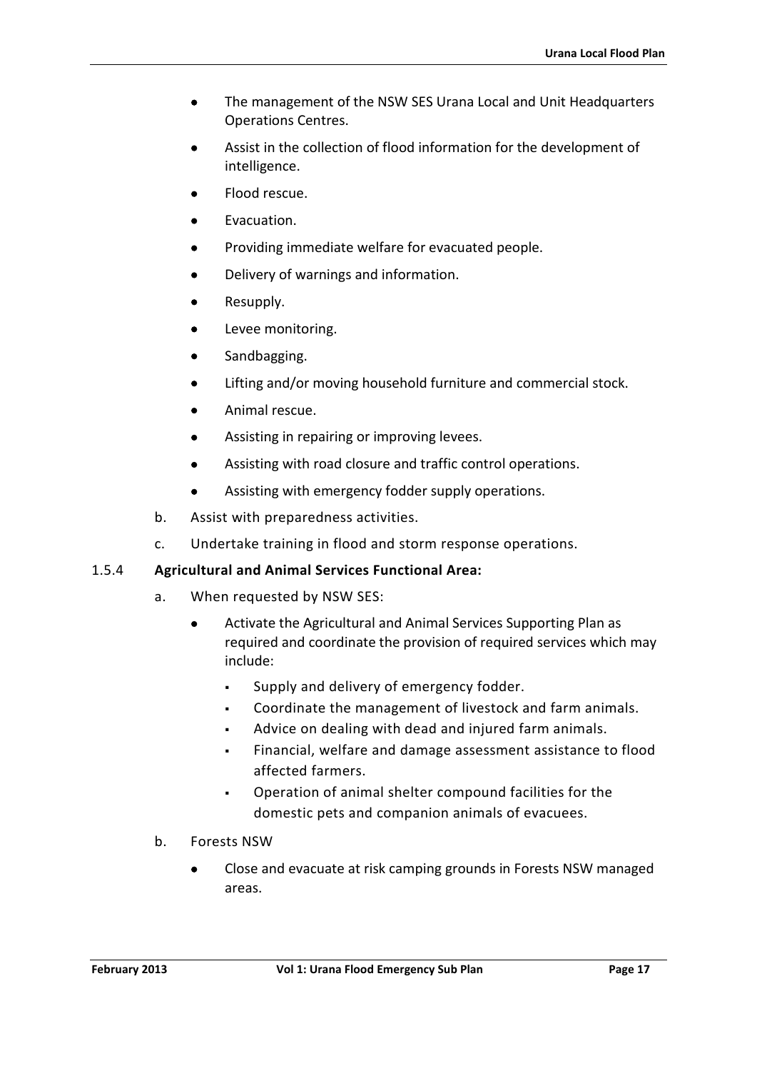- The management of the NSW SES Urana Local and Unit Headquarters Operations Centres.
- Assist in the collection of flood information for the development of intelligence.
- Flood rescue.
- Evacuation.
- Providing immediate welfare for evacuated people.
- Delivery of warnings and information.
- Resupply.
- Levee monitoring.
- Sandbagging.
- Lifting and/or moving household furniture and commercial stock.
- Animal rescue.
- Assisting in repairing or improving levees.
- Assisting with road closure and traffic control operations.
- Assisting with emergency fodder supply operations.

b. Assist with preparedness activities.

c. Undertake training in flood and storm response operations.

1.5.4 **Agricultural and Animal Services Functional Area:**

a. When requested by NSW SES:

- Activate the Agricultural and Animal Services Supporting Plan as required and coordinate the provision of required services which may include:
  - Supply and delivery of emergency fodder.
  - Coordinate the management of livestock and farm animals.
  - Advice on dealing with dead and injured farm animals.
  - Financial, welfare and damage assessment assistance to flood affected farmers.
  - Operation of animal shelter compound facilities for the domestic pets and companion animals of evacuees.

b. Forests NSW

- Close and evacuate at risk camping grounds in Forests NSW managed areas.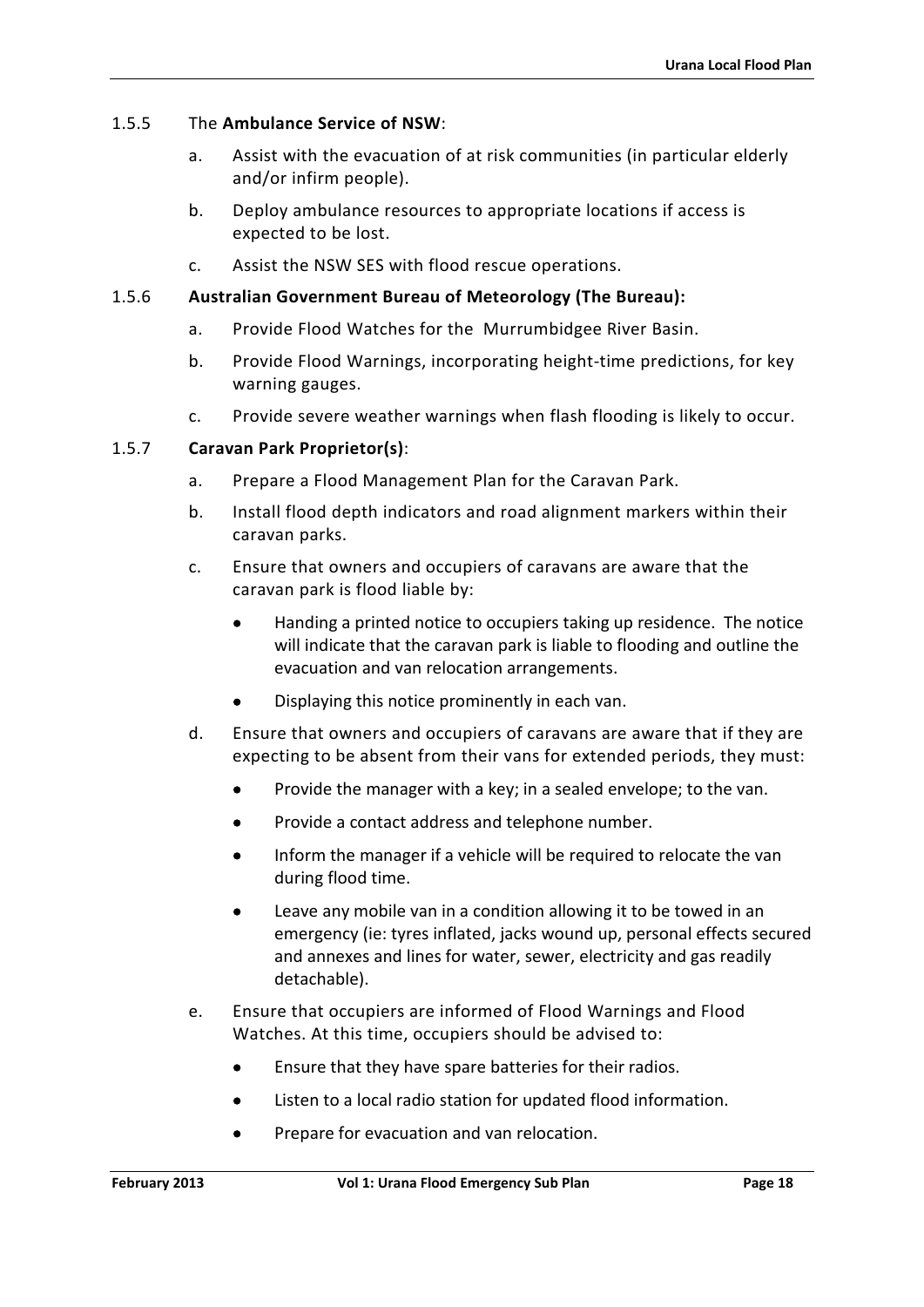1.5.5 The **Ambulance Service of NSW**:

a. Assist with the evacuation of at risk communities (in particular elderly and/or infirm people).

b. Deploy ambulance resources to appropriate locations if access is expected to be lost.

c. Assist the NSW SES with flood rescue operations.

1.5.6 **Australian Government Bureau of Meteorology (The Bureau):**

a. Provide Flood Watches for the Murrumbidgee River Basin.

b. Provide Flood Warnings, incorporating height-time predictions, for key warning gauges.

c. Provide severe weather warnings when flash flooding is likely to occur.

1.5.7 **Caravan Park Proprietor(s)**:

a. Prepare a Flood Management Plan for the Caravan Park.

b. Install flood depth indicators and road alignment markers within their caravan parks.

c. Ensure that owners and occupiers of caravans are aware that the caravan park is flood liable by:

- Handing a printed notice to occupiers taking up residence. The notice will indicate that the caravan park is liable to flooding and outline the evacuation and van relocation arrangements.
- Displaying this notice prominently in each van.

d. Ensure that owners and occupiers of caravans are aware that if they are expecting to be absent from their vans for extended periods, they must:

- Provide the manager with a key; in a sealed envelope; to the van.
- Provide a contact address and telephone number.
- Inform the manager if a vehicle will be required to relocate the van during flood time.
- Leave any mobile van in a condition allowing it to be towed in an emergency (ie: tyres inflated, jacks wound up, personal effects secured and annexes and lines for water, sewer, electricity and gas readily detachable).

e. Ensure that occupiers are informed of Flood Warnings and Flood Watches. At this time, occupiers should be advised to:

- Ensure that they have spare batteries for their radios.
- Listen to a local radio station for updated flood information.
- Prepare for evacuation and van relocation.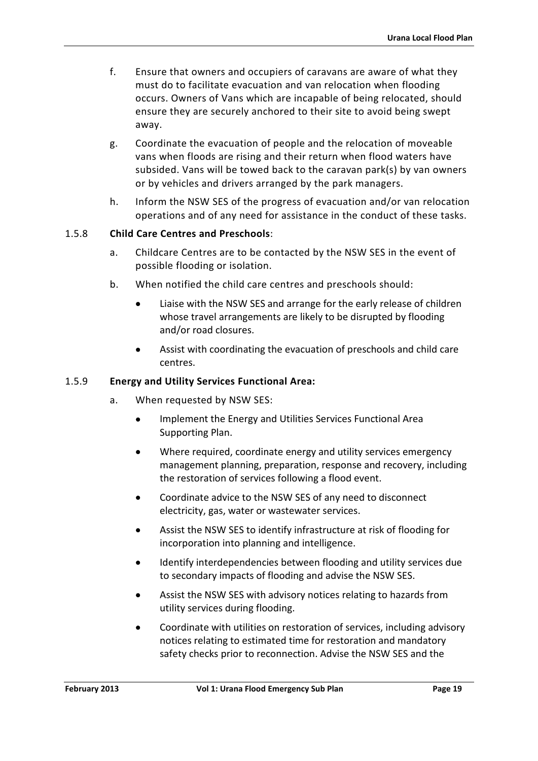f. Ensure that owners and occupiers of caravans are aware of what they must do to facilitate evacuation and van relocation when flooding occurs. Owners of Vans which are incapable of being relocated, should ensure they are securely anchored to their site to avoid being swept away.

g. Coordinate the evacuation of people and the relocation of moveable vans when floods are rising and their return when flood waters have subsided. Vans will be towed back to the caravan park(s) by van owners or by vehicles and drivers arranged by the park managers.

h. Inform the NSW SES of the progress of evacuation and/or van relocation operations and of any need for assistance in the conduct of these tasks.

1.5.8 **Child Care Centres and Preschools**:

a. Childcare Centres are to be contacted by the NSW SES in the event of possible flooding or isolation.

b. When notified the child care centres and preschools should:

- Liaise with the NSW SES and arrange for the early release of children whose travel arrangements are likely to be disrupted by flooding and/or road closures.
- Assist with coordinating the evacuation of preschools and child care centres.

1.5.9 **Energy and Utility Services Functional Area:**

a. When requested by NSW SES:

- Implement the Energy and Utilities Services Functional Area Supporting Plan.
- Where required, coordinate energy and utility services emergency management planning, preparation, response and recovery, including the restoration of services following a flood event.
- Coordinate advice to the NSW SES of any need to disconnect electricity, gas, water or wastewater services.
- Assist the NSW SES to identify infrastructure at risk of flooding for incorporation into planning and intelligence.
- Identify interdependencies between flooding and utility services due to secondary impacts of flooding and advise the NSW SES.
- Assist the NSW SES with advisory notices relating to hazards from utility services during flooding.
- Coordinate with utilities on restoration of services, including advisory notices relating to estimated time for restoration and mandatory safety checks prior to reconnection. Advise the NSW SES and the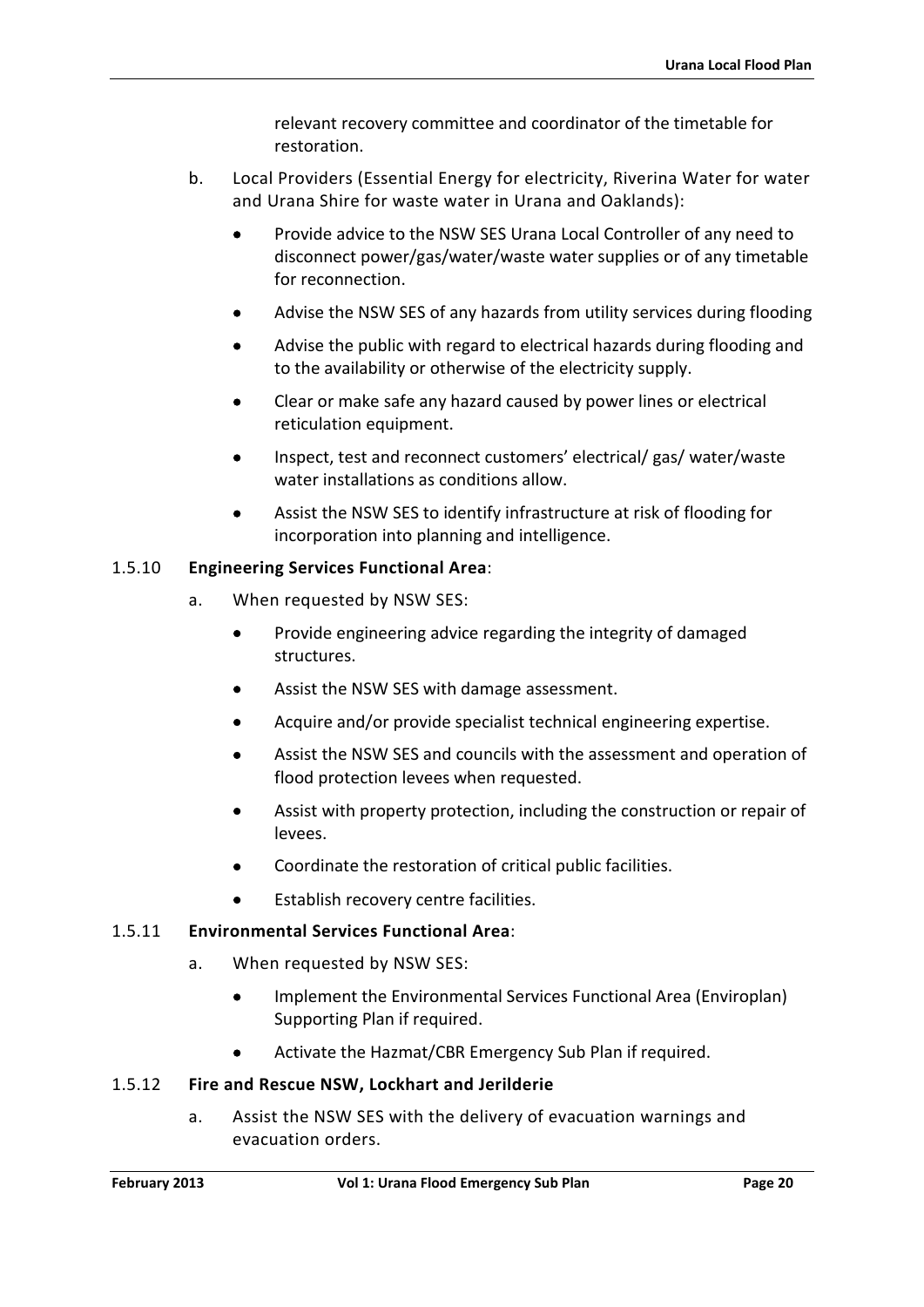relevant recovery committee and coordinator of the timetable for restoration.

b. Local Providers (Essential Energy for electricity, Riverina Water for water and Urana Shire for waste water in Urana and Oaklands):

- Provide advice to the NSW SES Urana Local Controller of any need to disconnect power/gas/water/waste water supplies or of any timetable for reconnection.
- Advise the NSW SES of any hazards from utility services during flooding
- Advise the public with regard to electrical hazards during flooding and to the availability or otherwise of the electricity supply.
- Clear or make safe any hazard caused by power lines or electrical reticulation equipment.
- Inspect, test and reconnect customers' electrical/ gas/ water/waste water installations as conditions allow.
- Assist the NSW SES to identify infrastructure at risk of flooding for incorporation into planning and intelligence.

1.5.10 **Engineering Services Functional Area**:

a. When requested by NSW SES:

- Provide engineering advice regarding the integrity of damaged structures.
- Assist the NSW SES with damage assessment.
- Acquire and/or provide specialist technical engineering expertise.
- Assist the NSW SES and councils with the assessment and operation of flood protection levees when requested.
- Assist with property protection, including the construction or repair of levees.
- Coordinate the restoration of critical public facilities.
- Establish recovery centre facilities.

1.5.11 **Environmental Services Functional Area**:

a. When requested by NSW SES:

- Implement the Environmental Services Functional Area (Enviroplan) Supporting Plan if required.
- Activate the Hazmat/CBR Emergency Sub Plan if required.

1.5.12 **Fire and Rescue NSW, Lockhart and Jerilderie**

a. Assist the NSW SES with the delivery of evacuation warnings and evacuation orders.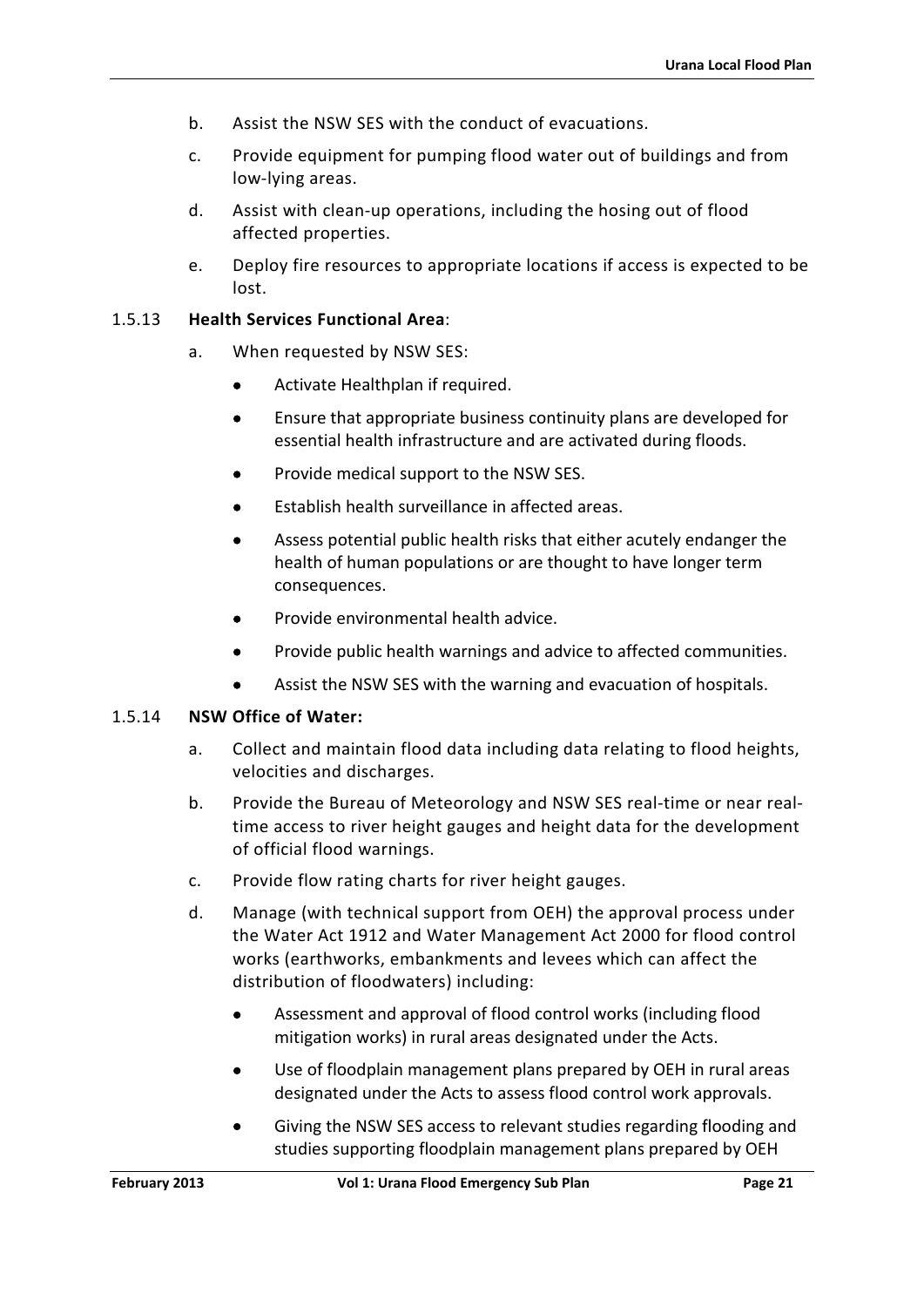b. Assist the NSW SES with the conduct of evacuations.

c. Provide equipment for pumping flood water out of buildings and from low-lying areas.

d. Assist with clean-up operations, including the hosing out of flood affected properties.

e. Deploy fire resources to appropriate locations if access is expected to be lost.

1.5.13 **Health Services Functional Area**:

a. When requested by NSW SES:

- Activate Healthplan if required.
- Ensure that appropriate business continuity plans are developed for essential health infrastructure and are activated during floods.
- Provide medical support to the NSW SES.
- Establish health surveillance in affected areas.
- Assess potential public health risks that either acutely endanger the health of human populations or are thought to have longer term consequences.
- Provide environmental health advice.
- Provide public health warnings and advice to affected communities.
- Assist the NSW SES with the warning and evacuation of hospitals.

1.5.14 **NSW Office of Water:**

a. Collect and maintain flood data including data relating to flood heights, velocities and discharges.

b. Provide the Bureau of Meteorology and NSW SES real-time or near real-time access to river height gauges and height data for the development of official flood warnings.

c. Provide flow rating charts for river height gauges.

d. Manage (with technical support from OEH) the approval process under the Water Act 1912 and Water Management Act 2000 for flood control works (earthworks, embankments and levees which can affect the distribution of floodwaters) including:

- Assessment and approval of flood control works (including flood mitigation works) in rural areas designated under the Acts.
- Use of floodplain management plans prepared by OEH in rural areas designated under the Acts to assess flood control work approvals.
- Giving the NSW SES access to relevant studies regarding flooding and studies supporting floodplain management plans prepared by OEH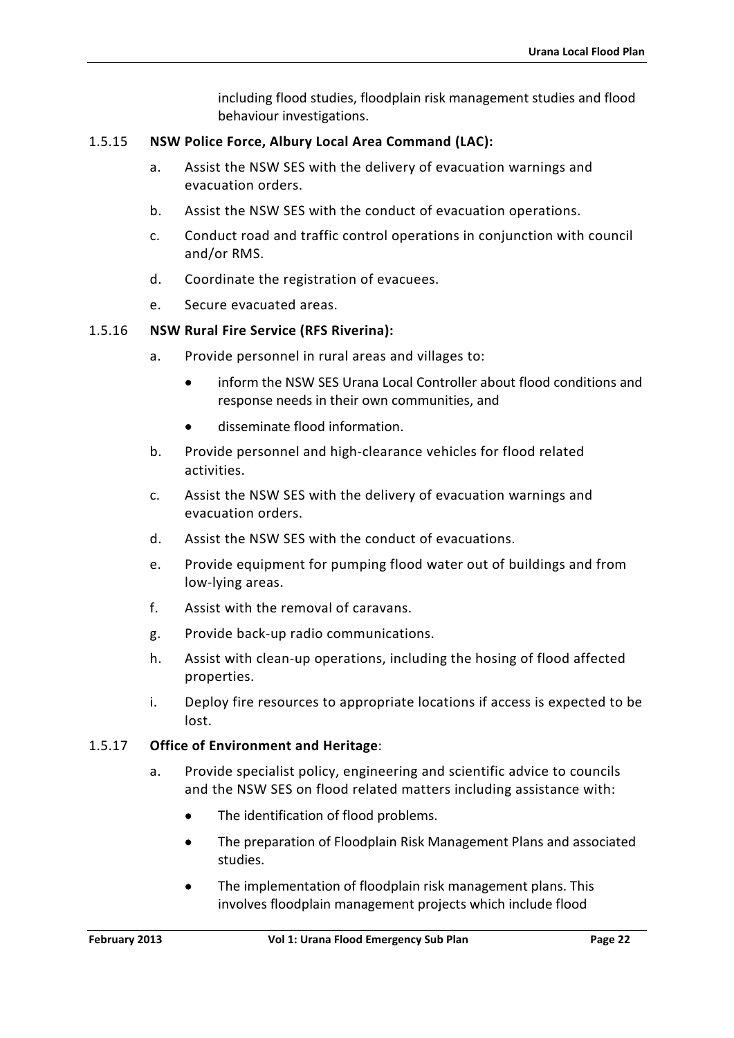including flood studies, floodplain risk management studies and flood behaviour investigations.

1.5.15 **NSW Police Force, Albury Local Area Command (LAC):**

a. Assist the NSW SES with the delivery of evacuation warnings and evacuation orders.

b. Assist the NSW SES with the conduct of evacuation operations.

c. Conduct road and traffic control operations in conjunction with council and/or RMS.

d. Coordinate the registration of evacuees.

e. Secure evacuated areas.

1.5.16 **NSW Rural Fire Service (RFS Riverina):**

a. Provide personnel in rural areas and villages to:

- inform the NSW SES Urana Local Controller about flood conditions and response needs in their own communities, and
- disseminate flood information.

b. Provide personnel and high-clearance vehicles for flood related activities.

c. Assist the NSW SES with the delivery of evacuation warnings and evacuation orders.

d. Assist the NSW SES with the conduct of evacuations.

e. Provide equipment for pumping flood water out of buildings and from low-lying areas.

f. Assist with the removal of caravans.

g. Provide back-up radio communications.

h. Assist with clean-up operations, including the hosing of flood affected properties.

i. Deploy fire resources to appropriate locations if access is expected to be lost.

1.5.17 **Office of Environment and Heritage**:

a. Provide specialist policy, engineering and scientific advice to councils and the NSW SES on flood related matters including assistance with:

- The identification of flood problems.
- The preparation of Floodplain Risk Management Plans and associated studies.
- The implementation of floodplain risk management plans. This involves floodplain management projects which include flood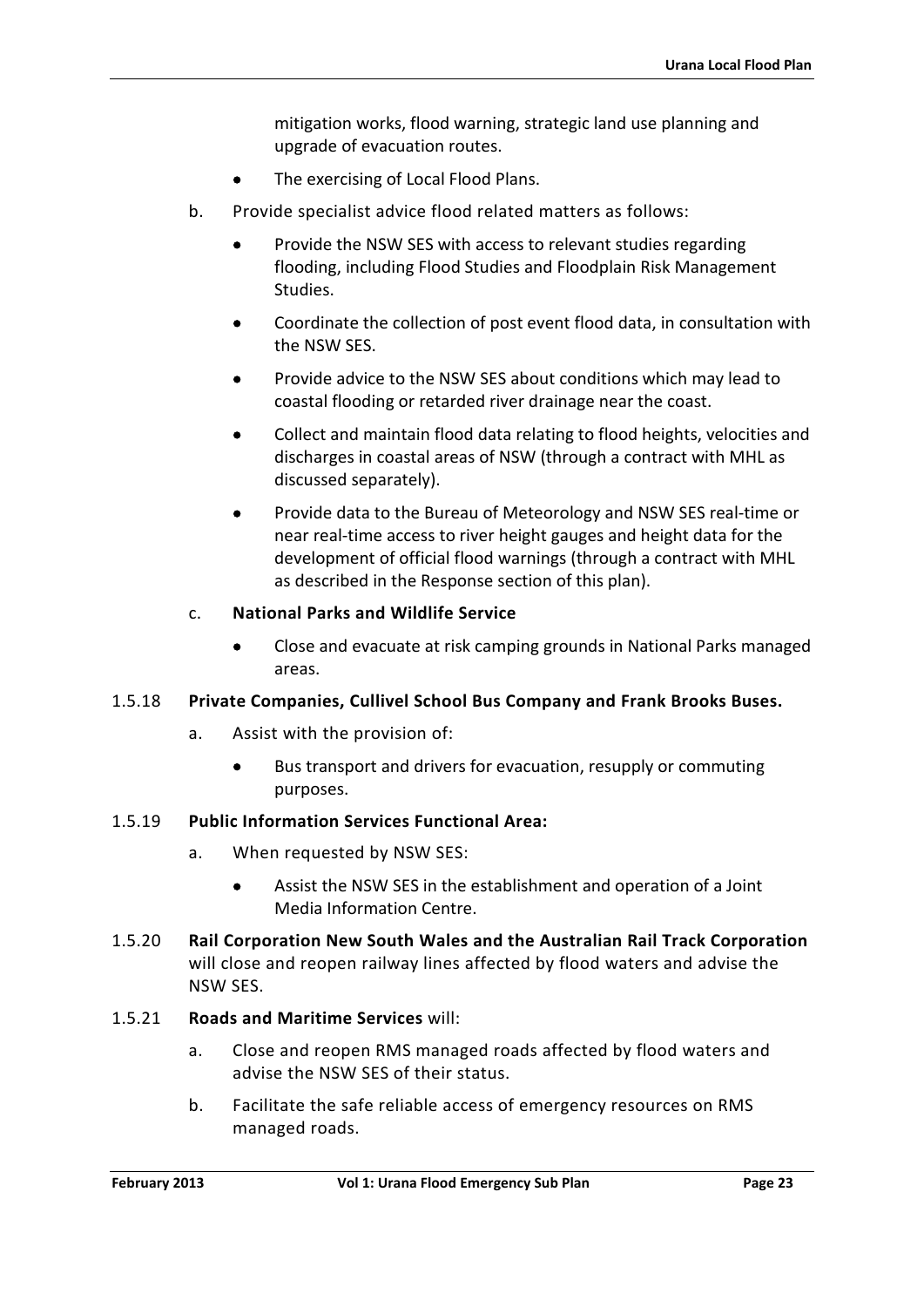mitigation works, flood warning, strategic land use planning and upgrade of evacuation routes.

- The exercising of Local Flood Plans.

b. Provide specialist advice flood related matters as follows:

- Provide the NSW SES with access to relevant studies regarding flooding, including Flood Studies and Floodplain Risk Management Studies.
- Coordinate the collection of post event flood data, in consultation with the NSW SES.
- Provide advice to the NSW SES about conditions which may lead to coastal flooding or retarded river drainage near the coast.
- Collect and maintain flood data relating to flood heights, velocities and discharges in coastal areas of NSW (through a contract with MHL as discussed separately).
- Provide data to the Bureau of Meteorology and NSW SES real-time or near real-time access to river height gauges and height data for the development of official flood warnings (through a contract with MHL as described in the Response section of this plan).

c. **National Parks and Wildlife Service**

- Close and evacuate at risk camping grounds in National Parks managed areas.

1.5.18 **Private Companies, Cullivel School Bus Company and Frank Brooks Buses.**

a. Assist with the provision of:

- Bus transport and drivers for evacuation, resupply or commuting purposes.

1.5.19 **Public Information Services Functional Area:**

a. When requested by NSW SES:

- Assist the NSW SES in the establishment and operation of a Joint Media Information Centre.

1.5.20 **Rail Corporation New South Wales and the Australian Rail Track Corporation** will close and reopen railway lines affected by flood waters and advise the NSW SES.

1.5.21 **Roads and Maritime Services** will:

a. Close and reopen RMS managed roads affected by flood waters and advise the NSW SES of their status.

b. Facilitate the safe reliable access of emergency resources on RMS managed roads.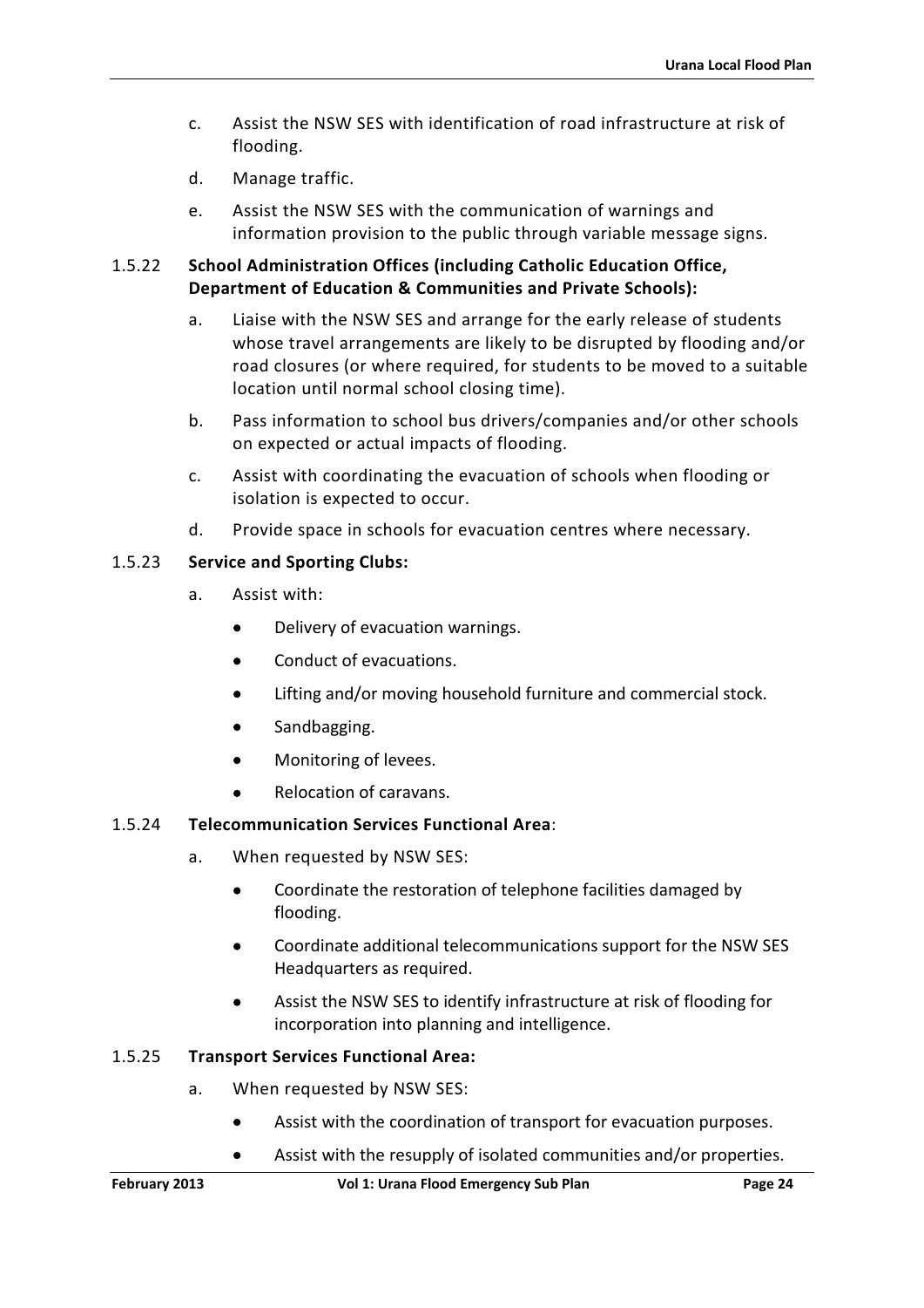c. Assist the NSW SES with identification of road infrastructure at risk of flooding.

d. Manage traffic.

e. Assist the NSW SES with the communication of warnings and information provision to the public through variable message signs.

1.5.22 **School Administration Offices (including Catholic Education Office, Department of Education & Communities and Private Schools):**

a. Liaise with the NSW SES and arrange for the early release of students whose travel arrangements are likely to be disrupted by flooding and/or road closures (or where required, for students to be moved to a suitable location until normal school closing time).

b. Pass information to school bus drivers/companies and/or other schools on expected or actual impacts of flooding.

c. Assist with coordinating the evacuation of schools when flooding or isolation is expected to occur.

d. Provide space in schools for evacuation centres where necessary.

1.5.23 **Service and Sporting Clubs:**

a. Assist with:

- Delivery of evacuation warnings.
- Conduct of evacuations.
- Lifting and/or moving household furniture and commercial stock.
- Sandbagging.
- Monitoring of levees.
- Relocation of caravans.

1.5.24 **Telecommunication Services Functional Area**:

a. When requested by NSW SES:

- Coordinate the restoration of telephone facilities damaged by flooding.
- Coordinate additional telecommunications support for the NSW SES Headquarters as required.
- Assist the NSW SES to identify infrastructure at risk of flooding for incorporation into planning and intelligence.

1.5.25 **Transport Services Functional Area:**

a. When requested by NSW SES:

- Assist with the coordination of transport for evacuation purposes.
- Assist with the resupply of isolated communities and/or properties.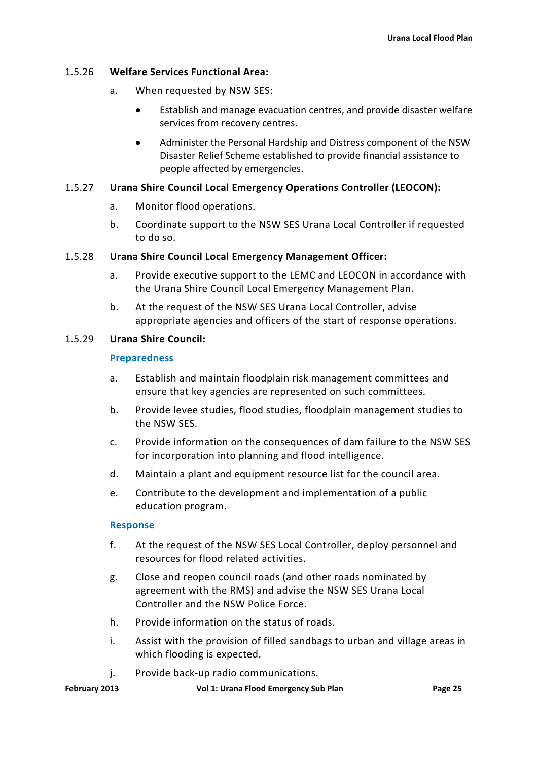**1.5.26 Welfare Services Functional Area:**

a. When requested by NSW SES:

- Establish and manage evacuation centres, and provide disaster welfare services from recovery centres.
- Administer the Personal Hardship and Distress component of the NSW Disaster Relief Scheme established to provide financial assistance to people affected by emergencies.

**1.5.27 Urana Shire Council Local Emergency Operations Controller (LEOCON):**

a. Monitor flood operations.

b. Coordinate support to the NSW SES Urana Local Controller if requested to do so.

**1.5.28 Urana Shire Council Local Emergency Management Officer:**

a. Provide executive support to the LEMC and LEOCON in accordance with the Urana Shire Council Local Emergency Management Plan.

b. At the request of the NSW SES Urana Local Controller, advise appropriate agencies and officers of the start of response operations.

**1.5.29 Urana Shire Council:**

**Preparedness**

a. Establish and maintain floodplain risk management committees and ensure that key agencies are represented on such committees.

b. Provide levee studies, flood studies, floodplain management studies to the NSW SES.

c. Provide information on the consequences of dam failure to the NSW SES for incorporation into planning and flood intelligence.

d. Maintain a plant and equipment resource list for the council area.

e. Contribute to the development and implementation of a public education program.

**Response**

f. At the request of the NSW SES Local Controller, deploy personnel and resources for flood related activities.

g. Close and reopen council roads (and other roads nominated by agreement with the RMS) and advise the NSW SES Urana Local Controller and the NSW Police Force.

h. Provide information on the status of roads.

i. Assist with the provision of filled sandbags to urban and village areas in which flooding is expected.

j. Provide back-up radio communications.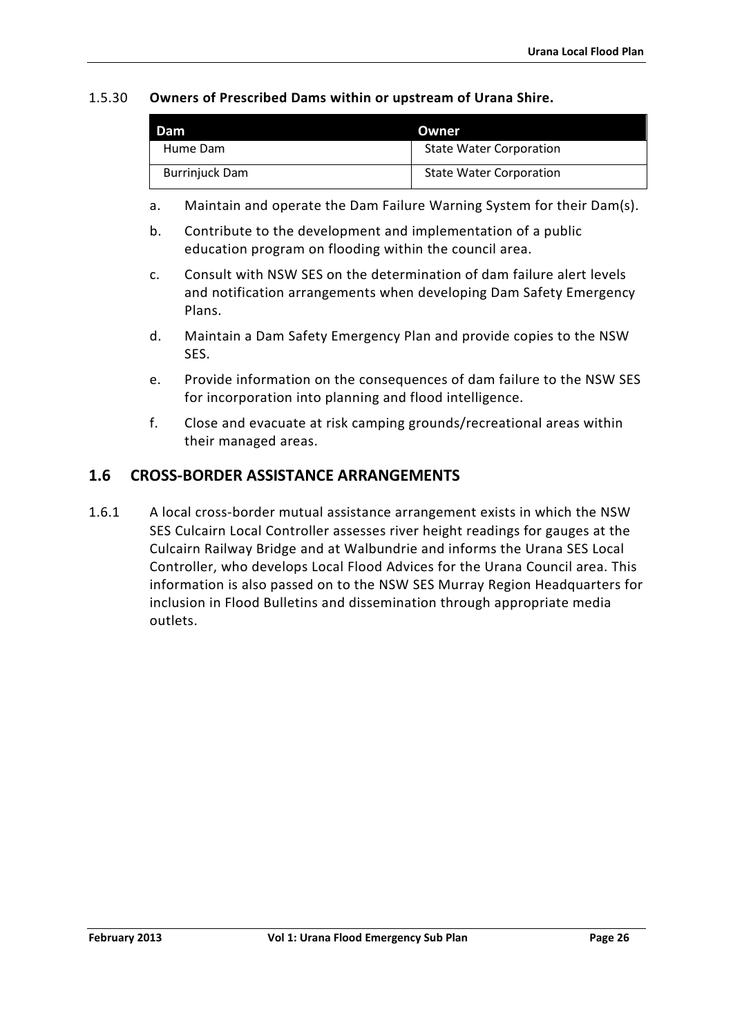1.5.30 **Owners of Prescribed Dams within or upstream of Urana Shire.**

| Dam | Owner |
| --- | --- |
| Hume Dam | State Water Corporation |
| Burrinjuck Dam | State Water Corporation |

a. Maintain and operate the Dam Failure Warning System for their Dam(s).

b. Contribute to the development and implementation of a public education program on flooding within the council area.

c. Consult with NSW SES on the determination of dam failure alert levels and notification arrangements when developing Dam Safety Emergency Plans.

d. Maintain a Dam Safety Emergency Plan and provide copies to the NSW SES.

e. Provide information on the consequences of dam failure to the NSW SES for incorporation into planning and flood intelligence.

f. Close and evacuate at risk camping grounds/recreational areas within their managed areas.

## 1.6 CROSS-BORDER ASSISTANCE ARRANGEMENTS

1.6.1 A local cross-border mutual assistance arrangement exists in which the NSW SES Culcairn Local Controller assesses river height readings for gauges at the Culcairn Railway Bridge and at Walbundrie and informs the Urana SES Local Controller, who develops Local Flood Advices for the Urana Council area. This information is also passed on to the NSW SES Murray Region Headquarters for inclusion in Flood Bulletins and dissemination through appropriate media outlets.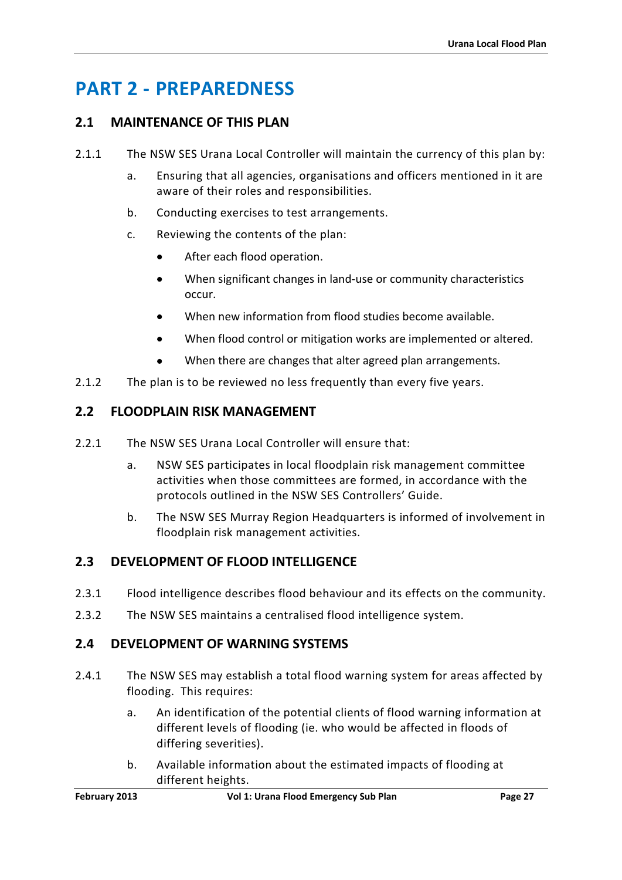# PART 2 - PREPAREDNESS

## 2.1 MAINTENANCE OF THIS PLAN

2.1.1 The NSW SES Urana Local Controller will maintain the currency of this plan by:

a. Ensuring that all agencies, organisations and officers mentioned in it are aware of their roles and responsibilities.

b. Conducting exercises to test arrangements.

c. Reviewing the contents of the plan:

- After each flood operation.
- When significant changes in land-use or community characteristics occur.
- When new information from flood studies become available.
- When flood control or mitigation works are implemented or altered.
- When there are changes that alter agreed plan arrangements.

2.1.2 The plan is to be reviewed no less frequently than every five years.

## 2.2 FLOODPLAIN RISK MANAGEMENT

2.2.1 The NSW SES Urana Local Controller will ensure that:

a. NSW SES participates in local floodplain risk management committee activities when those committees are formed, in accordance with the protocols outlined in the NSW SES Controllers' Guide.

b. The NSW SES Murray Region Headquarters is informed of involvement in floodplain risk management activities.

## 2.3 DEVELOPMENT OF FLOOD INTELLIGENCE

2.3.1 Flood intelligence describes flood behaviour and its effects on the community.

2.3.2 The NSW SES maintains a centralised flood intelligence system.

## 2.4 DEVELOPMENT OF WARNING SYSTEMS

2.4.1 The NSW SES may establish a total flood warning system for areas affected by flooding. This requires:

a. An identification of the potential clients of flood warning information at different levels of flooding (ie. who would be affected in floods of differing severities).

b. Available information about the estimated impacts of flooding at different heights.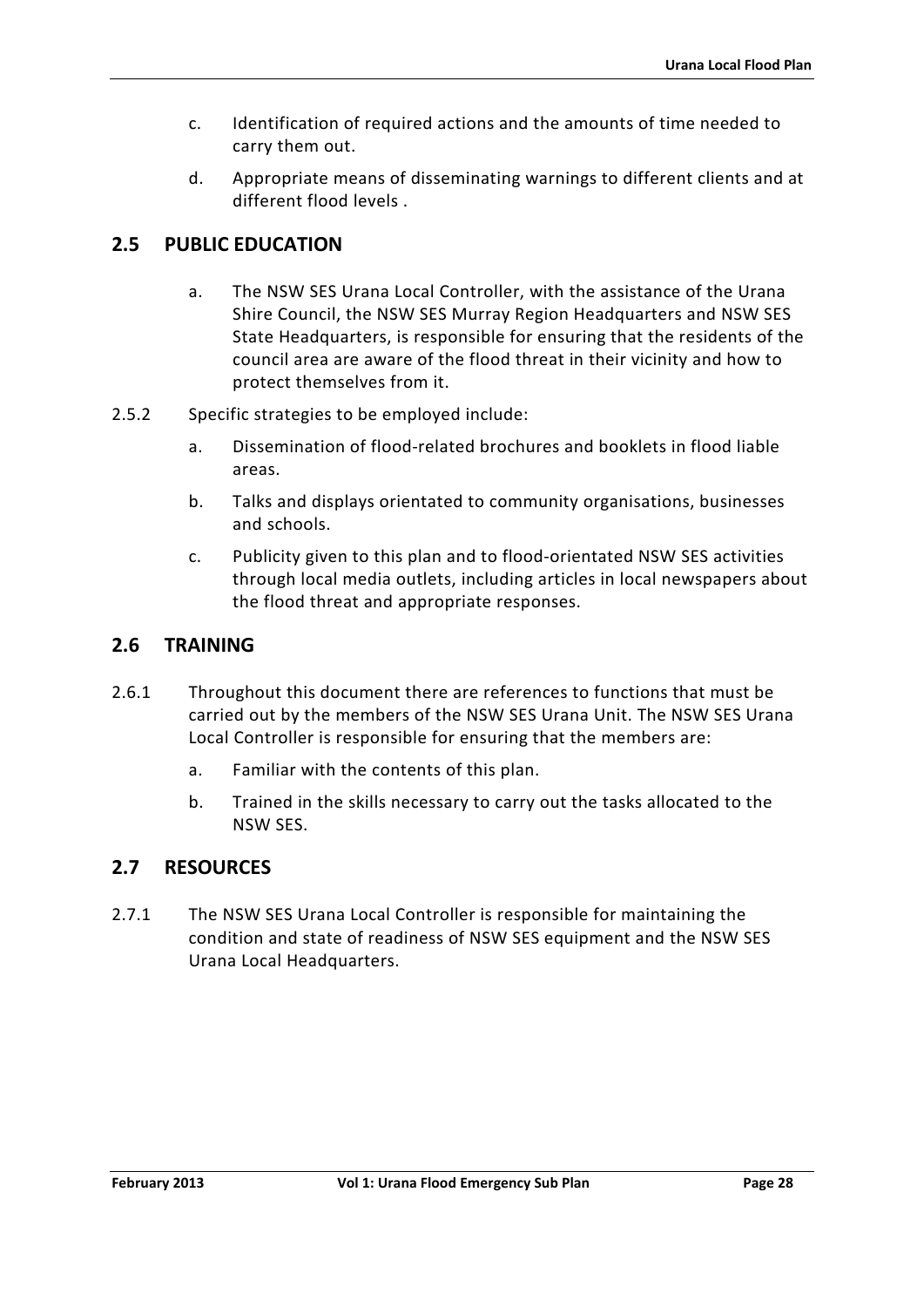c. Identification of required actions and the amounts of time needed to carry them out.

d. Appropriate means of disseminating warnings to different clients and at different flood levels .

## 2.5 PUBLIC EDUCATION

a. The NSW SES Urana Local Controller, with the assistance of the Urana Shire Council, the NSW SES Murray Region Headquarters and NSW SES State Headquarters, is responsible for ensuring that the residents of the council area are aware of the flood threat in their vicinity and how to protect themselves from it.

2.5.2 Specific strategies to be employed include:

a. Dissemination of flood-related brochures and booklets in flood liable areas.

b. Talks and displays orientated to community organisations, businesses and schools.

c. Publicity given to this plan and to flood-orientated NSW SES activities through local media outlets, including articles in local newspapers about the flood threat and appropriate responses.

## 2.6 TRAINING

2.6.1 Throughout this document there are references to functions that must be carried out by the members of the NSW SES Urana Unit. The NSW SES Urana Local Controller is responsible for ensuring that the members are:

a. Familiar with the contents of this plan.

b. Trained in the skills necessary to carry out the tasks allocated to the NSW SES.

## 2.7 RESOURCES

2.7.1 The NSW SES Urana Local Controller is responsible for maintaining the condition and state of readiness of NSW SES equipment and the NSW SES Urana Local Headquarters.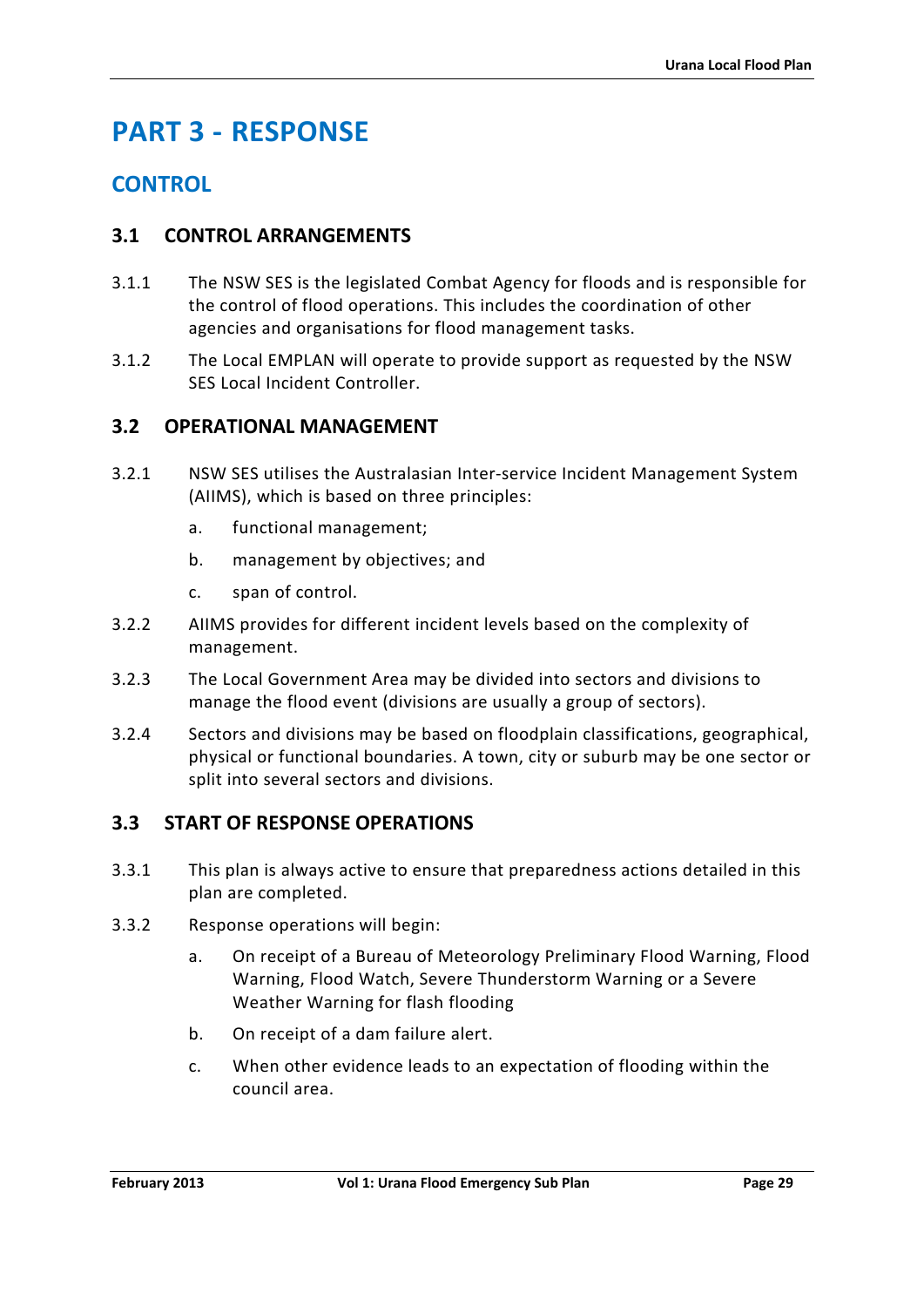# PART 3 - RESPONSE

## CONTROL

### 3.1 CONTROL ARRANGEMENTS

3.1.1 The NSW SES is the legislated Combat Agency for floods and is responsible for the control of flood operations. This includes the coordination of other agencies and organisations for flood management tasks.

3.1.2 The Local EMPLAN will operate to provide support as requested by the NSW SES Local Incident Controller.

### 3.2 OPERATIONAL MANAGEMENT

3.2.1 NSW SES utilises the Australasian Inter-service Incident Management System (AIIMS), which is based on three principles:

a. functional management;

b. management by objectives; and

c. span of control.

3.2.2 AIIMS provides for different incident levels based on the complexity of management.

3.2.3 The Local Government Area may be divided into sectors and divisions to manage the flood event (divisions are usually a group of sectors).

3.2.4 Sectors and divisions may be based on floodplain classifications, geographical, physical or functional boundaries. A town, city or suburb may be one sector or split into several sectors and divisions.

### 3.3 START OF RESPONSE OPERATIONS

3.3.1 This plan is always active to ensure that preparedness actions detailed in this plan are completed.

3.3.2 Response operations will begin:

a. On receipt of a Bureau of Meteorology Preliminary Flood Warning, Flood Warning, Flood Watch, Severe Thunderstorm Warning or a Severe Weather Warning for flash flooding

b. On receipt of a dam failure alert.

c. When other evidence leads to an expectation of flooding within the council area.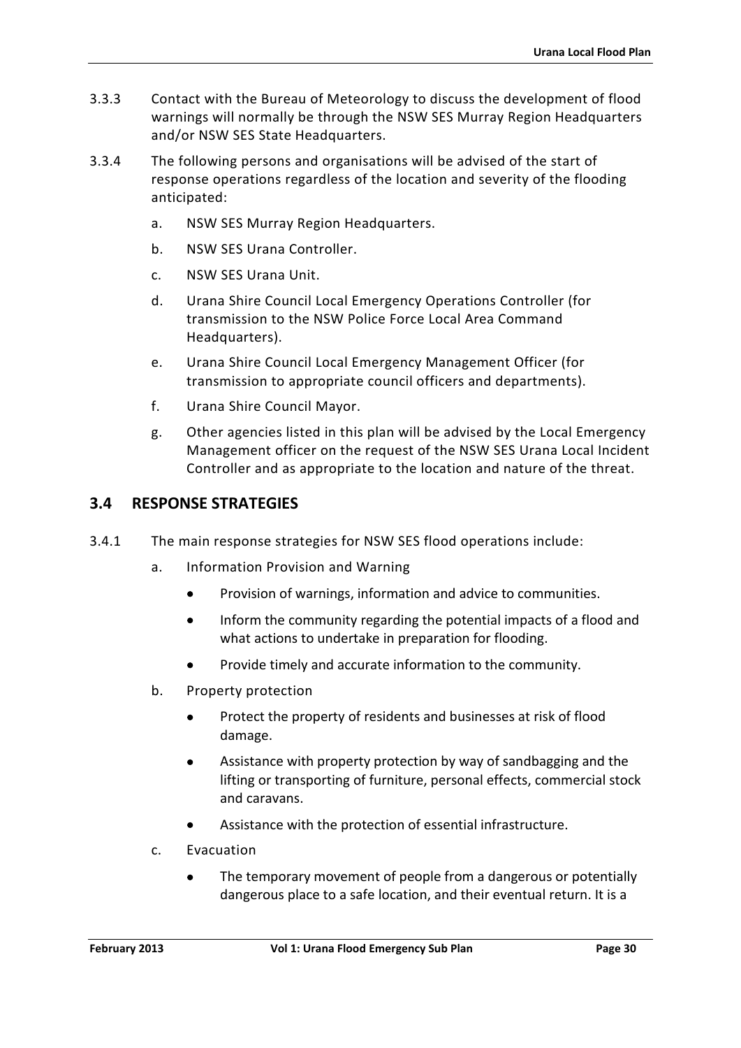3.3.3 Contact with the Bureau of Meteorology to discuss the development of flood warnings will normally be through the NSW SES Murray Region Headquarters and/or NSW SES State Headquarters.

3.3.4 The following persons and organisations will be advised of the start of response operations regardless of the location and severity of the flooding anticipated:

a. NSW SES Murray Region Headquarters.

b. NSW SES Urana Controller.

c. NSW SES Urana Unit.

d. Urana Shire Council Local Emergency Operations Controller (for transmission to the NSW Police Force Local Area Command Headquarters).

e. Urana Shire Council Local Emergency Management Officer (for transmission to appropriate council officers and departments).

f. Urana Shire Council Mayor.

g. Other agencies listed in this plan will be advised by the Local Emergency Management officer on the request of the NSW SES Urana Local Incident Controller and as appropriate to the location and nature of the threat.

## 3.4 RESPONSE STRATEGIES

3.4.1 The main response strategies for NSW SES flood operations include:

a. Information Provision and Warning

- Provision of warnings, information and advice to communities.
- Inform the community regarding the potential impacts of a flood and what actions to undertake in preparation for flooding.
- Provide timely and accurate information to the community.

b. Property protection

- Protect the property of residents and businesses at risk of flood damage.
- Assistance with property protection by way of sandbagging and the lifting or transporting of furniture, personal effects, commercial stock and caravans.
- Assistance with the protection of essential infrastructure.

c. Evacuation

- The temporary movement of people from a dangerous or potentially dangerous place to a safe location, and their eventual return. It is a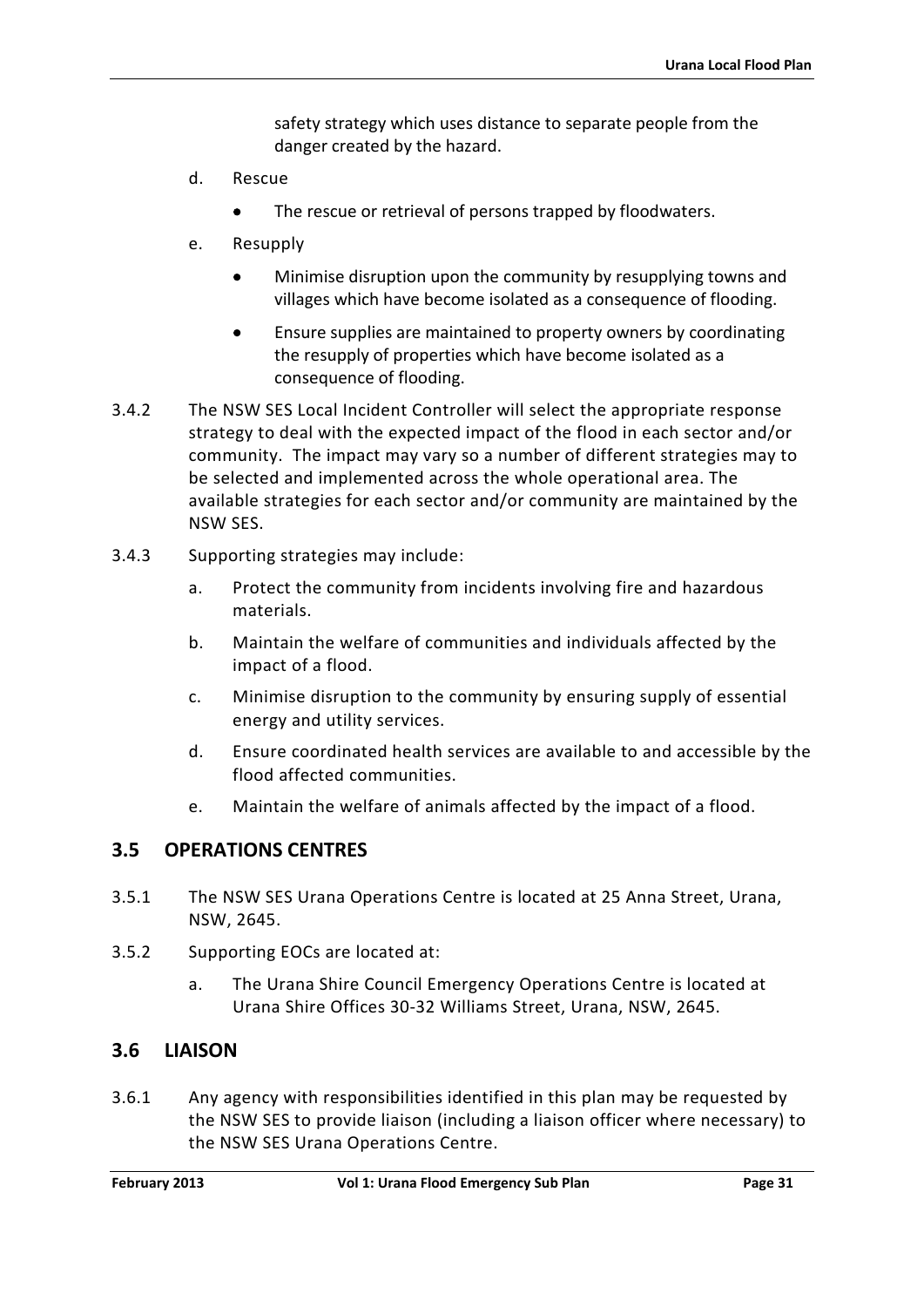safety strategy which uses distance to separate people from the danger created by the hazard.

d. Rescue

- The rescue or retrieval of persons trapped by floodwaters.

e. Resupply

- Minimise disruption upon the community by resupplying towns and villages which have become isolated as a consequence of flooding.
- Ensure supplies are maintained to property owners by coordinating the resupply of properties which have become isolated as a consequence of flooding.

3.4.2 The NSW SES Local Incident Controller will select the appropriate response strategy to deal with the expected impact of the flood in each sector and/or community. The impact may vary so a number of different strategies may to be selected and implemented across the whole operational area. The available strategies for each sector and/or community are maintained by the NSW SES.

3.4.3 Supporting strategies may include:

a. Protect the community from incidents involving fire and hazardous materials.

b. Maintain the welfare of communities and individuals affected by the impact of a flood.

c. Minimise disruption to the community by ensuring supply of essential energy and utility services.

d. Ensure coordinated health services are available to and accessible by the flood affected communities.

e. Maintain the welfare of animals affected by the impact of a flood.

## 3.5 OPERATIONS CENTRES

3.5.1 The NSW SES Urana Operations Centre is located at 25 Anna Street, Urana, NSW, 2645.

3.5.2 Supporting EOCs are located at:

a. The Urana Shire Council Emergency Operations Centre is located at Urana Shire Offices 30-32 Williams Street, Urana, NSW, 2645.

## 3.6 LIAISON

3.6.1 Any agency with responsibilities identified in this plan may be requested by the NSW SES to provide liaison (including a liaison officer where necessary) to the NSW SES Urana Operations Centre.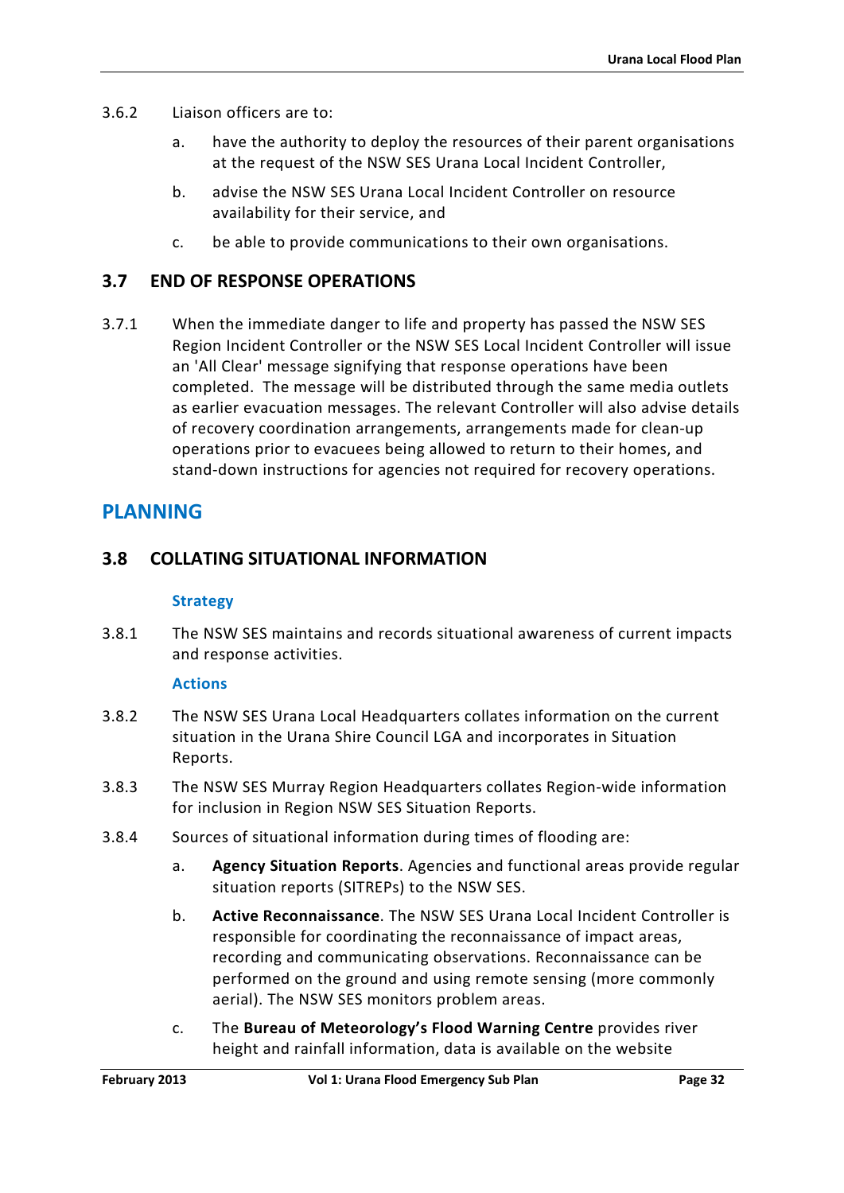3.6.2 Liaison officers are to:

a. have the authority to deploy the resources of their parent organisations at the request of the NSW SES Urana Local Incident Controller,

b. advise the NSW SES Urana Local Incident Controller on resource availability for their service, and

c. be able to provide communications to their own organisations.

## 3.7 END OF RESPONSE OPERATIONS

3.7.1 When the immediate danger to life and property has passed the NSW SES Region Incident Controller or the NSW SES Local Incident Controller will issue an 'All Clear' message signifying that response operations have been completed. The message will be distributed through the same media outlets as earlier evacuation messages. The relevant Controller will also advise details of recovery coordination arrangements, arrangements made for clean-up operations prior to evacuees being allowed to return to their homes, and stand-down instructions for agencies not required for recovery operations.

# PLANNING

## 3.8 COLLATING SITUATIONAL INFORMATION

### Strategy

3.8.1 The NSW SES maintains and records situational awareness of current impacts and response activities.

### Actions

3.8.2 The NSW SES Urana Local Headquarters collates information on the current situation in the Urana Shire Council LGA and incorporates in Situation Reports.

3.8.3 The NSW SES Murray Region Headquarters collates Region-wide information for inclusion in Region NSW SES Situation Reports.

3.8.4 Sources of situational information during times of flooding are:

a. **Agency Situation Reports**. Agencies and functional areas provide regular situation reports (SITREPs) to the NSW SES.

b. **Active Reconnaissance**. The NSW SES Urana Local Incident Controller is responsible for coordinating the reconnaissance of impact areas, recording and communicating observations. Reconnaissance can be performed on the ground and using remote sensing (more commonly aerial). The NSW SES monitors problem areas.

c. The **Bureau of Meteorology's Flood Warning Centre** provides river height and rainfall information, data is available on the website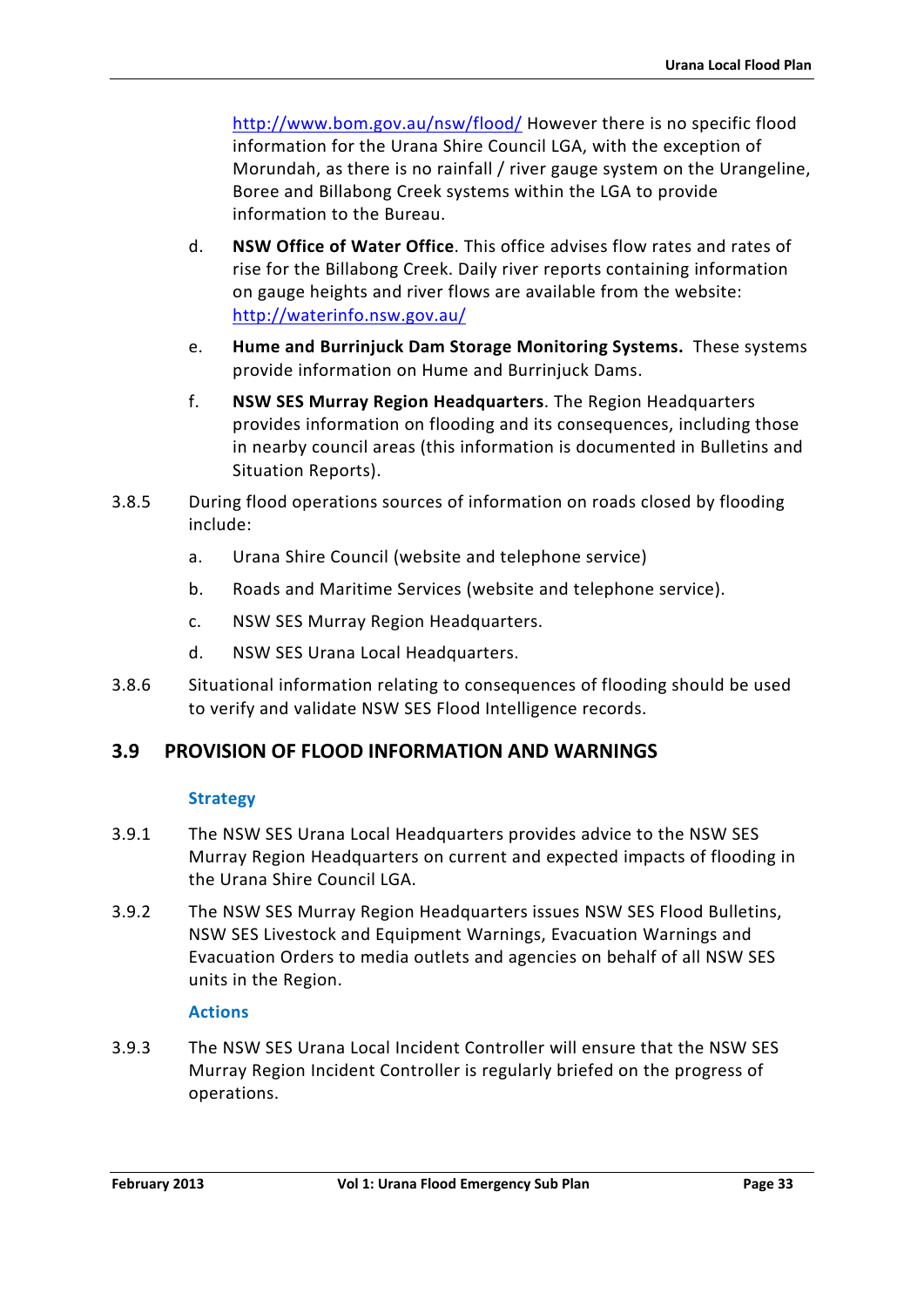http://www.bom.gov.au/nsw/flood/ However there is no specific flood information for the Urana Shire Council LGA, with the exception of Morundah, as there is no rainfall / river gauge system on the Urangeline, Boree and Billabong Creek systems within the LGA to provide information to the Bureau.

d. **NSW Office of Water Office**. This office advises flow rates and rates of rise for the Billabong Creek. Daily river reports containing information on gauge heights and river flows are available from the website: http://waterinfo.nsw.gov.au/

e. **Hume and Burrinjuck Dam Storage Monitoring Systems.** These systems provide information on Hume and Burrinjuck Dams.

f. **NSW SES Murray Region Headquarters**. The Region Headquarters provides information on flooding and its consequences, including those in nearby council areas (this information is documented in Bulletins and Situation Reports).

3.8.5 During flood operations sources of information on roads closed by flooding include:

a. Urana Shire Council (website and telephone service)

b. Roads and Maritime Services (website and telephone service).

c. NSW SES Murray Region Headquarters.

d. NSW SES Urana Local Headquarters.

3.8.6 Situational information relating to consequences of flooding should be used to verify and validate NSW SES Flood Intelligence records.

## 3.9 PROVISION OF FLOOD INFORMATION AND WARNINGS

### Strategy

3.9.1 The NSW SES Urana Local Headquarters provides advice to the NSW SES Murray Region Headquarters on current and expected impacts of flooding in the Urana Shire Council LGA.

3.9.2 The NSW SES Murray Region Headquarters issues NSW SES Flood Bulletins, NSW SES Livestock and Equipment Warnings, Evacuation Warnings and Evacuation Orders to media outlets and agencies on behalf of all NSW SES units in the Region.

### Actions

3.9.3 The NSW SES Urana Local Incident Controller will ensure that the NSW SES Murray Region Incident Controller is regularly briefed on the progress of operations.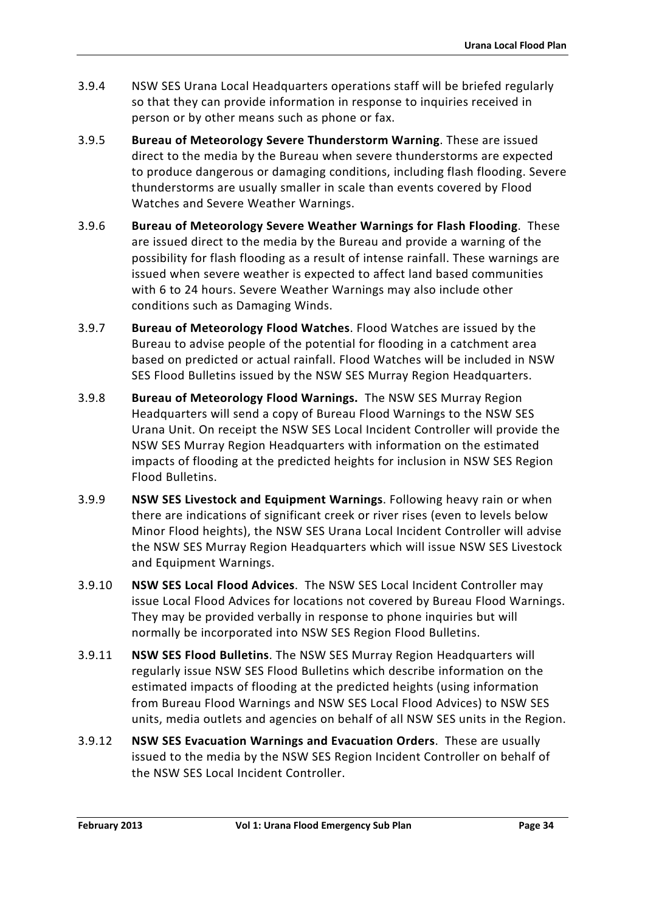3.9.4 NSW SES Urana Local Headquarters operations staff will be briefed regularly so that they can provide information in response to inquiries received in person or by other means such as phone or fax.

3.9.5 **Bureau of Meteorology Severe Thunderstorm Warning**. These are issued direct to the media by the Bureau when severe thunderstorms are expected to produce dangerous or damaging conditions, including flash flooding. Severe thunderstorms are usually smaller in scale than events covered by Flood Watches and Severe Weather Warnings.

3.9.6 **Bureau of Meteorology Severe Weather Warnings for Flash Flooding**. These are issued direct to the media by the Bureau and provide a warning of the possibility for flash flooding as a result of intense rainfall. These warnings are issued when severe weather is expected to affect land based communities with 6 to 24 hours. Severe Weather Warnings may also include other conditions such as Damaging Winds.

3.9.7 **Bureau of Meteorology Flood Watches**. Flood Watches are issued by the Bureau to advise people of the potential for flooding in a catchment area based on predicted or actual rainfall. Flood Watches will be included in NSW SES Flood Bulletins issued by the NSW SES Murray Region Headquarters.

3.9.8 **Bureau of Meteorology Flood Warnings.** The NSW SES Murray Region Headquarters will send a copy of Bureau Flood Warnings to the NSW SES Urana Unit. On receipt the NSW SES Local Incident Controller will provide the NSW SES Murray Region Headquarters with information on the estimated impacts of flooding at the predicted heights for inclusion in NSW SES Region Flood Bulletins.

3.9.9 **NSW SES Livestock and Equipment Warnings**. Following heavy rain or when there are indications of significant creek or river rises (even to levels below Minor Flood heights), the NSW SES Urana Local Incident Controller will advise the NSW SES Murray Region Headquarters which will issue NSW SES Livestock and Equipment Warnings.

3.9.10 **NSW SES Local Flood Advices**. The NSW SES Local Incident Controller may issue Local Flood Advices for locations not covered by Bureau Flood Warnings. They may be provided verbally in response to phone inquiries but will normally be incorporated into NSW SES Region Flood Bulletins.

3.9.11 **NSW SES Flood Bulletins**. The NSW SES Murray Region Headquarters will regularly issue NSW SES Flood Bulletins which describe information on the estimated impacts of flooding at the predicted heights (using information from Bureau Flood Warnings and NSW SES Local Flood Advices) to NSW SES units, media outlets and agencies on behalf of all NSW SES units in the Region.

3.9.12 **NSW SES Evacuation Warnings and Evacuation Orders**. These are usually issued to the media by the NSW SES Region Incident Controller on behalf of the NSW SES Local Incident Controller.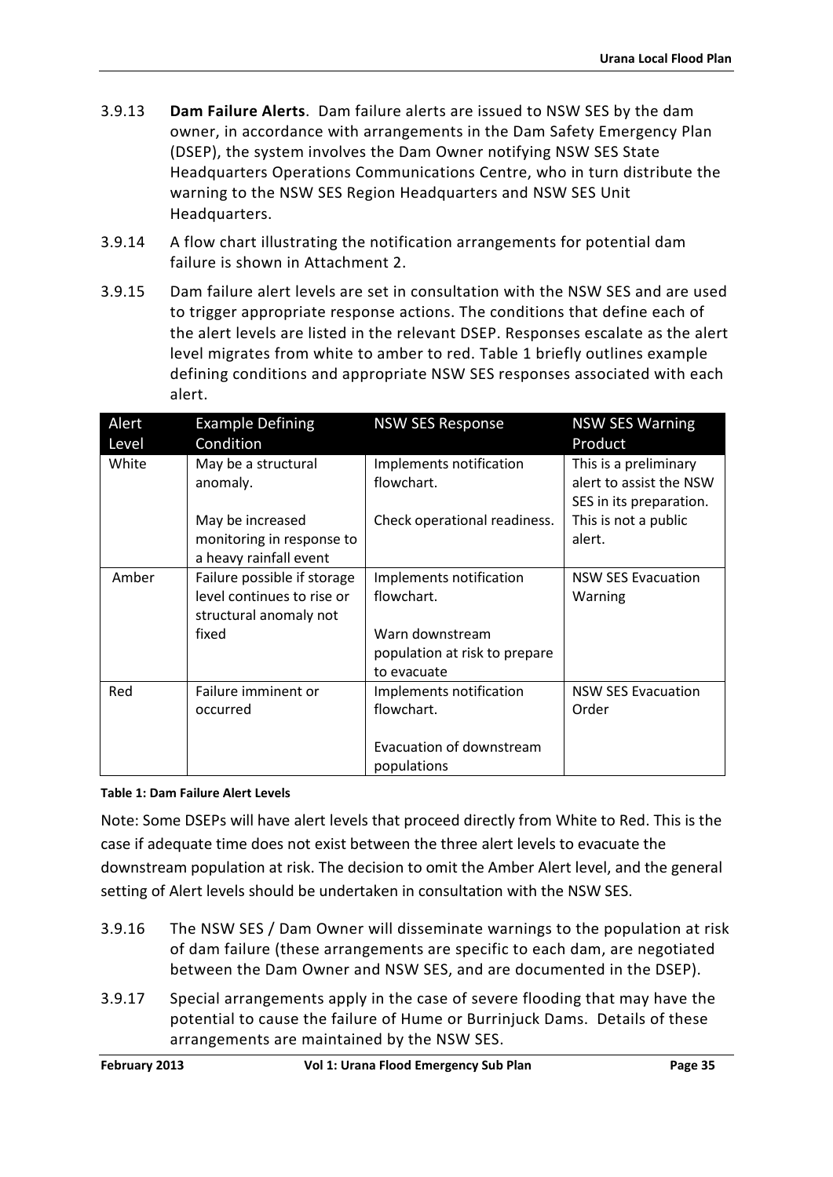3.9.13 **Dam Failure Alerts**. Dam failure alerts are issued to NSW SES by the dam owner, in accordance with arrangements in the Dam Safety Emergency Plan (DSEP), the system involves the Dam Owner notifying NSW SES State Headquarters Operations Communications Centre, who in turn distribute the warning to the NSW SES Region Headquarters and NSW SES Unit Headquarters.

3.9.14 A flow chart illustrating the notification arrangements for potential dam failure is shown in Attachment 2.

3.9.15 Dam failure alert levels are set in consultation with the NSW SES and are used to trigger appropriate response actions. The conditions that define each of the alert levels are listed in the relevant DSEP. Responses escalate as the alert level migrates from white to amber to red. Table 1 briefly outlines example defining conditions and appropriate NSW SES responses associated with each alert.

| Alert Level | Example Defining Condition | NSW SES Response | NSW SES Warning Product |
|---|---|---|---|
| White | May be a structural anomaly.<br><br>May be increased monitoring in response to a heavy rainfall event | Implements notification flowchart.<br><br>Check operational readiness. | This is a preliminary alert to assist the NSW SES in its preparation. This is not a public alert. |
| Amber | Failure possible if storage level continues to rise or structural anomaly not fixed | Implements notification flowchart.<br><br>Warn downstream population at risk to prepare to evacuate | NSW SES Evacuation Warning |
| Red | Failure imminent or occurred | Implements notification flowchart.<br><br>Evacuation of downstream populations | NSW SES Evacuation Order |

**Table 1: Dam Failure Alert Levels**

Note: Some DSEPs will have alert levels that proceed directly from White to Red. This is the case if adequate time does not exist between the three alert levels to evacuate the downstream population at risk. The decision to omit the Amber Alert level, and the general setting of Alert levels should be undertaken in consultation with the NSW SES.

3.9.16 The NSW SES / Dam Owner will disseminate warnings to the population at risk of dam failure (these arrangements are specific to each dam, are negotiated between the Dam Owner and NSW SES, and are documented in the DSEP).

3.9.17 Special arrangements apply in the case of severe flooding that may have the potential to cause the failure of Hume or Burrinjuck Dams. Details of these arrangements are maintained by the NSW SES.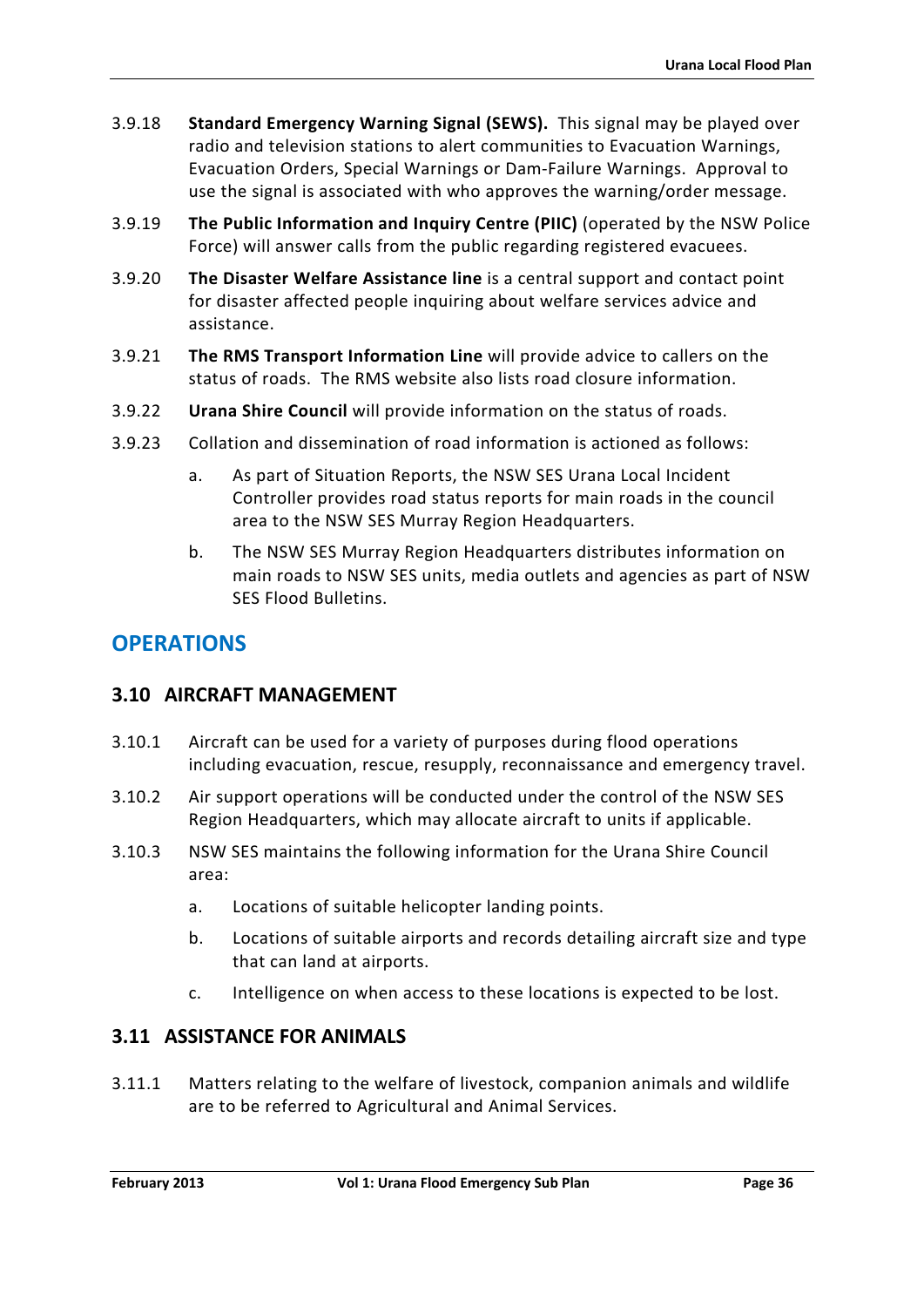3.9.18 **Standard Emergency Warning Signal (SEWS).** This signal may be played over radio and television stations to alert communities to Evacuation Warnings, Evacuation Orders, Special Warnings or Dam-Failure Warnings. Approval to use the signal is associated with who approves the warning/order message.

3.9.19 **The Public Information and Inquiry Centre (PIIC)** (operated by the NSW Police Force) will answer calls from the public regarding registered evacuees.

3.9.20 **The Disaster Welfare Assistance line** is a central support and contact point for disaster affected people inquiring about welfare services advice and assistance.

3.9.21 **The RMS Transport Information Line** will provide advice to callers on the status of roads. The RMS website also lists road closure information.

3.9.22 **Urana Shire Council** will provide information on the status of roads.

3.9.23 Collation and dissemination of road information is actioned as follows:

a. As part of Situation Reports, the NSW SES Urana Local Incident Controller provides road status reports for main roads in the council area to the NSW SES Murray Region Headquarters.

b. The NSW SES Murray Region Headquarters distributes information on main roads to NSW SES units, media outlets and agencies as part of NSW SES Flood Bulletins.

# OPERATIONS

## 3.10 AIRCRAFT MANAGEMENT

3.10.1 Aircraft can be used for a variety of purposes during flood operations including evacuation, rescue, resupply, reconnaissance and emergency travel.

3.10.2 Air support operations will be conducted under the control of the NSW SES Region Headquarters, which may allocate aircraft to units if applicable.

3.10.3 NSW SES maintains the following information for the Urana Shire Council area:

a. Locations of suitable helicopter landing points.

b. Locations of suitable airports and records detailing aircraft size and type that can land at airports.

c. Intelligence on when access to these locations is expected to be lost.

## 3.11 ASSISTANCE FOR ANIMALS

3.11.1 Matters relating to the welfare of livestock, companion animals and wildlife are to be referred to Agricultural and Animal Services.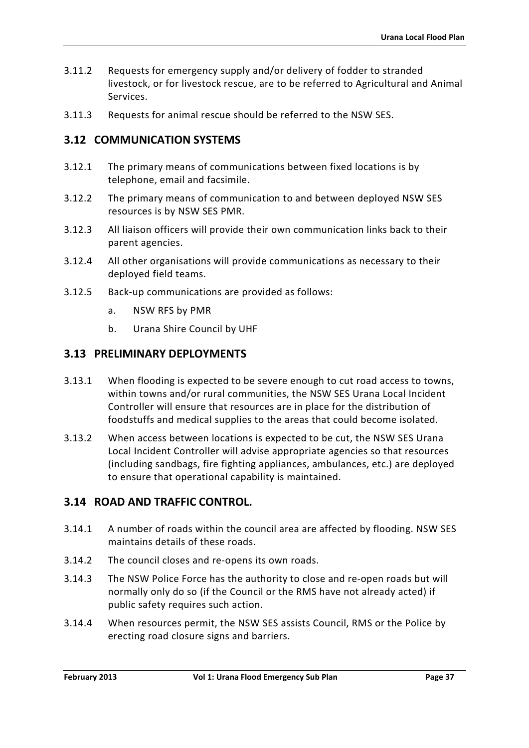3.11.2 Requests for emergency supply and/or delivery of fodder to stranded livestock, or for livestock rescue, are to be referred to Agricultural and Animal Services.

3.11.3 Requests for animal rescue should be referred to the NSW SES.

## 3.12 COMMUNICATION SYSTEMS

3.12.1 The primary means of communications between fixed locations is by telephone, email and facsimile.

3.12.2 The primary means of communication to and between deployed NSW SES resources is by NSW SES PMR.

3.12.3 All liaison officers will provide their own communication links back to their parent agencies.

3.12.4 All other organisations will provide communications as necessary to their deployed field teams.

3.12.5 Back-up communications are provided as follows:

a. NSW RFS by PMR

b. Urana Shire Council by UHF

## 3.13 PRELIMINARY DEPLOYMENTS

3.13.1 When flooding is expected to be severe enough to cut road access to towns, within towns and/or rural communities, the NSW SES Urana Local Incident Controller will ensure that resources are in place for the distribution of foodstuffs and medical supplies to the areas that could become isolated.

3.13.2 When access between locations is expected to be cut, the NSW SES Urana Local Incident Controller will advise appropriate agencies so that resources (including sandbags, fire fighting appliances, ambulances, etc.) are deployed to ensure that operational capability is maintained.

## 3.14 ROAD AND TRAFFIC CONTROL.

3.14.1 A number of roads within the council area are affected by flooding. NSW SES maintains details of these roads.

3.14.2 The council closes and re-opens its own roads.

3.14.3 The NSW Police Force has the authority to close and re-open roads but will normally only do so (if the Council or the RMS have not already acted) if public safety requires such action.

3.14.4 When resources permit, the NSW SES assists Council, RMS or the Police by erecting road closure signs and barriers.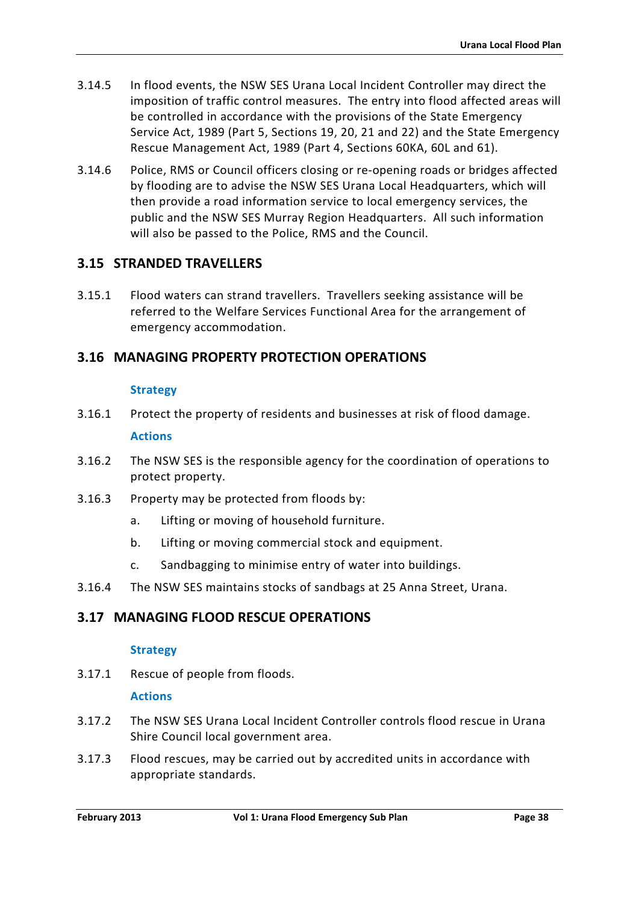3.14.5 In flood events, the NSW SES Urana Local Incident Controller may direct the imposition of traffic control measures. The entry into flood affected areas will be controlled in accordance with the provisions of the State Emergency Service Act, 1989 (Part 5, Sections 19, 20, 21 and 22) and the State Emergency Rescue Management Act, 1989 (Part 4, Sections 60KA, 60L and 61).

3.14.6 Police, RMS or Council officers closing or re-opening roads or bridges affected by flooding are to advise the NSW SES Urana Local Headquarters, which will then provide a road information service to local emergency services, the public and the NSW SES Murray Region Headquarters. All such information will also be passed to the Police, RMS and the Council.

## 3.15 STRANDED TRAVELLERS

3.15.1 Flood waters can strand travellers. Travellers seeking assistance will be referred to the Welfare Services Functional Area for the arrangement of emergency accommodation.

## 3.16 MANAGING PROPERTY PROTECTION OPERATIONS

### Strategy

3.16.1 Protect the property of residents and businesses at risk of flood damage.

### Actions

3.16.2 The NSW SES is the responsible agency for the coordination of operations to protect property.

3.16.3 Property may be protected from floods by:

a. Lifting or moving of household furniture.

b. Lifting or moving commercial stock and equipment.

c. Sandbagging to minimise entry of water into buildings.

3.16.4 The NSW SES maintains stocks of sandbags at 25 Anna Street, Urana.

## 3.17 MANAGING FLOOD RESCUE OPERATIONS

### Strategy

3.17.1 Rescue of people from floods.

### Actions

3.17.2 The NSW SES Urana Local Incident Controller controls flood rescue in Urana Shire Council local government area.

3.17.3 Flood rescues, may be carried out by accredited units in accordance with appropriate standards.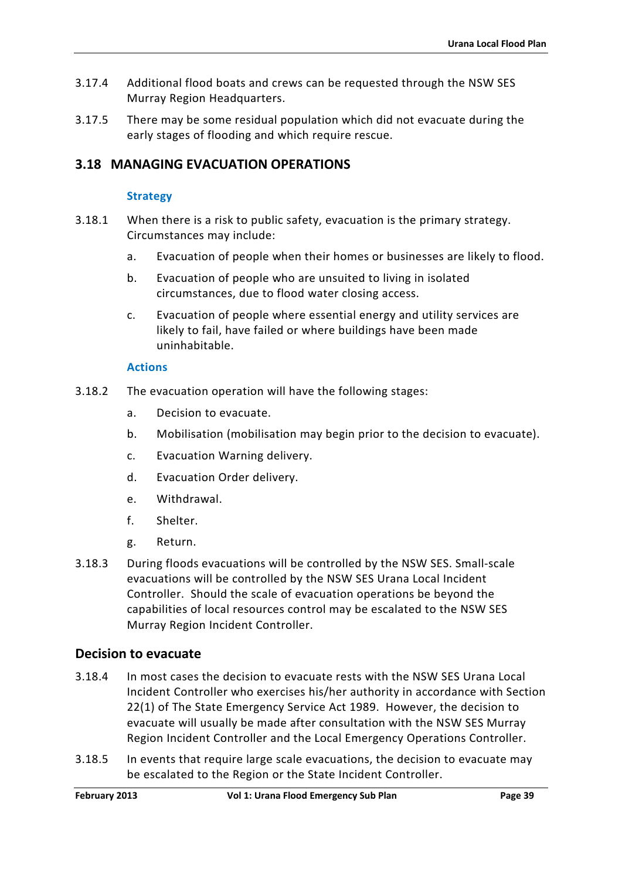3.17.4 Additional flood boats and crews can be requested through the NSW SES Murray Region Headquarters.

3.17.5 There may be some residual population which did not evacuate during the early stages of flooding and which require rescue.

## 3.18 MANAGING EVACUATION OPERATIONS

### Strategy

3.18.1 When there is a risk to public safety, evacuation is the primary strategy. Circumstances may include:

a. Evacuation of people when their homes or businesses are likely to flood.

b. Evacuation of people who are unsuited to living in isolated circumstances, due to flood water closing access.

c. Evacuation of people where essential energy and utility services are likely to fail, have failed or where buildings have been made uninhabitable.

### Actions

3.18.2 The evacuation operation will have the following stages:

a. Decision to evacuate.

b. Mobilisation (mobilisation may begin prior to the decision to evacuate).

c. Evacuation Warning delivery.

d. Evacuation Order delivery.

e. Withdrawal.

f. Shelter.

g. Return.

3.18.3 During floods evacuations will be controlled by the NSW SES. Small-scale evacuations will be controlled by the NSW SES Urana Local Incident Controller. Should the scale of evacuation operations be beyond the capabilities of local resources control may be escalated to the NSW SES Murray Region Incident Controller.

## Decision to evacuate

3.18.4 In most cases the decision to evacuate rests with the NSW SES Urana Local Incident Controller who exercises his/her authority in accordance with Section 22(1) of The State Emergency Service Act 1989. However, the decision to evacuate will usually be made after consultation with the NSW SES Murray Region Incident Controller and the Local Emergency Operations Controller.

3.18.5 In events that require large scale evacuations, the decision to evacuate may be escalated to the Region or the State Incident Controller.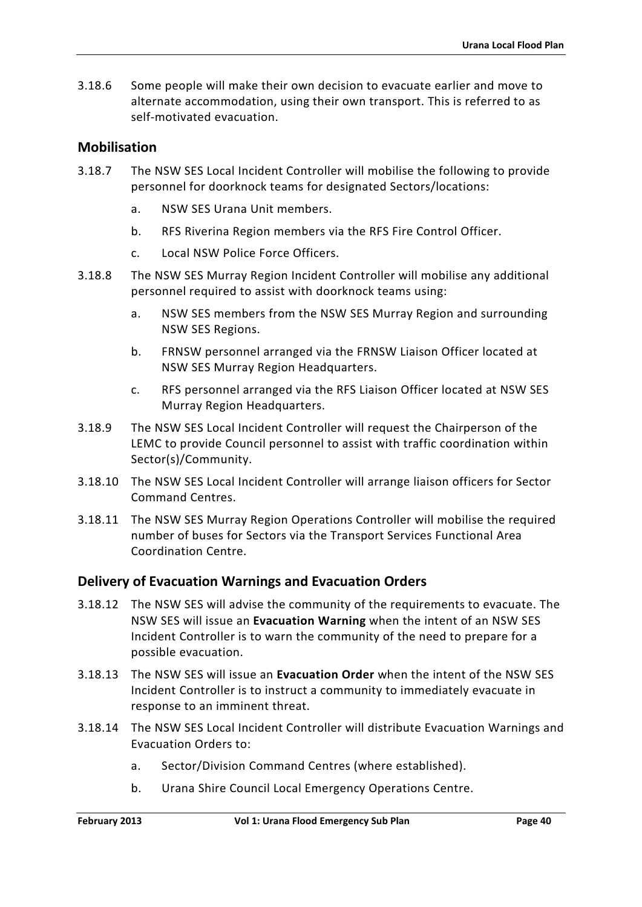3.18.6 Some people will make their own decision to evacuate earlier and move to alternate accommodation, using their own transport. This is referred to as self-motivated evacuation.

## Mobilisation

3.18.7 The NSW SES Local Incident Controller will mobilise the following to provide personnel for doorknock teams for designated Sectors/locations:

a. NSW SES Urana Unit members.

b. RFS Riverina Region members via the RFS Fire Control Officer.

c. Local NSW Police Force Officers.

3.18.8 The NSW SES Murray Region Incident Controller will mobilise any additional personnel required to assist with doorknock teams using:

a. NSW SES members from the NSW SES Murray Region and surrounding NSW SES Regions.

b. FRNSW personnel arranged via the FRNSW Liaison Officer located at NSW SES Murray Region Headquarters.

c. RFS personnel arranged via the RFS Liaison Officer located at NSW SES Murray Region Headquarters.

3.18.9 The NSW SES Local Incident Controller will request the Chairperson of the LEMC to provide Council personnel to assist with traffic coordination within Sector(s)/Community.

3.18.10 The NSW SES Local Incident Controller will arrange liaison officers for Sector Command Centres.

3.18.11 The NSW SES Murray Region Operations Controller will mobilise the required number of buses for Sectors via the Transport Services Functional Area Coordination Centre.

## Delivery of Evacuation Warnings and Evacuation Orders

3.18.12 The NSW SES will advise the community of the requirements to evacuate. The NSW SES will issue an **Evacuation Warning** when the intent of an NSW SES Incident Controller is to warn the community of the need to prepare for a possible evacuation.

3.18.13 The NSW SES will issue an **Evacuation Order** when the intent of the NSW SES Incident Controller is to instruct a community to immediately evacuate in response to an imminent threat.

3.18.14 The NSW SES Local Incident Controller will distribute Evacuation Warnings and Evacuation Orders to:

a. Sector/Division Command Centres (where established).

b. Urana Shire Council Local Emergency Operations Centre.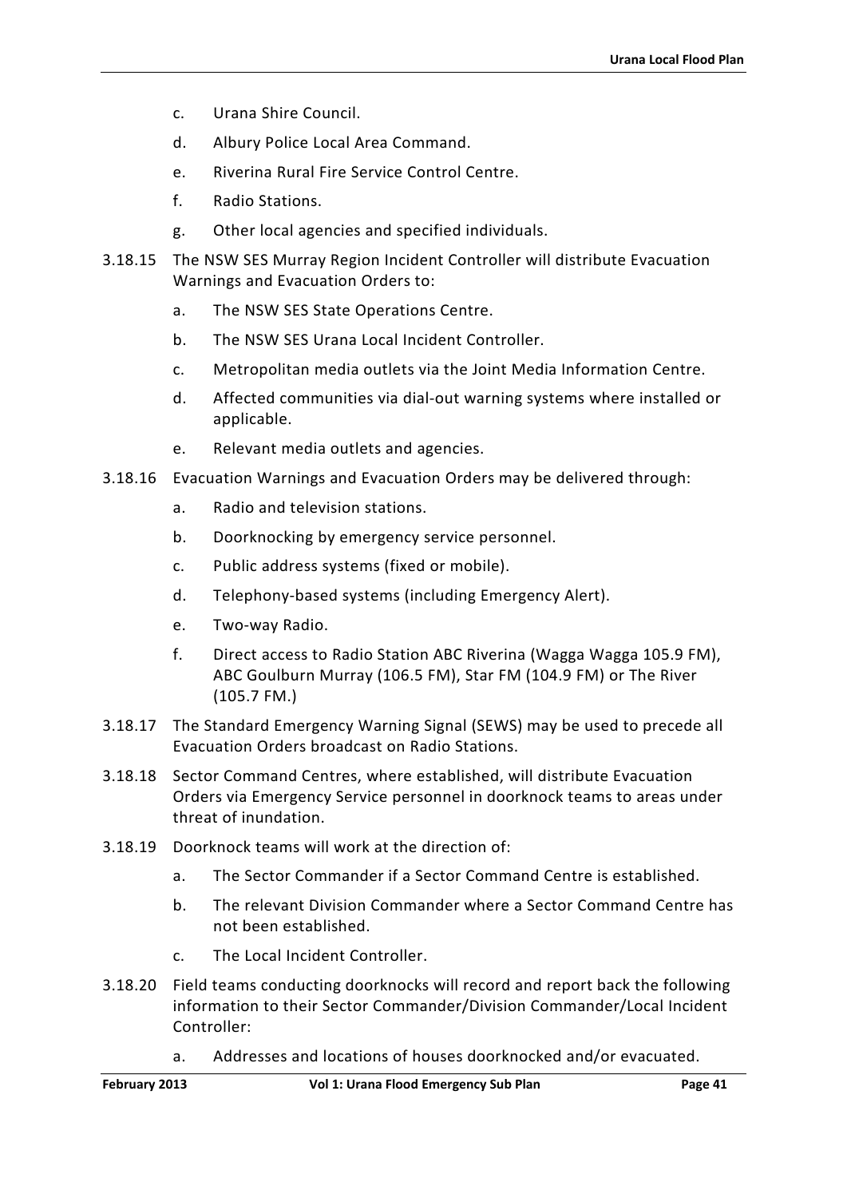c. Urana Shire Council.

d. Albury Police Local Area Command.

e. Riverina Rural Fire Service Control Centre.

f. Radio Stations.

g. Other local agencies and specified individuals.

3.18.15 The NSW SES Murray Region Incident Controller will distribute Evacuation Warnings and Evacuation Orders to:

a. The NSW SES State Operations Centre.

b. The NSW SES Urana Local Incident Controller.

c. Metropolitan media outlets via the Joint Media Information Centre.

d. Affected communities via dial-out warning systems where installed or applicable.

e. Relevant media outlets and agencies.

3.18.16 Evacuation Warnings and Evacuation Orders may be delivered through:

a. Radio and television stations.

b. Doorknocking by emergency service personnel.

c. Public address systems (fixed or mobile).

d. Telephony-based systems (including Emergency Alert).

e. Two-way Radio.

f. Direct access to Radio Station ABC Riverina (Wagga Wagga 105.9 FM), ABC Goulburn Murray (106.5 FM), Star FM (104.9 FM) or The River (105.7 FM.)

3.18.17 The Standard Emergency Warning Signal (SEWS) may be used to precede all Evacuation Orders broadcast on Radio Stations.

3.18.18 Sector Command Centres, where established, will distribute Evacuation Orders via Emergency Service personnel in doorknock teams to areas under threat of inundation.

3.18.19 Doorknock teams will work at the direction of:

a. The Sector Commander if a Sector Command Centre is established.

b. The relevant Division Commander where a Sector Command Centre has not been established.

c. The Local Incident Controller.

3.18.20 Field teams conducting doorknocks will record and report back the following information to their Sector Commander/Division Commander/Local Incident Controller:

a. Addresses and locations of houses doorknocked and/or evacuated.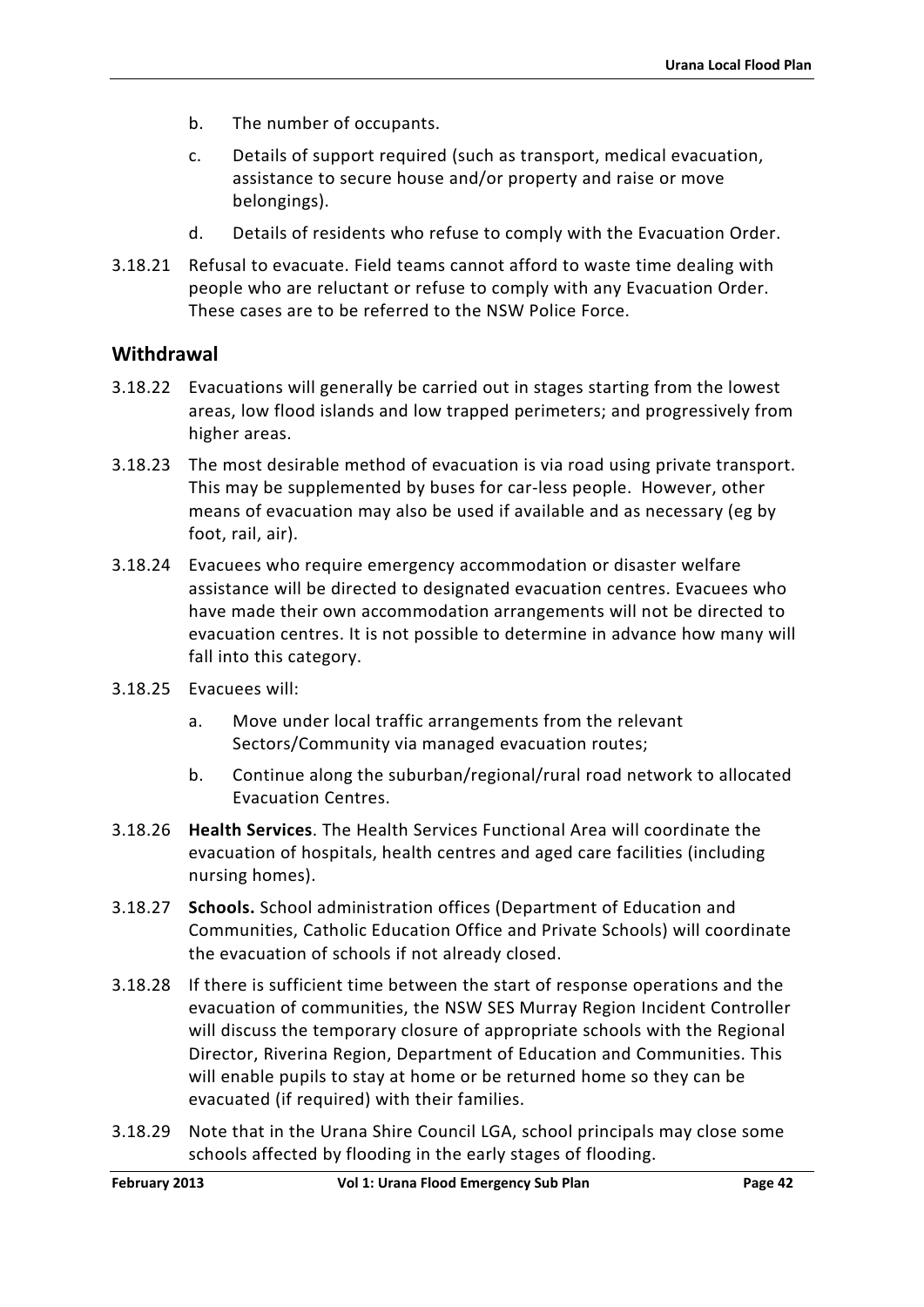b. The number of occupants.

c. Details of support required (such as transport, medical evacuation, assistance to secure house and/or property and raise or move belongings).

d. Details of residents who refuse to comply with the Evacuation Order.

3.18.21 Refusal to evacuate. Field teams cannot afford to waste time dealing with people who are reluctant or refuse to comply with any Evacuation Order. These cases are to be referred to the NSW Police Force.

## Withdrawal

3.18.22 Evacuations will generally be carried out in stages starting from the lowest areas, low flood islands and low trapped perimeters; and progressively from higher areas.

3.18.23 The most desirable method of evacuation is via road using private transport. This may be supplemented by buses for car-less people. However, other means of evacuation may also be used if available and as necessary (eg by foot, rail, air).

3.18.24 Evacuees who require emergency accommodation or disaster welfare assistance will be directed to designated evacuation centres. Evacuees who have made their own accommodation arrangements will not be directed to evacuation centres. It is not possible to determine in advance how many will fall into this category.

3.18.25 Evacuees will:

a. Move under local traffic arrangements from the relevant Sectors/Community via managed evacuation routes;

b. Continue along the suburban/regional/rural road network to allocated Evacuation Centres.

3.18.26 **Health Services**. The Health Services Functional Area will coordinate the evacuation of hospitals, health centres and aged care facilities (including nursing homes).

3.18.27 **Schools.** School administration offices (Department of Education and Communities, Catholic Education Office and Private Schools) will coordinate the evacuation of schools if not already closed.

3.18.28 If there is sufficient time between the start of response operations and the evacuation of communities, the NSW SES Murray Region Incident Controller will discuss the temporary closure of appropriate schools with the Regional Director, Riverina Region, Department of Education and Communities. This will enable pupils to stay at home or be returned home so they can be evacuated (if required) with their families.

3.18.29 Note that in the Urana Shire Council LGA, school principals may close some schools affected by flooding in the early stages of flooding.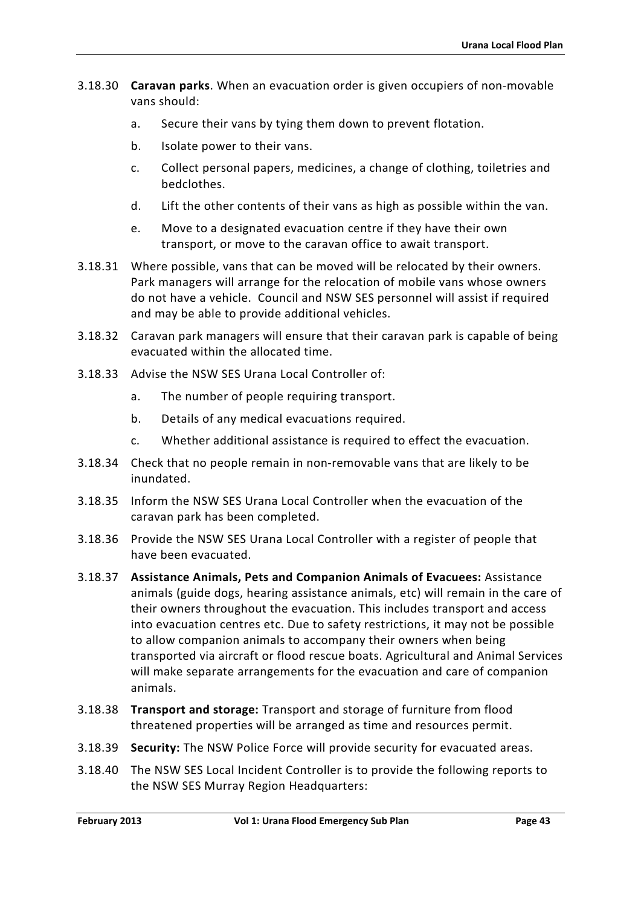3.18.30 **Caravan parks**. When an evacuation order is given occupiers of non-movable vans should:

   a. Secure their vans by tying them down to prevent flotation.

   b. Isolate power to their vans.

   c. Collect personal papers, medicines, a change of clothing, toiletries and bedclothes.

   d. Lift the other contents of their vans as high as possible within the van.

   e. Move to a designated evacuation centre if they have their own transport, or move to the caravan office to await transport.

3.18.31 Where possible, vans that can be moved will be relocated by their owners. Park managers will arrange for the relocation of mobile vans whose owners do not have a vehicle. Council and NSW SES personnel will assist if required and may be able to provide additional vehicles.

3.18.32 Caravan park managers will ensure that their caravan park is capable of being evacuated within the allocated time.

3.18.33 Advise the NSW SES Urana Local Controller of:

   a. The number of people requiring transport.

   b. Details of any medical evacuations required.

   c. Whether additional assistance is required to effect the evacuation.

3.18.34 Check that no people remain in non-removable vans that are likely to be inundated.

3.18.35 Inform the NSW SES Urana Local Controller when the evacuation of the caravan park has been completed.

3.18.36 Provide the NSW SES Urana Local Controller with a register of people that have been evacuated.

3.18.37 **Assistance Animals, Pets and Companion Animals of Evacuees:** Assistance animals (guide dogs, hearing assistance animals, etc) will remain in the care of their owners throughout the evacuation. This includes transport and access into evacuation centres etc. Due to safety restrictions, it may not be possible to allow companion animals to accompany their owners when being transported via aircraft or flood rescue boats. Agricultural and Animal Services will make separate arrangements for the evacuation and care of companion animals.

3.18.38 **Transport and storage:** Transport and storage of furniture from flood threatened properties will be arranged as time and resources permit.

3.18.39 **Security:** The NSW Police Force will provide security for evacuated areas.

3.18.40 The NSW SES Local Incident Controller is to provide the following reports to the NSW SES Murray Region Headquarters: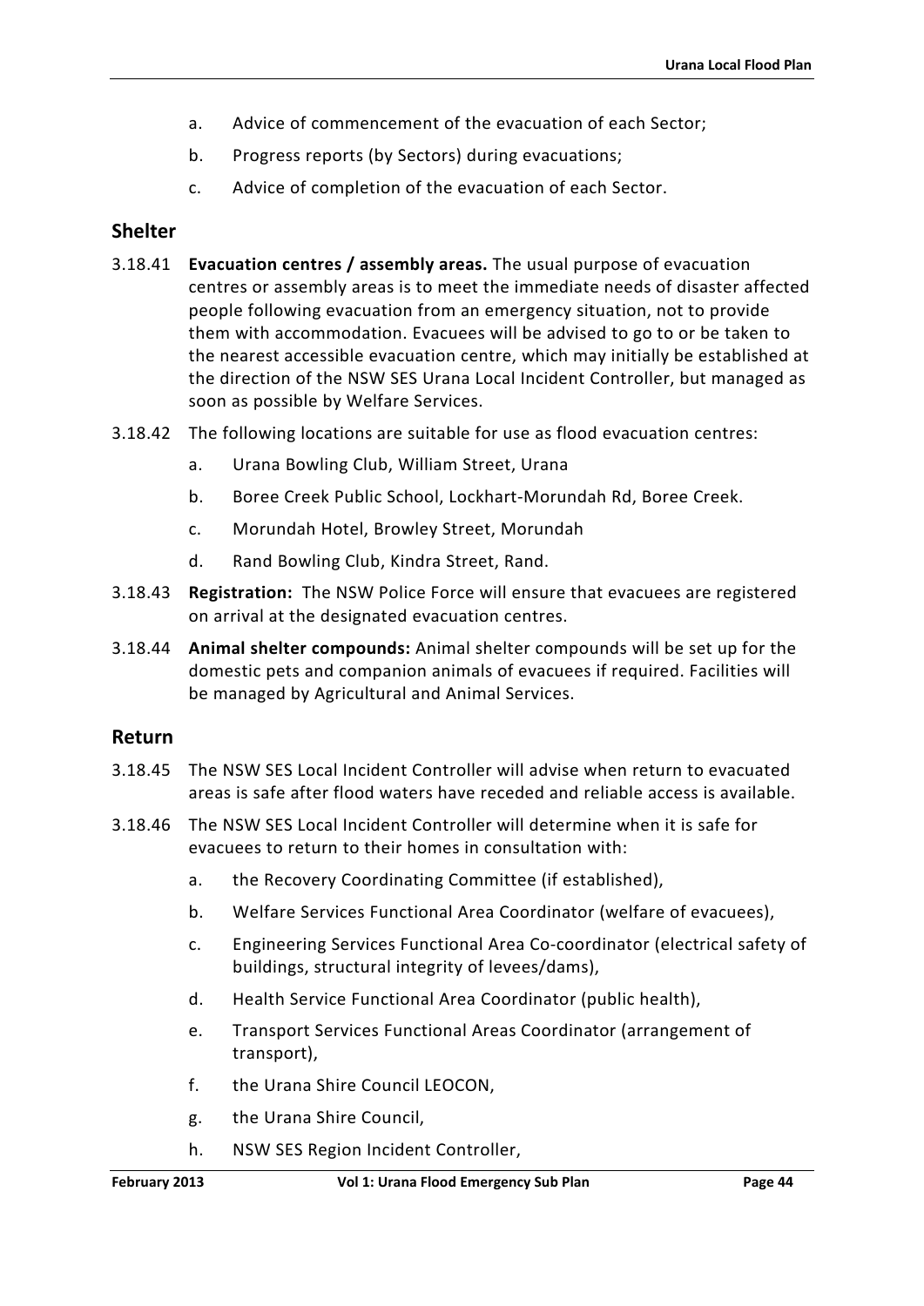a. Advice of commencement of the evacuation of each Sector;

b. Progress reports (by Sectors) during evacuations;

c. Advice of completion of the evacuation of each Sector.

## Shelter

3.18.41 **Evacuation centres / assembly areas.** The usual purpose of evacuation centres or assembly areas is to meet the immediate needs of disaster affected people following evacuation from an emergency situation, not to provide them with accommodation. Evacuees will be advised to go to or be taken to the nearest accessible evacuation centre, which may initially be established at the direction of the NSW SES Urana Local Incident Controller, but managed as soon as possible by Welfare Services.

3.18.42 The following locations are suitable for use as flood evacuation centres:

a. Urana Bowling Club, William Street, Urana

b. Boree Creek Public School, Lockhart-Morundah Rd, Boree Creek.

c. Morundah Hotel, Browley Street, Morundah

d. Rand Bowling Club, Kindra Street, Rand.

3.18.43 **Registration:** The NSW Police Force will ensure that evacuees are registered on arrival at the designated evacuation centres.

3.18.44 **Animal shelter compounds:** Animal shelter compounds will be set up for the domestic pets and companion animals of evacuees if required. Facilities will be managed by Agricultural and Animal Services.

## Return

3.18.45 The NSW SES Local Incident Controller will advise when return to evacuated areas is safe after flood waters have receded and reliable access is available.

3.18.46 The NSW SES Local Incident Controller will determine when it is safe for evacuees to return to their homes in consultation with:

a. the Recovery Coordinating Committee (if established),

b. Welfare Services Functional Area Coordinator (welfare of evacuees),

c. Engineering Services Functional Area Co-coordinator (electrical safety of buildings, structural integrity of levees/dams),

d. Health Service Functional Area Coordinator (public health),

e. Transport Services Functional Areas Coordinator (arrangement of transport),

f. the Urana Shire Council LEOCON,

g. the Urana Shire Council,

h. NSW SES Region Incident Controller,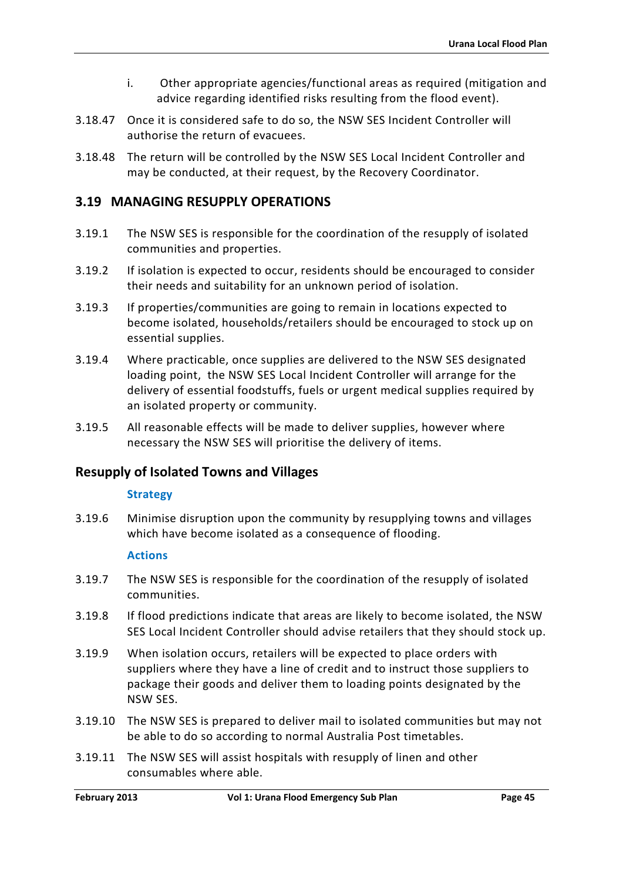i. Other appropriate agencies/functional areas as required (mitigation and advice regarding identified risks resulting from the flood event).

3.18.47 Once it is considered safe to do so, the NSW SES Incident Controller will authorise the return of evacuees.

3.18.48 The return will be controlled by the NSW SES Local Incident Controller and may be conducted, at their request, by the Recovery Coordinator.

## 3.19 MANAGING RESUPPLY OPERATIONS

3.19.1 The NSW SES is responsible for the coordination of the resupply of isolated communities and properties.

3.19.2 If isolation is expected to occur, residents should be encouraged to consider their needs and suitability for an unknown period of isolation.

3.19.3 If properties/communities are going to remain in locations expected to become isolated, households/retailers should be encouraged to stock up on essential supplies.

3.19.4 Where practicable, once supplies are delivered to the NSW SES designated loading point, the NSW SES Local Incident Controller will arrange for the delivery of essential foodstuffs, fuels or urgent medical supplies required by an isolated property or community.

3.19.5 All reasonable effects will be made to deliver supplies, however where necessary the NSW SES will prioritise the delivery of items.

## Resupply of Isolated Towns and Villages

#### Strategy

3.19.6 Minimise disruption upon the community by resupplying towns and villages which have become isolated as a consequence of flooding.

#### Actions

3.19.7 The NSW SES is responsible for the coordination of the resupply of isolated communities.

3.19.8 If flood predictions indicate that areas are likely to become isolated, the NSW SES Local Incident Controller should advise retailers that they should stock up.

3.19.9 When isolation occurs, retailers will be expected to place orders with suppliers where they have a line of credit and to instruct those suppliers to package their goods and deliver them to loading points designated by the NSW SES.

3.19.10 The NSW SES is prepared to deliver mail to isolated communities but may not be able to do so according to normal Australia Post timetables.

3.19.11 The NSW SES will assist hospitals with resupply of linen and other consumables where able.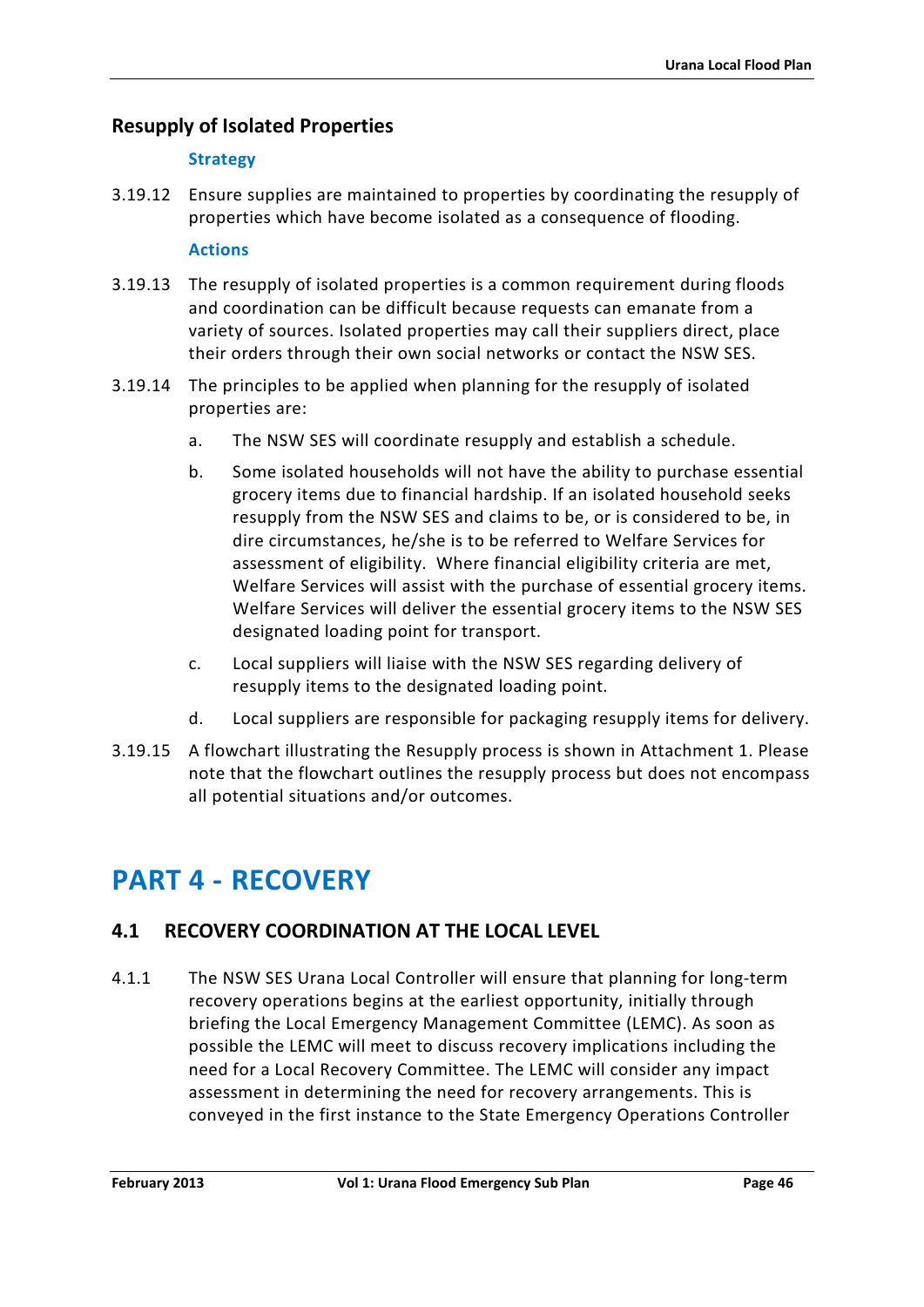### Resupply of Isolated Properties

**Strategy**

3.19.12 Ensure supplies are maintained to properties by coordinating the resupply of properties which have become isolated as a consequence of flooding.

**Actions**

3.19.13 The resupply of isolated properties is a common requirement during floods and coordination can be difficult because requests can emanate from a variety of sources. Isolated properties may call their suppliers direct, place their orders through their own social networks or contact the NSW SES.

3.19.14 The principles to be applied when planning for the resupply of isolated properties are:

a. The NSW SES will coordinate resupply and establish a schedule.

b. Some isolated households will not have the ability to purchase essential grocery items due to financial hardship. If an isolated household seeks resupply from the NSW SES and claims to be, or is considered to be, in dire circumstances, he/she is to be referred to Welfare Services for assessment of eligibility. Where financial eligibility criteria are met, Welfare Services will assist with the purchase of essential grocery items. Welfare Services will deliver the essential grocery items to the NSW SES designated loading point for transport.

c. Local suppliers will liaise with the NSW SES regarding delivery of resupply items to the designated loading point.

d. Local suppliers are responsible for packaging resupply items for delivery.

3.19.15 A flowchart illustrating the Resupply process is shown in Attachment 1. Please note that the flowchart outlines the resupply process but does not encompass all potential situations and/or outcomes.

# PART 4 - RECOVERY

## 4.1 RECOVERY COORDINATION AT THE LOCAL LEVEL

4.1.1 The NSW SES Urana Local Controller will ensure that planning for long-term recovery operations begins at the earliest opportunity, initially through briefing the Local Emergency Management Committee (LEMC). As soon as possible the LEMC will meet to discuss recovery implications including the need for a Local Recovery Committee. The LEMC will consider any impact assessment in determining the need for recovery arrangements. This is conveyed in the first instance to the State Emergency Operations Controller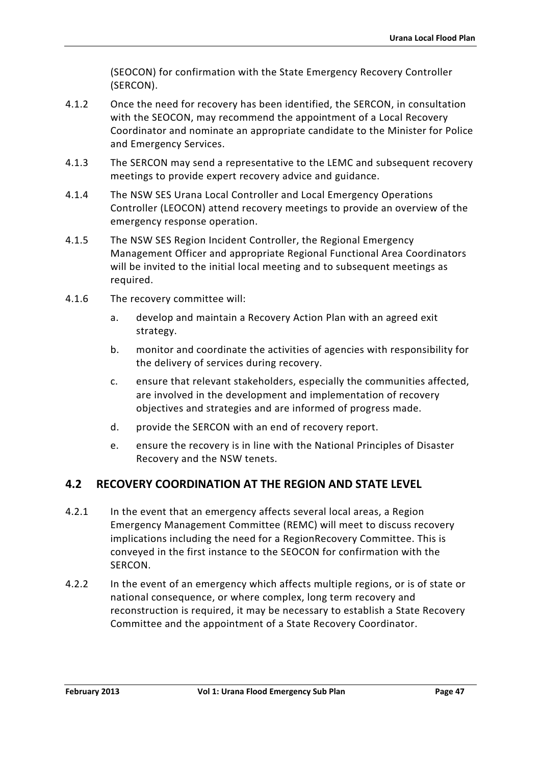(SEOCON) for confirmation with the State Emergency Recovery Controller (SERCON).

4.1.2 Once the need for recovery has been identified, the SERCON, in consultation with the SEOCON, may recommend the appointment of a Local Recovery Coordinator and nominate an appropriate candidate to the Minister for Police and Emergency Services.

4.1.3 The SERCON may send a representative to the LEMC and subsequent recovery meetings to provide expert recovery advice and guidance.

4.1.4 The NSW SES Urana Local Controller and Local Emergency Operations Controller (LEOCON) attend recovery meetings to provide an overview of the emergency response operation.

4.1.5 The NSW SES Region Incident Controller, the Regional Emergency Management Officer and appropriate Regional Functional Area Coordinators will be invited to the initial local meeting and to subsequent meetings as required.

4.1.6 The recovery committee will:

a. develop and maintain a Recovery Action Plan with an agreed exit strategy.

b. monitor and coordinate the activities of agencies with responsibility for the delivery of services during recovery.

c. ensure that relevant stakeholders, especially the communities affected, are involved in the development and implementation of recovery objectives and strategies and are informed of progress made.

d. provide the SERCON with an end of recovery report.

e. ensure the recovery is in line with the National Principles of Disaster Recovery and the NSW tenets.

## 4.2 RECOVERY COORDINATION AT THE REGION AND STATE LEVEL

4.2.1 In the event that an emergency affects several local areas, a Region Emergency Management Committee (REMC) will meet to discuss recovery implications including the need for a RegionRecovery Committee. This is conveyed in the first instance to the SEOCON for confirmation with the SERCON.

4.2.2 In the event of an emergency which affects multiple regions, or is of state or national consequence, or where complex, long term recovery and reconstruction is required, it may be necessary to establish a State Recovery Committee and the appointment of a State Recovery Coordinator.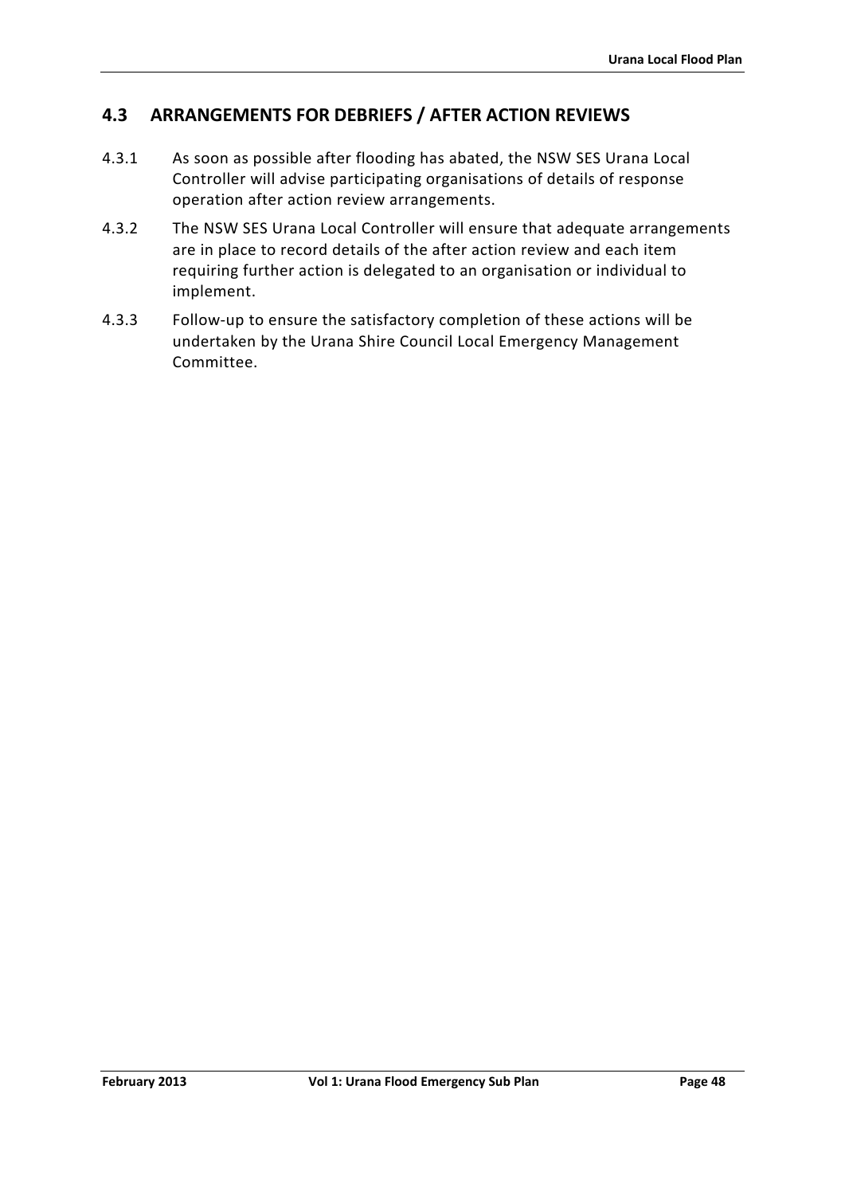## 4.3 ARRANGEMENTS FOR DEBRIEFS / AFTER ACTION REVIEWS

4.3.1 As soon as possible after flooding has abated, the NSW SES Urana Local Controller will advise participating organisations of details of response operation after action review arrangements.

4.3.2 The NSW SES Urana Local Controller will ensure that adequate arrangements are in place to record details of the after action review and each item requiring further action is delegated to an organisation or individual to implement.

4.3.3 Follow-up to ensure the satisfactory completion of these actions will be undertaken by the Urana Shire Council Local Emergency Management Committee.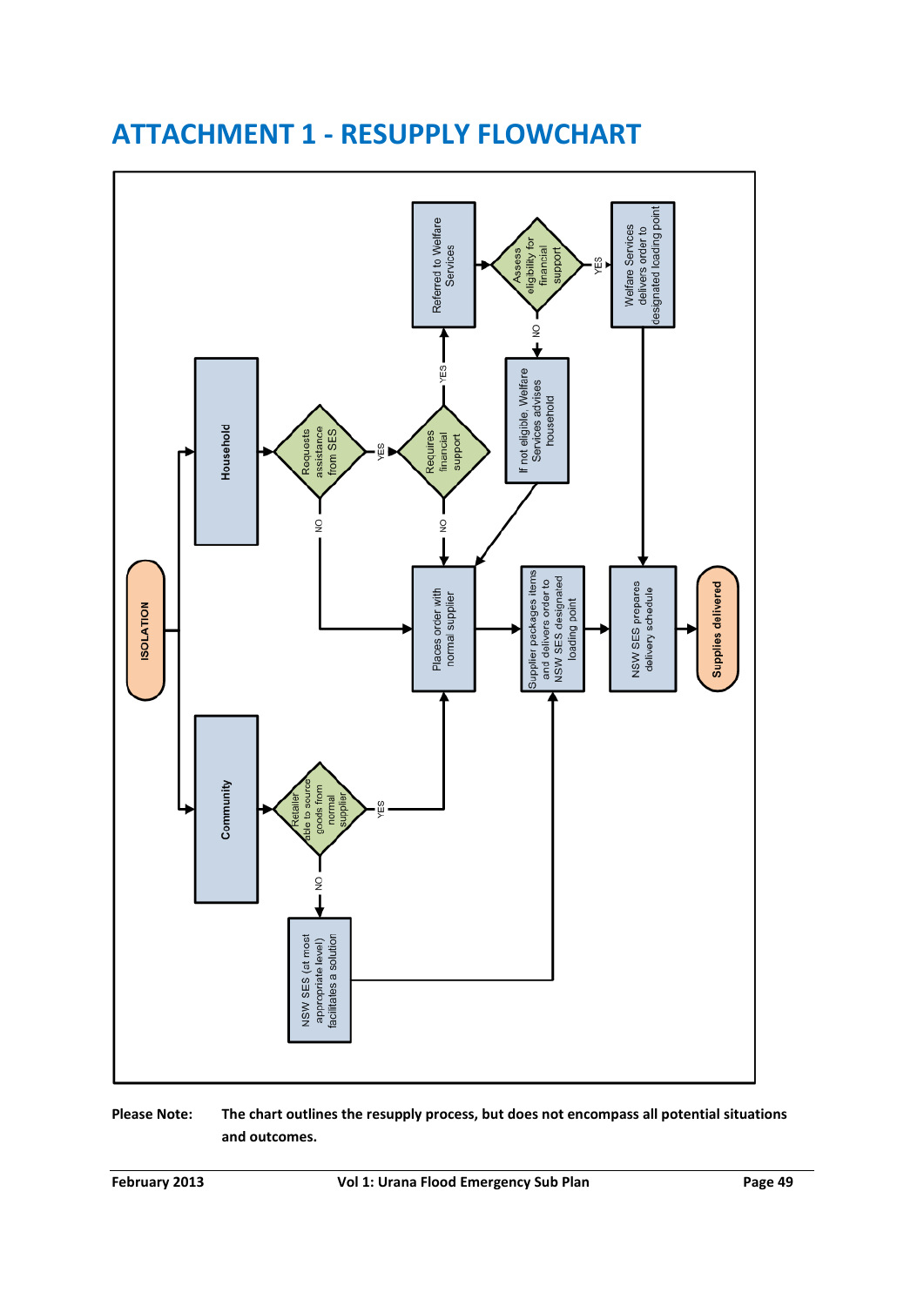# ATTACHMENT 1 - RESUPPLY FLOWCHART

- ISOLATION
  - Household
    - Requests assistance from SES
      - NO → Places order with normal supplier
      - YES → Requires financial support
        - NO → Places order with normal supplier
        - YES → Referred to Welfare Services → Assess eligibility for financial support
          - NO → If not eligible, Welfare Services advises household → Places order with normal supplier
          - YES → Welfare Services delivers order to designated loading point → NSW SES prepares delivery schedule
  - Community
    - Retailer able to source goods from normal supplier
      - YES → Places order with normal supplier
      - NO → NSW SES (at most appropriate level) facilitates a solution → Supplier packages items and delivers order to NSW SES designated loading point

- Places order with normal supplier → Supplier packages items and delivers order to NSW SES designated loading point → NSW SES prepares delivery schedule → Supplies delivered

**Please Note:** **The chart outlines the resupply process, but does not encompass all potential situations and outcomes.**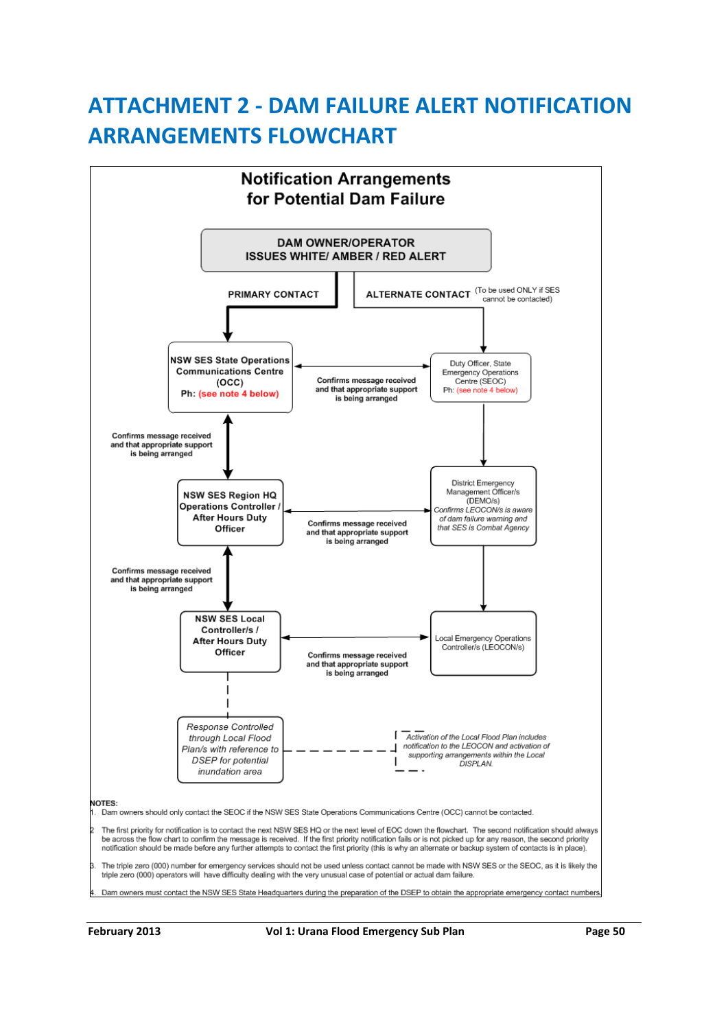# ATTACHMENT 2 - DAM FAILURE ALERT NOTIFICATION ARRANGEMENTS FLOWCHART

## Notification Arrangements for Potential Dam Failure

**DAM OWNER/OPERATOR ISSUES WHITE/ AMBER / RED ALERT**

**PRIMARY CONTACT**

**ALTERNATE CONTACT** (To be used ONLY if SES cannot be contacted)

**NSW SES State Operations Communications Centre (OCC)**
**Ph: (see note 4 below)**

Duty Officer, State Emergency Operations Centre (SEOC)
Ph: (see note 4 below)

**Confirms message received and that appropriate support is being arranged**

**Confirms message received and that appropriate support is being arranged**

**NSW SES Region HQ Operations Controller / After Hours Duty Officer**

District Emergency Management Officer/s (DEMO/s)
*Confirms LEOCON/s is aware of dam failure warning and that SES is Combat Agency*

**Confirms message received and that appropriate support is being arranged**

**Confirms message received and that appropriate support is being arranged**

**NSW SES Local Controller/s / After Hours Duty Officer**

Local Emergency Operations Controller/s (LEOCON/s)

**Confirms message received and that appropriate support is being arranged**

*Response Controlled through Local Flood Plan/s with reference to DSEP for potential inundation area*

*Activation of the Local Flood Plan includes notification to the LEOCON and activation of supporting arrangements within the Local DISPLAN.*

**NOTES:**

1. Dam owners should only contact the SEOC if the NSW SES State Operations Communications Centre (OCC) cannot be contacted.
2. The first priority for notification is to contact the next NSW SES HQ or the next level of EOC down the flowchart. The second notification should always be across the flow chart to confirm the message is received. If the first priority notification fails or is not picked up for any reason, the second priority notification should be made before any further attempts to contact the first priority (this is why an alternate or backup system of contacts is in place).
3. The triple zero (000) number for emergency services should not be used unless contact cannot be made with NSW SES or the SEOC, as it is likely the triple zero (000) operators will have difficulty dealing with the very unusual case of potential or actual dam failure.
4. Dam owners must contact the NSW SES State Headquarters during the preparation of the DSEP to obtain the appropriate emergency contact numbers.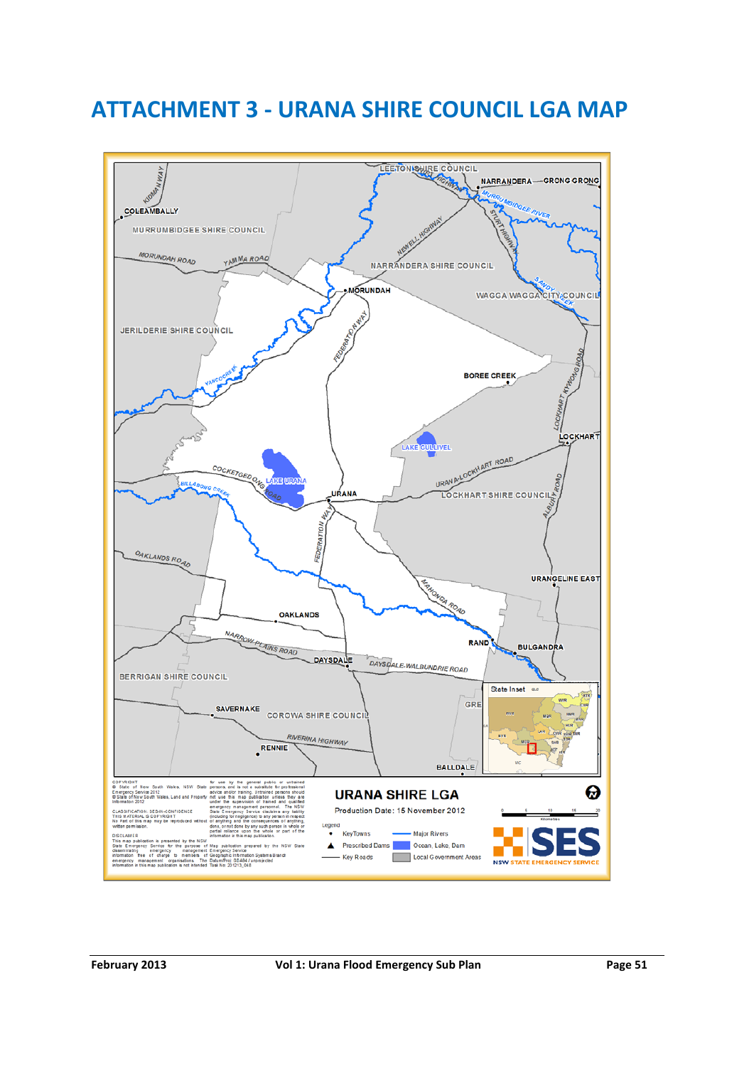# ATTACHMENT 3 - URANA SHIRE COUNCIL LGA MAP

LEETON SHIRE COUNCIL
NARRANDERA
GRONG GRONG
MURRUMBIDGEE RIVER
KIDMAN WAY
COLEAMBALLY
MURRUMBIDGEE SHIRE COUNCIL
NEWELL HIGHWAY
STURT HIGHWAY
MORUNDAH ROAD
YAMMA ROAD
NARRANDERA SHIRE COUNCIL
MORUNDAH
SANDY CREEK
WAGGA WAGGA CITY COUNCIL
JERILDERIE SHIRE COUNCIL
FEDERATION WAY
YANCO CREEK
BOREE CREEK
LOCKHART KYWONG ROAD
LOCKHART
LAKE CULLIVEL
COCKETGEDONG ROAD
LAKE URANA
URANA-LOCKHART ROAD
BILLABONG CREEK
URANA
LOCKHART SHIRE COUNCIL
ALBURY ROAD
FEDERATION WAY
OAKLANDS ROAD
URANGELINE EAST
MAHONGA ROAD
OAKLANDS
RAND
BULGANDRA
NARROW PLAINS ROAD
DAYSDALE
DAYSDALE-WALBUNDRIE ROAD
BERRIGAN SHIRE COUNCIL
State Inset
GRE
SAVERNAKE
COROWA SHIRE COUNCIL
RIVERINA HIGHWAY
RENNIE
BALLDALE

COPYRIGHT
© State of New South Wales, NSW State Emergency Service 2012
© State of New South Wales, Land and Property Information 2012

CLASSIFICATION: SES-IN-CONFIDENCE
THIS MATERIAL IS COPYRIGHT
No Part of this map may be reproduced without written permission.

DISCLAIMER
This map publication is presented by the NSW State Emergency Service for the purpose of disseminating emergency management information free of charge to members of emergency management organisations. The information in this map publication is not intended for use by the general public or untrained persons and is not a substitute for professional advice and/or training. Untrained persons should not use this map publication unless they are under the supervision of trained and qualified emergency management personnel. The NSW State Emergency Service disclaims any liability (including for negligence) to any person in respect of anything, done, or not done by any such person in whole or partial reliance upon the whole or part of the information in this map publication.

Map publication prepared by the NSW State Emergency Service
Geographic Information System Branch
Datum/Proj: GDA94 / unprojected
Task No. 201213_048

**URANA SHIRE LGA**

Production Date: 15 November 2012

Legend
- Key Towns
- Prescribed Dams
- Key Roads
- Major Rivers
- Ocean, Lake, Dam
- Local Government Areas

0 5 10 15 20
Kilometres

SES
NSW STATE EMERGENCY SERVICE